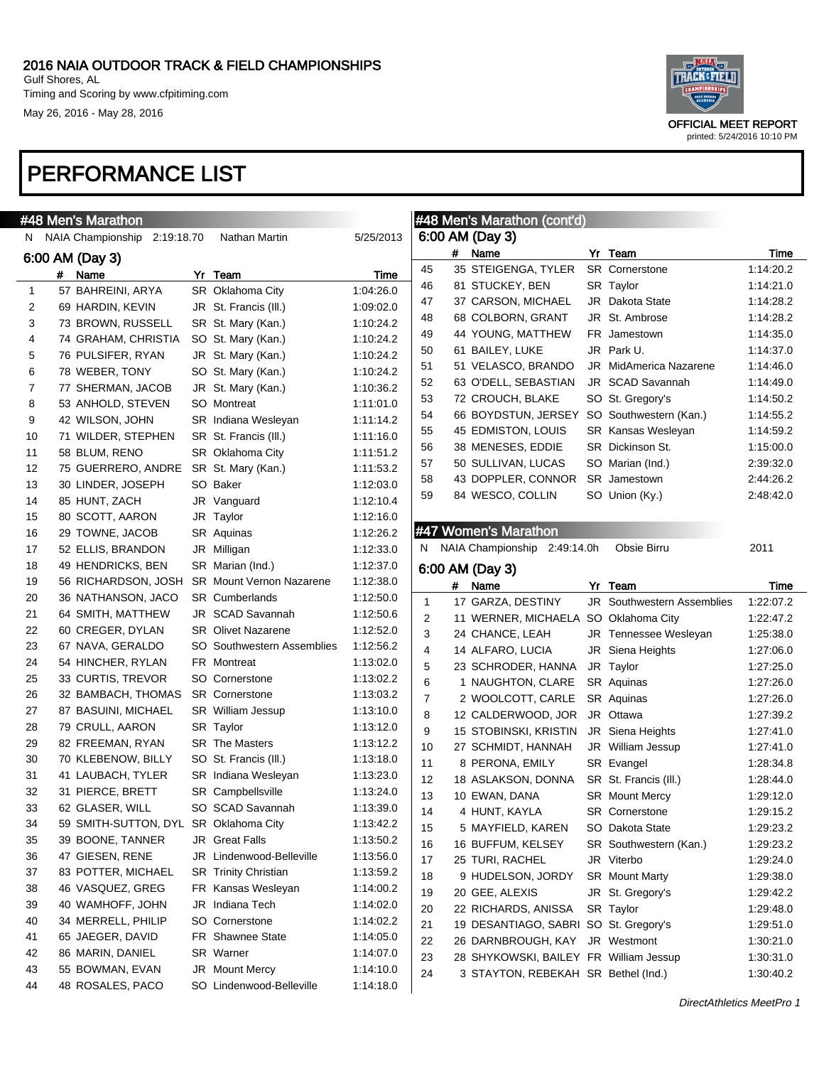# 2016 NAIA OUTDOOR TRACK & FIELD CHAMPIONSHIPS

Gulf Shores, AL
Timing and Scoring by www.cfpitiming.com
May 26, 2016 - May 28, 2016

OFFICIAL MEET REPORT
printed: 5/24/2016 10:10 PM

# PERFORMANCE LIST

## #48 Men's Marathon

N NAIA Championship 2:19:18.70 Nathan Martin 5/25/2013

### 6:00 AM (Day 3)

| | # | Name | Yr | Team | Time |
|---|---|---|---|---|---|
| 1 | 57 | BAHREINI, ARYA | SR | Oklahoma City | 1:04:26.0 |
| 2 | 69 | HARDIN, KEVIN | JR | St. Francis (Ill.) | 1:09:02.0 |
| 3 | 73 | BROWN, RUSSELL | SR | St. Mary (Kan.) | 1:10:24.2 |
| 4 | 74 | GRAHAM, CHRISTIA | SO | St. Mary (Kan.) | 1:10:24.2 |
| 5 | 76 | PULSIFER, RYAN | JR | St. Mary (Kan.) | 1:10:24.2 |
| 6 | 78 | WEBER, TONY | SO | St. Mary (Kan.) | 1:10:24.2 |
| 7 | 77 | SHERMAN, JACOB | JR | St. Mary (Kan.) | 1:10:36.2 |
| 8 | 53 | ANHOLD, STEVEN | SO | Montreat | 1:11:01.0 |
| 9 | 42 | WILSON, JOHN | SR | Indiana Wesleyan | 1:11:14.2 |
| 10 | 71 | WILDER, STEPHEN | SR | St. Francis (Ill.) | 1:11:16.0 |
| 11 | 58 | BLUM, RENO | SR | Oklahoma City | 1:11:51.2 |
| 12 | 75 | GUERRERO, ANDRE | SR | St. Mary (Kan.) | 1:11:53.2 |
| 13 | 30 | LINDER, JOSEPH | SO | Baker | 1:12:03.0 |
| 14 | 85 | HUNT, ZACH | JR | Vanguard | 1:12:10.4 |
| 15 | 80 | SCOTT, AARON | JR | Taylor | 1:12:16.0 |
| 16 | 29 | TOWNE, JACOB | SR | Aquinas | 1:12:26.2 |
| 17 | 52 | ELLIS, BRANDON | JR | Milligan | 1:12:33.0 |
| 18 | 49 | HENDRICKS, BEN | SR | Marian (Ind.) | 1:12:37.0 |
| 19 | 56 | RICHARDSON, JOSH | SR | Mount Vernon Nazarene | 1:12:38.0 |
| 20 | 36 | NATHANSON, JACO | SR | Cumberlands | 1:12:50.0 |
| 21 | 64 | SMITH, MATTHEW | JR | SCAD Savannah | 1:12:50.6 |
| 22 | 60 | CREGER, DYLAN | SR | Olivet Nazarene | 1:12:52.0 |
| 23 | 67 | NAVA, GERALDO | SO | Southwestern Assemblies | 1:12:56.2 |
| 24 | 54 | HINCHER, RYLAN | FR | Montreat | 1:13:02.0 |
| 25 | 33 | CURTIS, TREVOR | SO | Cornerstone | 1:13:02.2 |
| 26 | 32 | BAMBACH, THOMAS | SR | Cornerstone | 1:13:03.2 |
| 27 | 87 | BASUINI, MICHAEL | SR | William Jessup | 1:13:10.0 |
| 28 | 79 | CRULL, AARON | SR | Taylor | 1:13:12.0 |
| 29 | 82 | FREEMAN, RYAN | SR | The Masters | 1:13:12.2 |
| 30 | 70 | KLEBENOW, BILLY | SO | St. Francis (Ill.) | 1:13:18.0 |
| 31 | 41 | LAUBACH, TYLER | SR | Indiana Wesleyan | 1:13:23.0 |
| 32 | 31 | PIERCE, BRETT | SR | Campbellsville | 1:13:24.0 |
| 33 | 62 | GLASER, WILL | SO | SCAD Savannah | 1:13:39.0 |
| 34 | 59 | SMITH-SUTTON, DYL | SR | Oklahoma City | 1:13:42.2 |
| 35 | 39 | BOONE, TANNER | JR | Great Falls | 1:13:50.2 |
| 36 | 47 | GIESEN, RENE | JR | Lindenwood-Belleville | 1:13:56.0 |
| 37 | 83 | POTTER, MICHAEL | SR | Trinity Christian | 1:13:59.2 |
| 38 | 46 | VASQUEZ, GREG | FR | Kansas Wesleyan | 1:14:00.2 |
| 39 | 40 | WAMHOFF, JOHN | JR | Indiana Tech | 1:14:02.0 |
| 40 | 34 | MERRELL, PHILIP | SO | Cornerstone | 1:14:02.2 |
| 41 | 65 | JAEGER, DAVID | FR | Shawnee State | 1:14:05.0 |
| 42 | 86 | MARIN, DANIEL | SR | Warner | 1:14:07.0 |
| 43 | 55 | BOWMAN, EVAN | JR | Mount Mercy | 1:14:10.0 |
| 44 | 48 | ROSALES, PACO | SO | Lindenwood-Belleville | 1:14:18.0 |
| 45 | 35 | STEIGENGA, TYLER | SR | Cornerstone | 1:14:20.2 |
| 46 | 81 | STUCKEY, BEN | SR | Taylor | 1:14:21.0 |
| 47 | 37 | CARSON, MICHAEL | JR | Dakota State | 1:14:28.2 |
| 48 | 68 | COLBORN, GRANT | JR | St. Ambrose | 1:14:28.2 |
| 49 | 44 | YOUNG, MATTHEW | FR | Jamestown | 1:14:35.0 |
| 50 | 61 | BAILEY, LUKE | JR | Park U. | 1:14:37.0 |
| 51 | 51 | VELASCO, BRANDO | JR | MidAmerica Nazarene | 1:14:46.0 |
| 52 | 63 | O'DELL, SEBASTIAN | JR | SCAD Savannah | 1:14:49.0 |
| 53 | 72 | CROUCH, BLAKE | SO | St. Gregory's | 1:14:50.2 |
| 54 | 66 | BOYDSTUN, JERSEY | SO | Southwestern (Kan.) | 1:14:55.2 |
| 55 | 45 | EDMISTON, LOUIS | SR | Kansas Wesleyan | 1:14:59.2 |
| 56 | 38 | MENESES, EDDIE | SR | Dickinson St. | 1:15:00.0 |
| 57 | 50 | SULLIVAN, LUCAS | SO | Marian (Ind.) | 2:39:32.0 |
| 58 | 43 | DOPPLER, CONNOR | SR | Jamestown | 2:44:26.2 |
| 59 | 84 | WESCO, COLLIN | SO | Union (Ky.) | 2:48:42.0 |

## #47 Women's Marathon

N NAIA Championship 2:49:14.0h Obsie Birru 2011

### 6:00 AM (Day 3)

| | # | Name | Yr | Team | Time |
|---|---|---|---|---|---|
| 1 | 17 | GARZA, DESTINY | JR | Southwestern Assemblies | 1:22:07.2 |
| 2 | 11 | WERNER, MICHAELA | SO | Oklahoma City | 1:22:47.2 |
| 3 | 24 | CHANCE, LEAH | JR | Tennessee Wesleyan | 1:25:38.0 |
| 4 | 14 | ALFARO, LUCIA | JR | Siena Heights | 1:27:06.0 |
| 5 | 23 | SCHRODER, HANNA | JR | Taylor | 1:27:25.0 |
| 6 | 1 | NAUGHTON, CLARE | SR | Aquinas | 1:27:26.0 |
| 7 | 2 | WOOLCOTT, CARLE | SR | Aquinas | 1:27:26.0 |
| 8 | 12 | CALDERWOOD, JOR | JR | Ottawa | 1:27:39.2 |
| 9 | 15 | STOBINSKI, KRISTIN | JR | Siena Heights | 1:27:41.0 |
| 10 | 27 | SCHMIDT, HANNAH | JR | William Jessup | 1:27:41.0 |
| 11 | 8 | PERONA, EMILY | SR | Evangel | 1:28:34.8 |
| 12 | 18 | ASLAKSON, DONNA | SR | St. Francis (Ill.) | 1:28:44.0 |
| 13 | 10 | EWAN, DANA | SR | Mount Mercy | 1:29:12.0 |
| 14 | 4 | HUNT, KAYLA | SR | Cornerstone | 1:29:15.2 |
| 15 | 5 | MAYFIELD, KAREN | SO | Dakota State | 1:29:23.2 |
| 16 | 16 | BUFFUM, KELSEY | SR | Southwestern (Kan.) | 1:29:23.2 |
| 17 | 25 | TURI, RACHEL | JR | Viterbo | 1:29:24.0 |
| 18 | 9 | HUDELSON, JORDY | SR | Mount Marty | 1:29:38.0 |
| 19 | 20 | GEE, ALEXIS | JR | St. Gregory's | 1:29:42.2 |
| 20 | 22 | RICHARDS, ANISSA | SR | Taylor | 1:29:48.0 |
| 21 | 19 | DESANTIAGO, SABRI | SO | St. Gregory's | 1:29:51.0 |
| 22 | 26 | DARNBROUGH, KAY | JR | Westmont | 1:30:21.0 |
| 23 | 28 | SHYKOWSKI, BAILEY | FR | William Jessup | 1:30:31.0 |
| 24 | 3 | STAYTON, REBEKAH | SR | Bethel (Ind.) | 1:30:40.2 |

DirectAthletics MeetPro 1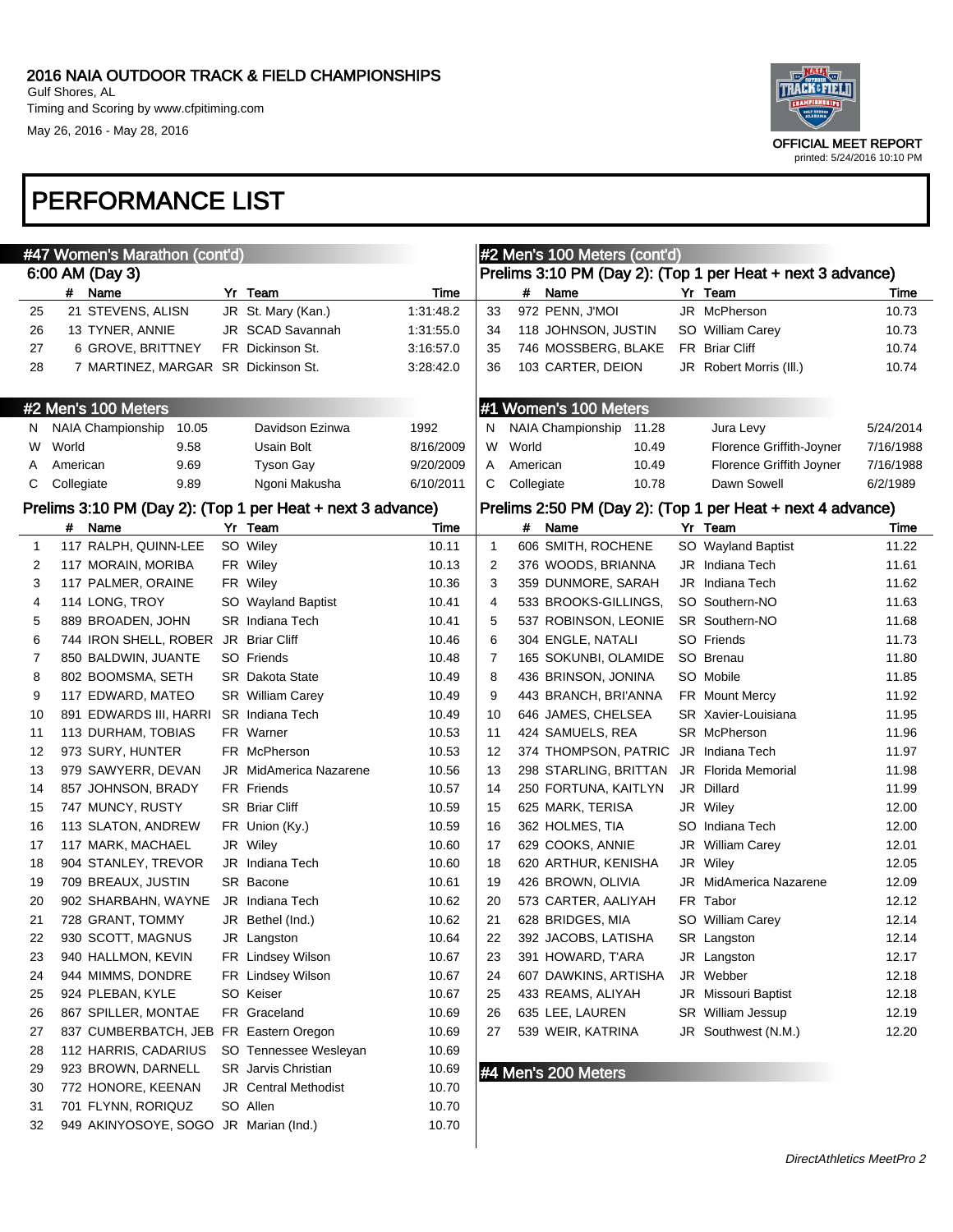## 2016 NAIA OUTDOOR TRACK & FIELD CHAMPIONSHIPS

Gulf Shores, AL
Timing and Scoring by www.cfpitiming.com
May 26, 2016 - May 28, 2016

OFFICIAL MEET REPORT
printed: 5/24/2016 10:10 PM

# PERFORMANCE LIST

### #47 Women's Marathon (cont'd)

6:00 AM (Day 3)

| | # | Name | Yr | Team | Time |
|---|---|---|---|---|---|
| 25 | 21 | STEVENS, ALISN | JR | St. Mary (Kan.) | 1:31:48.2 |
| 26 | 13 | TYNER, ANNIE | JR | SCAD Savannah | 1:31:55.0 |
| 27 | 6 | GROVE, BRITTNEY | FR | Dickinson St. | 3:16:57.0 |
| 28 | 7 | MARTINEZ, MARGAR | SR | Dickinson St. | 3:28:42.0 |

### #2 Men's 100 Meters

| | | Mark | Name | Date |
|---|---|---|---|---|
| N | NAIA Championship | 10.05 | Davidson Ezinwa | 1992 |
| W | World | 9.58 | Usain Bolt | 8/16/2009 |
| A | American | 9.69 | Tyson Gay | 9/20/2009 |
| C | Collegiate | 9.89 | Ngoni Makusha | 6/10/2011 |

Prelims 3:10 PM (Day 2): (Top 1 per Heat + next 3 advance)

| | # | Name | Yr | Team | Time |
|---|---|---|---|---|---|
| 1 | 117 | RALPH, QUINN-LEE | SO | Wiley | 10.11 |
| 2 | 117 | MORAIN, MORIBA | FR | Wiley | 10.13 |
| 3 | 117 | PALMER, ORAINE | FR | Wiley | 10.36 |
| 4 | 114 | LONG, TROY | SO | Wayland Baptist | 10.41 |
| 5 | 889 | BROADEN, JOHN | SR | Indiana Tech | 10.41 |
| 6 | 744 | IRON SHELL, ROBER | JR | Briar Cliff | 10.46 |
| 7 | 850 | BALDWIN, JUANTE | SO | Friends | 10.48 |
| 8 | 802 | BOOMSMA, SETH | SR | Dakota State | 10.49 |
| 9 | 117 | EDWARD, MATEO | SR | William Carey | 10.49 |
| 10 | 891 | EDWARDS III, HARRI | SR | Indiana Tech | 10.49 |
| 11 | 113 | DURHAM, TOBIAS | FR | Warner | 10.53 |
| 12 | 973 | SURY, HUNTER | FR | McPherson | 10.53 |
| 13 | 979 | SAWYERR, DEVAN | JR | MidAmerica Nazarene | 10.56 |
| 14 | 857 | JOHNSON, BRADY | FR | Friends | 10.57 |
| 15 | 747 | MUNCY, RUSTY | SR | Briar Cliff | 10.59 |
| 16 | 113 | SLATON, ANDREW | FR | Union (Ky.) | 10.59 |
| 17 | 117 | MARK, MACHAEL | JR | Wiley | 10.60 |
| 18 | 904 | STANLEY, TREVOR | JR | Indiana Tech | 10.60 |
| 19 | 709 | BREAUX, JUSTIN | SR | Bacone | 10.61 |
| 20 | 902 | SHARBAHN, WAYNE | JR | Indiana Tech | 10.62 |
| 21 | 728 | GRANT, TOMMY | JR | Bethel (Ind.) | 10.62 |
| 22 | 930 | SCOTT, MAGNUS | JR | Langston | 10.64 |
| 23 | 940 | HALLMON, KEVIN | FR | Lindsey Wilson | 10.67 |
| 24 | 944 | MIMMS, DONDRE | FR | Lindsey Wilson | 10.67 |
| 25 | 924 | PLEBAN, KYLE | SO | Keiser | 10.67 |
| 26 | 867 | SPILLER, MONTAE | FR | Graceland | 10.69 |
| 27 | 837 | CUMBERBATCH, JEB | FR | Eastern Oregon | 10.69 |
| 28 | 112 | HARRIS, CADARIUS | SO | Tennessee Wesleyan | 10.69 |
| 29 | 923 | BROWN, DARNELL | SR | Jarvis Christian | 10.69 |
| 30 | 772 | HONORE, KEENAN | JR | Central Methodist | 10.70 |
| 31 | 701 | FLYNN, RORIQUZ | SO | Allen | 10.70 |
| 32 | 949 | AKINYOSOYE, SOGO | JR | Marian (Ind.) | 10.70 |
| 33 | 972 | PENN, J'MOI | JR | McPherson | 10.73 |
| 34 | 118 | JOHNSON, JUSTIN | SO | William Carey | 10.73 |
| 35 | 746 | MOSSBERG, BLAKE | FR | Briar Cliff | 10.74 |
| 36 | 103 | CARTER, DEION | JR | Robert Morris (Ill.) | 10.74 |

### #1 Women's 100 Meters

| | | Mark | Name | Date |
|---|---|---|---|---|
| N | NAIA Championship | 11.28 | Jura Levy | 5/24/2014 |
| W | World | 10.49 | Florence Griffith-Joyner | 7/16/1988 |
| A | American | 10.49 | Florence Griffith Joyner | 7/16/1988 |
| C | Collegiate | 10.78 | Dawn Sowell | 6/2/1989 |

Prelims 2:50 PM (Day 2): (Top 1 per Heat + next 4 advance)

| | # | Name | Yr | Team | Time |
|---|---|---|---|---|---|
| 1 | 606 | SMITH, ROCHENE | SO | Wayland Baptist | 11.22 |
| 2 | 376 | WOODS, BRIANNA | JR | Indiana Tech | 11.61 |
| 3 | 359 | DUNMORE, SARAH | JR | Indiana Tech | 11.62 |
| 4 | 533 | BROOKS-GILLINGS, | SO | Southern-NO | 11.63 |
| 5 | 537 | ROBINSON, LEONIE | SR | Southern-NO | 11.68 |
| 6 | 304 | ENGLE, NATALI | SO | Friends | 11.73 |
| 7 | 165 | SOKUNBI, OLAMIDE | SO | Brenau | 11.80 |
| 8 | 436 | BRINSON, JONINA | SO | Mobile | 11.85 |
| 9 | 443 | BRANCH, BRI'ANNA | FR | Mount Mercy | 11.92 |
| 10 | 646 | JAMES, CHELSEA | SR | Xavier-Louisiana | 11.95 |
| 11 | 424 | SAMUELS, REA | SR | McPherson | 11.96 |
| 12 | 374 | THOMPSON, PATRIC | JR | Indiana Tech | 11.97 |
| 13 | 298 | STARLING, BRITTAN | JR | Florida Memorial | 11.98 |
| 14 | 250 | FORTUNA, KAITLYN | JR | Dillard | 11.99 |
| 15 | 625 | MARK, TERISA | JR | Wiley | 12.00 |
| 16 | 362 | HOLMES, TIA | SO | Indiana Tech | 12.00 |
| 17 | 629 | COOKS, ANNIE | JR | William Carey | 12.01 |
| 18 | 620 | ARTHUR, KENISHA | JR | Wiley | 12.05 |
| 19 | 426 | BROWN, OLIVIA | JR | MidAmerica Nazarene | 12.09 |
| 20 | 573 | CARTER, AALIYAH | FR | Tabor | 12.12 |
| 21 | 628 | BRIDGES, MIA | SO | William Carey | 12.14 |
| 22 | 392 | JACOBS, LATISHA | SR | Langston | 12.14 |
| 23 | 391 | HOWARD, T'ARA | JR | Langston | 12.17 |
| 24 | 607 | DAWKINS, ARTISHA | JR | Webber | 12.18 |
| 25 | 433 | REAMS, ALIYAH | JR | Missouri Baptist | 12.18 |
| 26 | 635 | LEE, LAUREN | SR | William Jessup | 12.19 |
| 27 | 539 | WEIR, KATRINA | JR | Southwest (N.M.) | 12.20 |

### #4 Men's 200 Meters

DirectAthletics MeetPro 2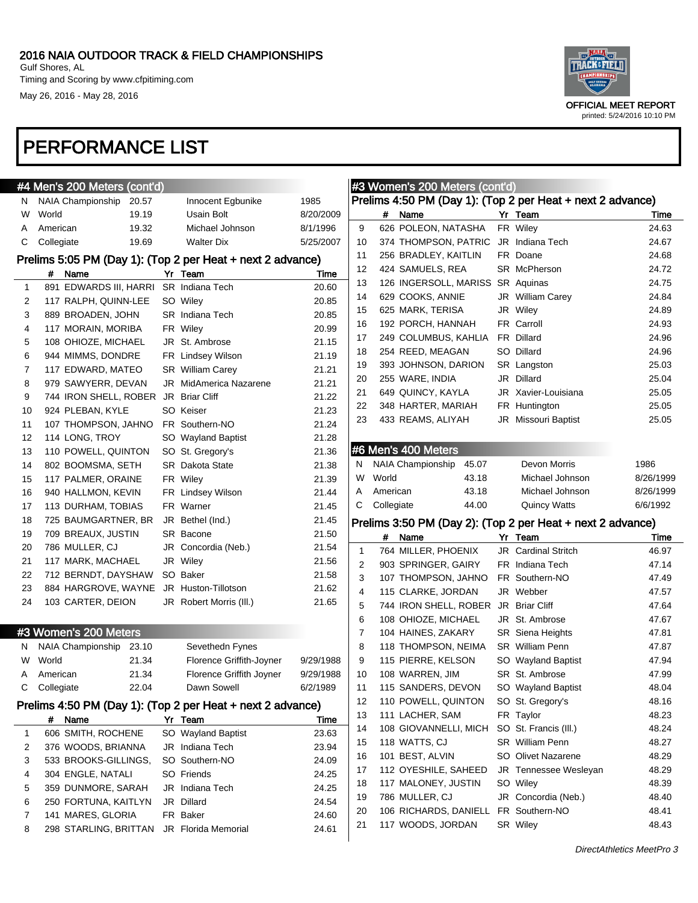# PERFORMANCE LIST

## #4 Men's 200 Meters (cont'd)

| | | | | |
|---|---|---|---|---|
| N | NAIA Championship | 20.57 | Innocent Egbunike | 1985 |
| W | World | 19.19 | Usain Bolt | 8/20/2009 |
| A | American | 19.32 | Michael Johnson | 8/1/1996 |
| C | Collegiate | 19.69 | Walter Dix | 5/25/2007 |

### Prelims 5:05 PM (Day 1): (Top 2 per Heat + next 2 advance)

| | # | Name | Yr | Team | Time |
|---|---|---|---|---|---|
| 1 | 891 | EDWARDS III, HARRI | SR | Indiana Tech | 20.60 |
| 2 | 117 | RALPH, QUINN-LEE | SO | Wiley | 20.85 |
| 3 | 889 | BROADEN, JOHN | SR | Indiana Tech | 20.85 |
| 4 | 117 | MORAIN, MORIBA | FR | Wiley | 20.99 |
| 5 | 108 | OHIOZE, MICHAEL | JR | St. Ambrose | 21.15 |
| 6 | 944 | MIMMS, DONDRE | FR | Lindsey Wilson | 21.19 |
| 7 | 117 | EDWARD, MATEO | SR | William Carey | 21.21 |
| 8 | 979 | SAWYERR, DEVAN | JR | MidAmerica Nazarene | 21.21 |
| 9 | 744 | IRON SHELL, ROBER | JR | Briar Cliff | 21.22 |
| 10 | 924 | PLEBAN, KYLE | SO | Keiser | 21.23 |
| 11 | 107 | THOMPSON, JAHNO | FR | Southern-NO | 21.24 |
| 12 | 114 | LONG, TROY | SO | Wayland Baptist | 21.28 |
| 13 | 110 | POWELL, QUINTON | SO | St. Gregory's | 21.36 |
| 14 | 802 | BOOMSMA, SETH | SR | Dakota State | 21.38 |
| 15 | 117 | PALMER, ORAINE | FR | Wiley | 21.39 |
| 16 | 940 | HALLMON, KEVIN | FR | Lindsey Wilson | 21.44 |
| 17 | 113 | DURHAM, TOBIAS | FR | Warner | 21.45 |
| 18 | 725 | BAUMGARTNER, BR | JR | Bethel (Ind.) | 21.45 |
| 19 | 709 | BREAUX, JUSTIN | SR | Bacone | 21.50 |
| 20 | 786 | MULLER, CJ | JR | Concordia (Neb.) | 21.54 |
| 21 | 117 | MARK, MACHAEL | JR | Wiley | 21.56 |
| 22 | 712 | BERNDT, DAYSHAW | SO | Baker | 21.58 |
| 23 | 884 | HARGROVE, WAYNE | JR | Huston-Tillotson | 21.62 |
| 24 | 103 | CARTER, DEION | JR | Robert Morris (Ill.) | 21.65 |

## #3 Women's 200 Meters

| | | | | |
|---|---|---|---|---|
| N | NAIA Championship | 23.10 | Sevethedn Fynes | |
| W | World | 21.34 | Florence Griffith-Joyner | 9/29/1988 |
| A | American | 21.34 | Florence Griffith Joyner | 9/29/1988 |
| C | Collegiate | 22.04 | Dawn Sowell | 6/2/1989 |

### Prelims 4:50 PM (Day 1): (Top 2 per Heat + next 2 advance)

| | # | Name | Yr | Team | Time |
|---|---|---|---|---|---|
| 1 | 606 | SMITH, ROCHENE | SO | Wayland Baptist | 23.63 |
| 2 | 376 | WOODS, BRIANNA | JR | Indiana Tech | 23.94 |
| 3 | 533 | BROOKS-GILLINGS, | SO | Southern-NO | 24.09 |
| 4 | 304 | ENGLE, NATALI | SO | Friends | 24.25 |
| 5 | 359 | DUNMORE, SARAH | JR | Indiana Tech | 24.25 |
| 6 | 250 | FORTUNA, KAITLYN | JR | Dillard | 24.54 |
| 7 | 141 | MARES, GLORIA | FR | Baker | 24.60 |
| 8 | 298 | STARLING, BRITTAN | JR | Florida Memorial | 24.61 |
| 9 | 626 | POLEON, NATASHA | FR | Wiley | 24.63 |
| 10 | 374 | THOMPSON, PATRIC | JR | Indiana Tech | 24.67 |
| 11 | 256 | BRADLEY, KAITLIN | FR | Doane | 24.68 |
| 12 | 424 | SAMUELS, REA | SR | McPherson | 24.72 |
| 13 | 126 | INGERSOLL, MARISS | SR | Aquinas | 24.75 |
| 14 | 629 | COOKS, ANNIE | JR | William Carey | 24.84 |
| 15 | 625 | MARK, TERISA | JR | Wiley | 24.89 |
| 16 | 192 | PORCH, HANNAH | FR | Carroll | 24.93 |
| 17 | 249 | COLUMBUS, KAHLIA | FR | Dillard | 24.96 |
| 18 | 254 | REED, MEAGAN | SO | Dillard | 24.96 |
| 19 | 393 | JOHNSON, DARION | SR | Langston | 25.03 |
| 20 | 255 | WARE, INDIA | JR | Dillard | 25.04 |
| 21 | 649 | QUINCY, KAYLA | JR | Xavier-Louisiana | 25.05 |
| 22 | 348 | HARTER, MARIAH | FR | Huntington | 25.05 |
| 23 | 433 | REAMS, ALIYAH | JR | Missouri Baptist | 25.05 |

## #6 Men's 400 Meters

| | | | | |
|---|---|---|---|---|
| N | NAIA Championship | 45.07 | Devon Morris | 1986 |
| W | World | 43.18 | Michael Johnson | 8/26/1999 |
| A | American | 43.18 | Michael Johnson | 8/26/1999 |
| C | Collegiate | 44.00 | Quincy Watts | 6/6/1992 |

### Prelims 3:50 PM (Day 2): (Top 2 per Heat + next 2 advance)

| | # | Name | Yr | Team | Time |
|---|---|---|---|---|---|
| 1 | 764 | MILLER, PHOENIX | JR | Cardinal Stritch | 46.97 |
| 2 | 903 | SPRINGER, GAIRY | FR | Indiana Tech | 47.14 |
| 3 | 107 | THOMPSON, JAHNO | FR | Southern-NO | 47.49 |
| 4 | 115 | CLARKE, JORDAN | JR | Webber | 47.57 |
| 5 | 744 | IRON SHELL, ROBER | JR | Briar Cliff | 47.64 |
| 6 | 108 | OHIOZE, MICHAEL | JR | St. Ambrose | 47.67 |
| 7 | 104 | HAINES, ZAKARY | SR | Siena Heights | 47.81 |
| 8 | 118 | THOMPSON, NEIMA | SR | William Penn | 47.87 |
| 9 | 115 | PIERRE, KELSON | SO | Wayland Baptist | 47.94 |
| 10 | 108 | WARREN, JIM | SR | St. Ambrose | 47.99 |
| 11 | 115 | SANDERS, DEVON | SO | Wayland Baptist | 48.04 |
| 12 | 110 | POWELL, QUINTON | SO | St. Gregory's | 48.16 |
| 13 | 111 | LACHER, SAM | FR | Taylor | 48.23 |
| 14 | 108 | GIOVANNELLI, MICH | SO | St. Francis (Ill.) | 48.24 |
| 15 | 118 | WATTS, CJ | SR | William Penn | 48.27 |
| 16 | 101 | BEST, ALVIN | SO | Olivet Nazarene | 48.29 |
| 17 | 112 | OYESHILE, SAHEED | JR | Tennessee Wesleyan | 48.29 |
| 18 | 117 | MALONEY, JUSTIN | SO | Wiley | 48.39 |
| 19 | 786 | MULLER, CJ | JR | Concordia (Neb.) | 48.40 |
| 20 | 106 | RICHARDS, DANIELL | FR | Southern-NO | 48.41 |
| 21 | 117 | WOODS, JORDAN | SR | Wiley | 48.43 |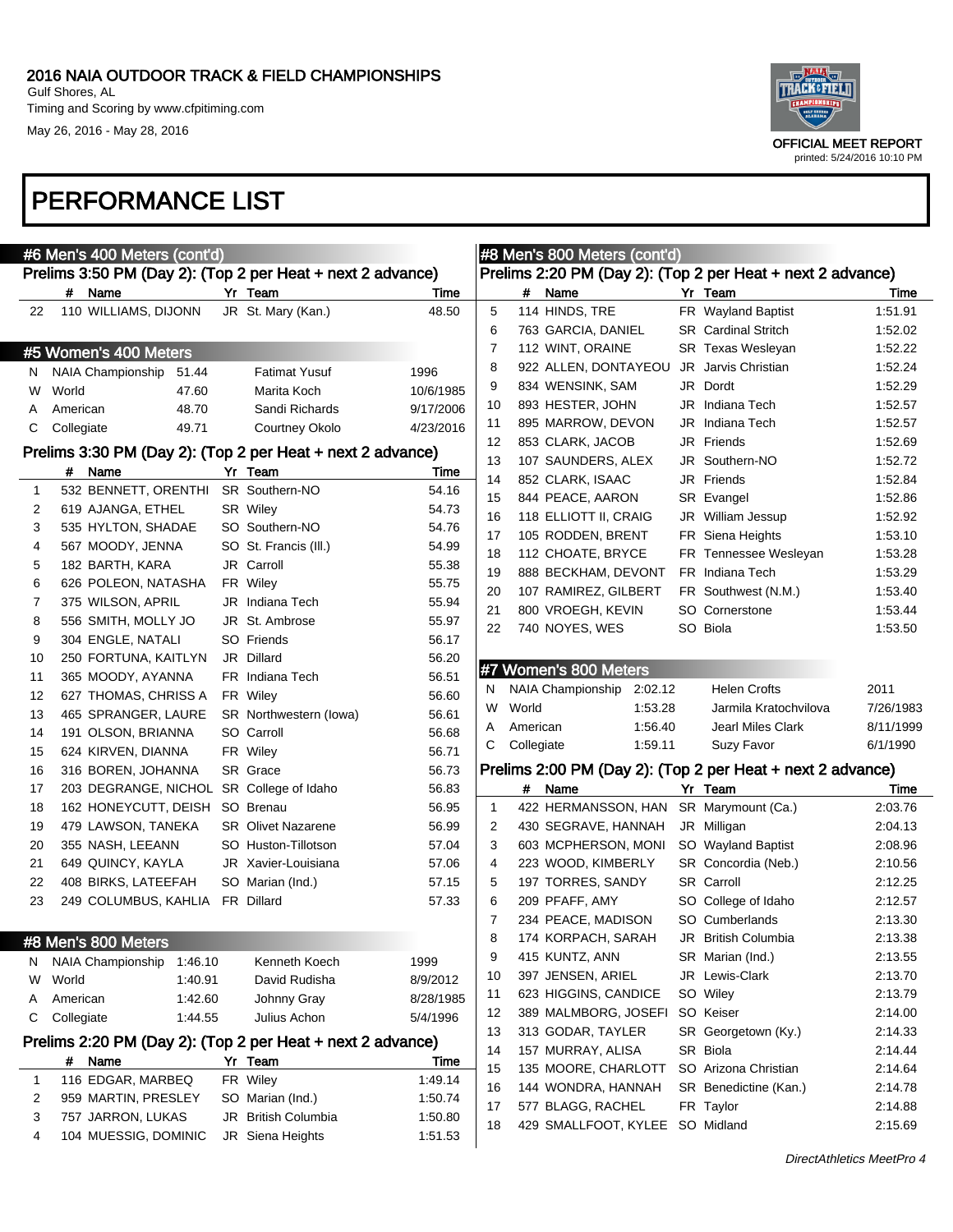# 2016 NAIA OUTDOOR TRACK & FIELD CHAMPIONSHIPS

Gulf Shores, AL
Timing and Scoring by www.cfpitiming.com
May 26, 2016 - May 28, 2016

OFFICIAL MEET REPORT
printed: 5/24/2016 10:10 PM

## PERFORMANCE LIST

### #6 Men's 400 Meters (cont'd)

**Prelims 3:50 PM (Day 2): (Top 2 per Heat + next 2 advance)**

| | # | Name | Yr | Team | Time |
|---|---|---|---|---|---|
| 22 | 110 | WILLIAMS, DIJONN | JR | St. Mary (Kan.) | 48.50 |

### #5 Women's 400 Meters

| | | | | |
|---|---|---|---|---|
| N | NAIA Championship | 51.44 | Fatimat Yusuf | 1996 |
| W | World | 47.60 | Marita Koch | 10/6/1985 |
| A | American | 48.70 | Sandi Richards | 9/17/2006 |
| C | Collegiate | 49.71 | Courtney Okolo | 4/23/2016 |

**Prelims 3:30 PM (Day 2): (Top 2 per Heat + next 2 advance)**

| | # | Name | Yr | Team | Time |
|---|---|---|---|---|---|
| 1 | 532 | BENNETT, ORENTHI | SR | Southern-NO | 54.16 |
| 2 | 619 | AJANGA, ETHEL | SR | Wiley | 54.73 |
| 3 | 535 | HYLTON, SHADAE | SO | Southern-NO | 54.76 |
| 4 | 567 | MOODY, JENNA | SO | St. Francis (Ill.) | 54.99 |
| 5 | 182 | BARTH, KARA | JR | Carroll | 55.38 |
| 6 | 626 | POLEON, NATASHA | FR | Wiley | 55.75 |
| 7 | 375 | WILSON, APRIL | JR | Indiana Tech | 55.94 |
| 8 | 556 | SMITH, MOLLY JO | JR | St. Ambrose | 55.97 |
| 9 | 304 | ENGLE, NATALI | SO | Friends | 56.17 |
| 10 | 250 | FORTUNA, KAITLYN | JR | Dillard | 56.20 |
| 11 | 365 | MOODY, AYANNA | FR | Indiana Tech | 56.51 |
| 12 | 627 | THOMAS, CHRISS A | FR | Wiley | 56.60 |
| 13 | 465 | SPRANGER, LAURE | SR | Northwestern (Iowa) | 56.61 |
| 14 | 191 | OLSON, BRIANNA | SO | Carroll | 56.68 |
| 15 | 624 | KIRVEN, DIANNA | FR | Wiley | 56.71 |
| 16 | 316 | BOREN, JOHANNA | SR | Grace | 56.73 |
| 17 | 203 | DEGRANGE, NICHOL | SR | College of Idaho | 56.83 |
| 18 | 162 | HONEYCUTT, DEISH | SO | Brenau | 56.95 |
| 19 | 479 | LAWSON, TANEKA | SR | Olivet Nazarene | 56.99 |
| 20 | 355 | NASH, LEEANN | SO | Huston-Tillotson | 57.04 |
| 21 | 649 | QUINCY, KAYLA | JR | Xavier-Louisiana | 57.06 |
| 22 | 408 | BIRKS, LATEEFAH | SO | Marian (Ind.) | 57.15 |
| 23 | 249 | COLUMBUS, KAHLIA | FR | Dillard | 57.33 |

### #8 Men's 800 Meters

| | | | | |
|---|---|---|---|---|
| N | NAIA Championship | 1:46.10 | Kenneth Koech | 1999 |
| W | World | 1:40.91 | David Rudisha | 8/9/2012 |
| A | American | 1:42.60 | Johnny Gray | 8/28/1985 |
| C | Collegiate | 1:44.55 | Julius Achon | 5/4/1996 |

**Prelims 2:20 PM (Day 2): (Top 2 per Heat + next 2 advance)**

| | # | Name | Yr | Team | Time |
|---|---|---|---|---|---|
| 1 | 116 | EDGAR, MARBEQ | FR | Wiley | 1:49.14 |
| 2 | 959 | MARTIN, PRESLEY | SO | Marian (Ind.) | 1:50.74 |
| 3 | 757 | JARRON, LUKAS | JR | British Columbia | 1:50.80 |
| 4 | 104 | MUESSIG, DOMINIC | JR | Siena Heights | 1:51.53 |
| 5 | 114 | HINDS, TRE | FR | Wayland Baptist | 1:51.91 |
| 6 | 763 | GARCIA, DANIEL | SR | Cardinal Stritch | 1:52.02 |
| 7 | 112 | WINT, ORAINE | SR | Texas Wesleyan | 1:52.22 |
| 8 | 922 | ALLEN, DONTAYEOU | JR | Jarvis Christian | 1:52.24 |
| 9 | 834 | WENSINK, SAM | JR | Dordt | 1:52.29 |
| 10 | 893 | HESTER, JOHN | JR | Indiana Tech | 1:52.57 |
| 11 | 895 | MARROW, DEVON | JR | Indiana Tech | 1:52.57 |
| 12 | 853 | CLARK, JACOB | JR | Friends | 1:52.69 |
| 13 | 107 | SAUNDERS, ALEX | JR | Southern-NO | 1:52.72 |
| 14 | 852 | CLARK, ISAAC | JR | Friends | 1:52.84 |
| 15 | 844 | PEACE, AARON | SR | Evangel | 1:52.86 |
| 16 | 118 | ELLIOTT II, CRAIG | JR | William Jessup | 1:52.92 |
| 17 | 105 | RODDEN, BRENT | FR | Siena Heights | 1:53.10 |
| 18 | 112 | CHOATE, BRYCE | FR | Tennessee Wesleyan | 1:53.28 |
| 19 | 888 | BECKHAM, DEVONT | FR | Indiana Tech | 1:53.29 |
| 20 | 107 | RAMIREZ, GILBERT | FR | Southwest (N.M.) | 1:53.40 |
| 21 | 800 | VROEGH, KEVIN | SO | Cornerstone | 1:53.44 |
| 22 | 740 | NOYES, WES | SO | Biola | 1:53.50 |

### #7 Women's 800 Meters

| | | | | |
|---|---|---|---|---|
| N | NAIA Championship | 2:02.12 | Helen Crofts | 2011 |
| W | World | 1:53.28 | Jarmila Kratochvilova | 7/26/1983 |
| A | American | 1:56.40 | Jearl Miles Clark | 8/11/1999 |
| C | Collegiate | 1:59.11 | Suzy Favor | 6/1/1990 |

**Prelims 2:00 PM (Day 2): (Top 2 per Heat + next 2 advance)**

| | # | Name | Yr | Team | Time |
|---|---|---|---|---|---|
| 1 | 422 | HERMANSSON, HAN | SR | Marymount (Ca.) | 2:03.76 |
| 2 | 430 | SEGRAVE, HANNAH | JR | Milligan | 2:04.13 |
| 3 | 603 | MCPHERSON, MONI | SO | Wayland Baptist | 2:08.96 |
| 4 | 223 | WOOD, KIMBERLY | SR | Concordia (Neb.) | 2:10.56 |
| 5 | 197 | TORRES, SANDY | SR | Carroll | 2:12.25 |
| 6 | 209 | PFAFF, AMY | SO | College of Idaho | 2:12.57 |
| 7 | 234 | PEACE, MADISON | SO | Cumberlands | 2:13.30 |
| 8 | 174 | KORPACH, SARAH | JR | British Columbia | 2:13.38 |
| 9 | 415 | KUNTZ, ANN | SR | Marian (Ind.) | 2:13.55 |
| 10 | 397 | JENSEN, ARIEL | JR | Lewis-Clark | 2:13.70 |
| 11 | 623 | HIGGINS, CANDICE | SO | Wiley | 2:13.79 |
| 12 | 389 | MALMBORG, JOSEFI | SO | Keiser | 2:14.00 |
| 13 | 313 | GODAR, TAYLER | SR | Georgetown (Ky.) | 2:14.33 |
| 14 | 157 | MURRAY, ALISA | SR | Biola | 2:14.44 |
| 15 | 135 | MOORE, CHARLOTT | SO | Arizona Christian | 2:14.64 |
| 16 | 144 | WONDRA, HANNAH | SR | Benedictine (Kan.) | 2:14.78 |
| 17 | 577 | BLAGG, RACHEL | FR | Taylor | 2:14.88 |
| 18 | 429 | SMALLFOOT, KYLEE | SO | Midland | 2:15.69 |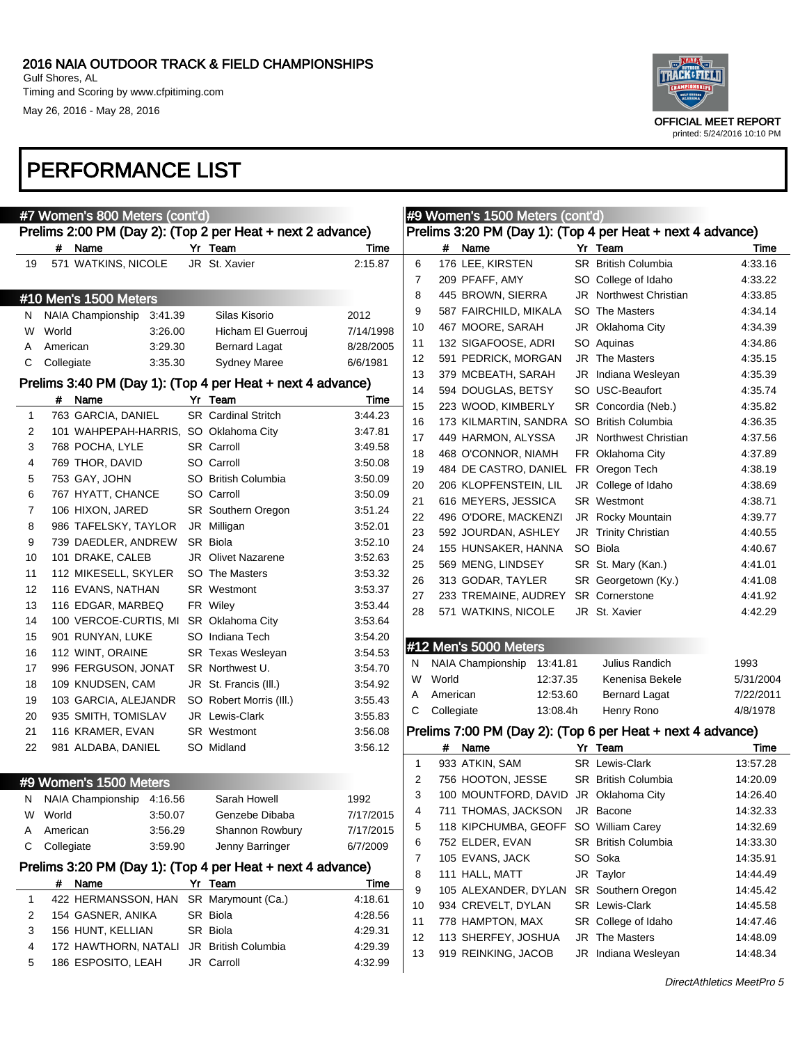# 2016 NAIA OUTDOOR TRACK & FIELD CHAMPIONSHIPS

Gulf Shores, AL
Timing and Scoring by www.cfpitiming.com
May 26, 2016 - May 28, 2016

OFFICIAL MEET REPORT
printed: 5/24/2016 10:10 PM

# PERFORMANCE LIST

## #7 Women's 800 Meters (cont'd)

### Prelims 2:00 PM (Day 2): (Top 2 per Heat + next 2 advance)

| | # | Name | Yr | Team | Time |
|---|---|---|---|---|---|
| 19 | 571 | WATKINS, NICOLE | JR | St. Xavier | 2:15.87 |

## #10 Men's 1500 Meters

| | | | | |
|---|---|---|---|---|
| N | NAIA Championship | 3:41.39 | Silas Kisorio | 2012 |
| W | World | 3:26.00 | Hicham El Guerrouj | 7/14/1998 |
| A | American | 3:29.30 | Bernard Lagat | 8/28/2005 |
| C | Collegiate | 3:35.30 | Sydney Maree | 6/6/1981 |

### Prelims 3:40 PM (Day 1): (Top 4 per Heat + next 4 advance)

| | # | Name | Yr | Team | Time |
|---|---|---|---|---|---|
| 1 | 763 | GARCIA, DANIEL | SR | Cardinal Stritch | 3:44.23 |
| 2 | 101 | WAHPEPAH-HARRIS, | SO | Oklahoma City | 3:47.81 |
| 3 | 768 | POCHA, LYLE | SR | Carroll | 3:49.58 |
| 4 | 769 | THOR, DAVID | SO | Carroll | 3:50.08 |
| 5 | 753 | GAY, JOHN | SO | British Columbia | 3:50.09 |
| 6 | 767 | HYATT, CHANCE | SO | Carroll | 3:50.09 |
| 7 | 106 | HIXON, JARED | SR | Southern Oregon | 3:51.24 |
| 8 | 986 | TAFELSKY, TAYLOR | JR | Milligan | 3:52.01 |
| 9 | 739 | DAEDLER, ANDREW | SR | Biola | 3:52.10 |
| 10 | 101 | DRAKE, CALEB | JR | Olivet Nazarene | 3:52.63 |
| 11 | 112 | MIKESELL, SKYLER | SO | The Masters | 3:53.32 |
| 12 | 116 | EVANS, NATHAN | SR | Westmont | 3:53.37 |
| 13 | 116 | EDGAR, MARBEQ | FR | Wiley | 3:53.44 |
| 14 | 100 | VERCOE-CURTIS, MI | SR | Oklahoma City | 3:53.64 |
| 15 | 901 | RUNYAN, LUKE | SO | Indiana Tech | 3:54.20 |
| 16 | 112 | WINT, ORAINE | SR | Texas Wesleyan | 3:54.53 |
| 17 | 996 | FERGUSON, JONAT | SR | Northwest U. | 3:54.70 |
| 18 | 109 | KNUDSEN, CAM | JR | St. Francis (Ill.) | 3:54.92 |
| 19 | 103 | GARCIA, ALEJANDR | SO | Robert Morris (Ill.) | 3:55.43 |
| 20 | 935 | SMITH, TOMISLAV | JR | Lewis-Clark | 3:55.83 |
| 21 | 116 | KRAMER, EVAN | SR | Westmont | 3:56.08 |
| 22 | 981 | ALDABA, DANIEL | SO | Midland | 3:56.12 |

## #9 Women's 1500 Meters

| | | | | |
|---|---|---|---|---|
| N | NAIA Championship | 4:16.56 | Sarah Howell | 1992 |
| W | World | 3:50.07 | Genzebe Dibaba | 7/17/2015 |
| A | American | 3:56.29 | Shannon Rowbury | 7/17/2015 |
| C | Collegiate | 3:59.90 | Jenny Barringer | 6/7/2009 |

### Prelims 3:20 PM (Day 1): (Top 4 per Heat + next 4 advance)

| | # | Name | Yr | Team | Time |
|---|---|---|---|---|---|
| 1 | 422 | HERMANSSON, HAN | SR | Marymount (Ca.) | 4:18.61 |
| 2 | 154 | GASNER, ANIKA | SR | Biola | 4:28.56 |
| 3 | 156 | HUNT, KELLIAN | SR | Biola | 4:29.31 |
| 4 | 172 | HAWTHORN, NATALI | JR | British Columbia | 4:29.39 |
| 5 | 186 | ESPOSITO, LEAH | JR | Carroll | 4:32.99 |
| 6 | 176 | LEE, KIRSTEN | SR | British Columbia | 4:33.16 |
| 7 | 209 | PFAFF, AMY | SO | College of Idaho | 4:33.22 |
| 8 | 445 | BROWN, SIERRA | JR | Northwest Christian | 4:33.85 |
| 9 | 587 | FAIRCHILD, MIKALA | SO | The Masters | 4:34.14 |
| 10 | 467 | MOORE, SARAH | JR | Oklahoma City | 4:34.39 |
| 11 | 132 | SIGAFOOSE, ADRI | SO | Aquinas | 4:34.86 |
| 12 | 591 | PEDRICK, MORGAN | JR | The Masters | 4:35.15 |
| 13 | 379 | MCBEATH, SARAH | JR | Indiana Wesleyan | 4:35.39 |
| 14 | 594 | DOUGLAS, BETSY | SO | USC-Beaufort | 4:35.74 |
| 15 | 223 | WOOD, KIMBERLY | SR | Concordia (Neb.) | 4:35.82 |
| 16 | 173 | KILMARTIN, SANDRA | SO | British Columbia | 4:36.35 |
| 17 | 449 | HARMON, ALYSSA | JR | Northwest Christian | 4:37.56 |
| 18 | 468 | O'CONNOR, NIAMH | FR | Oklahoma City | 4:37.89 |
| 19 | 484 | DE CASTRO, DANIEL | FR | Oregon Tech | 4:38.19 |
| 20 | 206 | KLOPFENSTEIN, LIL | JR | College of Idaho | 4:38.69 |
| 21 | 616 | MEYERS, JESSICA | SR | Westmont | 4:38.71 |
| 22 | 496 | O'DORE, MACKENZI | JR | Rocky Mountain | 4:39.77 |
| 23 | 592 | JOURDAN, ASHLEY | JR | Trinity Christian | 4:40.55 |
| 24 | 155 | HUNSAKER, HANNA | SO | Biola | 4:40.67 |
| 25 | 569 | MENG, LINDSEY | SR | St. Mary (Kan.) | 4:41.01 |
| 26 | 313 | GODAR, TAYLER | SR | Georgetown (Ky.) | 4:41.08 |
| 27 | 233 | TREMAINE, AUDREY | SR | Cornerstone | 4:41.92 |
| 28 | 571 | WATKINS, NICOLE | JR | St. Xavier | 4:42.29 |

## #12 Men's 5000 Meters

| | | | | |
|---|---|---|---|---|
| N | NAIA Championship | 13:41.81 | Julius Randich | 1993 |
| W | World | 12:37.35 | Kenenisa Bekele | 5/31/2004 |
| A | American | 12:53.60 | Bernard Lagat | 7/22/2011 |
| C | Collegiate | 13:08.4h | Henry Rono | 4/8/1978 |

### Prelims 7:00 PM (Day 2): (Top 6 per Heat + next 4 advance)

| | # | Name | Yr | Team | Time |
|---|---|---|---|---|---|
| 1 | 933 | ATKIN, SAM | SR | Lewis-Clark | 13:57.28 |
| 2 | 756 | HOOTON, JESSE | SR | British Columbia | 14:20.09 |
| 3 | 100 | MOUNTFORD, DAVID | JR | Oklahoma City | 14:26.40 |
| 4 | 711 | THOMAS, JACKSON | JR | Bacone | 14:32.33 |
| 5 | 118 | KIPCHUMBA, GEOFF | SO | William Carey | 14:32.69 |
| 6 | 752 | ELDER, EVAN | SR | British Columbia | 14:33.30 |
| 7 | 105 | EVANS, JACK | SO | Soka | 14:35.91 |
| 8 | 111 | HALL, MATT | JR | Taylor | 14:44.49 |
| 9 | 105 | ALEXANDER, DYLAN | SR | Southern Oregon | 14:45.42 |
| 10 | 934 | CREVELT, DYLAN | SR | Lewis-Clark | 14:45.58 |
| 11 | 778 | HAMPTON, MAX | SR | College of Idaho | 14:47.46 |
| 12 | 113 | SHERFEY, JOSHUA | JR | The Masters | 14:48.09 |
| 13 | 919 | REINKING, JACOB | JR | Indiana Wesleyan | 14:48.34 |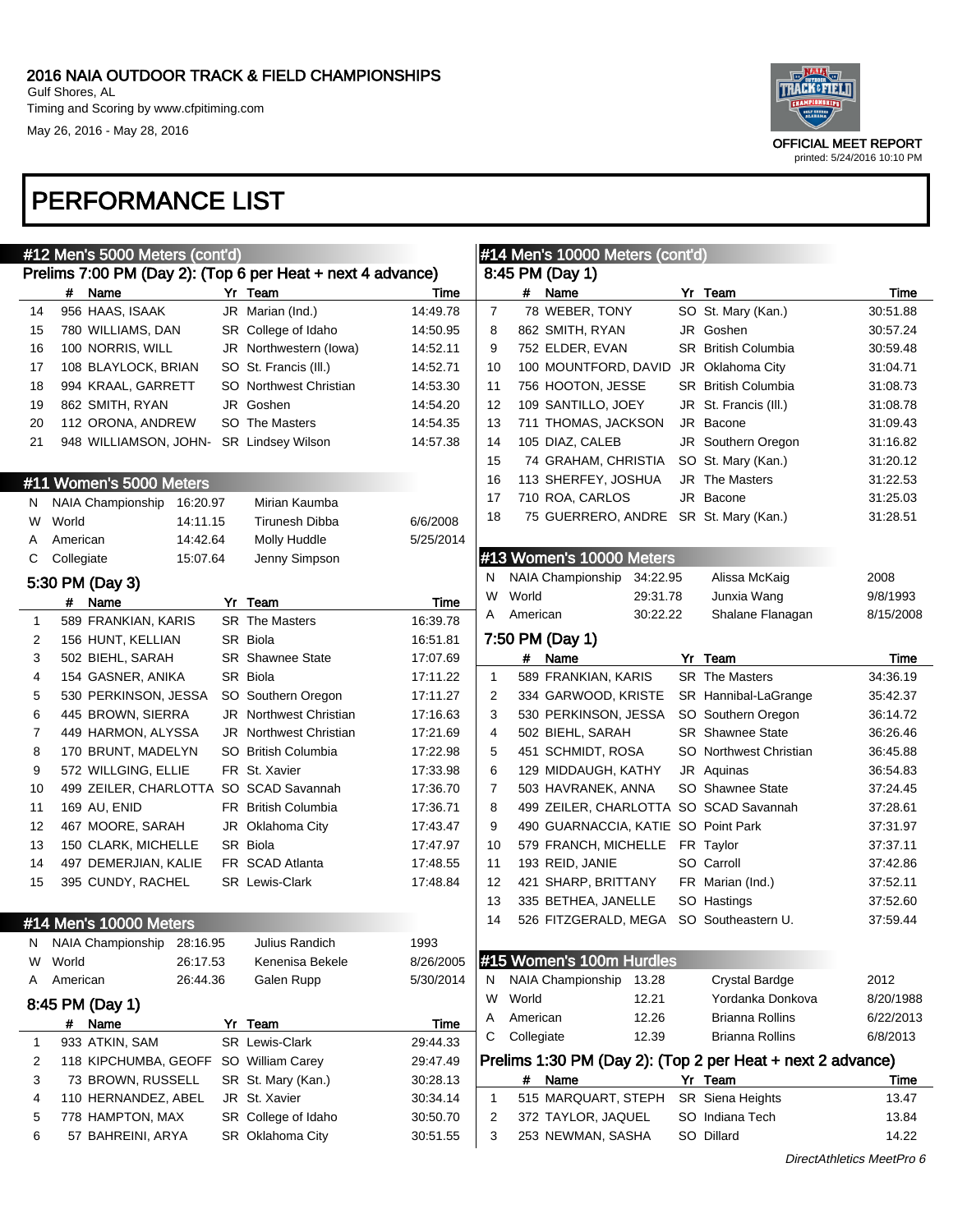## PERFORMANCE LIST

### #12 Men's 5000 Meters (cont'd)

**Prelims 7:00 PM (Day 2): (Top 6 per Heat + next 4 advance)**

| | # | Name | Yr | Team | Time |
|---|---|---|---|---|---|
| 14 | 956 | HAAS, ISAAK | JR | Marian (Ind.) | 14:49.78 |
| 15 | 780 | WILLIAMS, DAN | SR | College of Idaho | 14:50.95 |
| 16 | 100 | NORRIS, WILL | JR | Northwestern (Iowa) | 14:52.11 |
| 17 | 108 | BLAYLOCK, BRIAN | SO | St. Francis (Ill.) | 14:52.71 |
| 18 | 994 | KRAAL, GARRETT | SO | Northwest Christian | 14:53.30 |
| 19 | 862 | SMITH, RYAN | JR | Goshen | 14:54.20 |
| 20 | 112 | ORONA, ANDREW | SO | The Masters | 14:54.35 |
| 21 | 948 | WILLIAMSON, JOHN- | SR | Lindsey Wilson | 14:57.38 |

### #11 Women's 5000 Meters

| | | | | |
|---|---|---|---|---|
| N | NAIA Championship | 16:20.97 | Mirian Kaumba | |
| W | World | 14:11.15 | Tirunesh Dibba | 6/6/2008 |
| A | American | 14:42.64 | Molly Huddle | 5/25/2014 |
| C | Collegiate | 15:07.64 | Jenny Simpson | |

**5:30 PM (Day 3)**

| | # | Name | Yr | Team | Time |
|---|---|---|---|---|---|
| 1 | 589 | FRANKIAN, KARIS | SR | The Masters | 16:39.78 |
| 2 | 156 | HUNT, KELLIAN | SR | Biola | 16:51.81 |
| 3 | 502 | BIEHL, SARAH | SR | Shawnee State | 17:07.69 |
| 4 | 154 | GASNER, ANIKA | SR | Biola | 17:11.22 |
| 5 | 530 | PERKINSON, JESSA | SO | Southern Oregon | 17:11.27 |
| 6 | 445 | BROWN, SIERRA | JR | Northwest Christian | 17:16.63 |
| 7 | 449 | HARMON, ALYSSA | JR | Northwest Christian | 17:21.69 |
| 8 | 170 | BRUNT, MADELYN | SO | British Columbia | 17:22.98 |
| 9 | 572 | WILLGING, ELLIE | FR | St. Xavier | 17:33.98 |
| 10 | 499 | ZEILER, CHARLOTTA | SO | SCAD Savannah | 17:36.70 |
| 11 | 169 | AU, ENID | FR | British Columbia | 17:36.71 |
| 12 | 467 | MOORE, SARAH | JR | Oklahoma City | 17:43.47 |
| 13 | 150 | CLARK, MICHELLE | SR | Biola | 17:47.97 |
| 14 | 497 | DEMERJIAN, KALIE | FR | SCAD Atlanta | 17:48.55 |
| 15 | 395 | CUNDY, RACHEL | SR | Lewis-Clark | 17:48.84 |

### #14 Men's 10000 Meters

| | | | | |
|---|---|---|---|---|
| N | NAIA Championship | 28:16.95 | Julius Randich | 1993 |
| W | World | 26:17.53 | Kenenisa Bekele | 8/26/2005 |
| A | American | 26:44.36 | Galen Rupp | 5/30/2014 |

**8:45 PM (Day 1)**

| | # | Name | Yr | Team | Time |
|---|---|---|---|---|---|
| 1 | 933 | ATKIN, SAM | SR | Lewis-Clark | 29:44.33 |
| 2 | 118 | KIPCHUMBA, GEOFF | SO | William Carey | 29:47.49 |
| 3 | 73 | BROWN, RUSSELL | SR | St. Mary (Kan.) | 30:28.13 |
| 4 | 110 | HERNANDEZ, ABEL | JR | St. Xavier | 30:34.14 |
| 5 | 778 | HAMPTON, MAX | SR | College of Idaho | 30:50.70 |
| 6 | 57 | BAHREINI, ARYA | SR | Oklahoma City | 30:51.55 |

### #14 Men's 10000 Meters (cont'd)

**8:45 PM (Day 1)**

| | # | Name | Yr | Team | Time |
|---|---|---|---|---|---|
| 7 | 78 | WEBER, TONY | SO | St. Mary (Kan.) | 30:51.88 |
| 8 | 862 | SMITH, RYAN | JR | Goshen | 30:57.24 |
| 9 | 752 | ELDER, EVAN | SR | British Columbia | 30:59.48 |
| 10 | 100 | MOUNTFORD, DAVID | JR | Oklahoma City | 31:04.71 |
| 11 | 756 | HOOTON, JESSE | SR | British Columbia | 31:08.73 |
| 12 | 109 | SANTILLO, JOEY | JR | St. Francis (Ill.) | 31:08.78 |
| 13 | 711 | THOMAS, JACKSON | JR | Bacone | 31:09.43 |
| 14 | 105 | DIAZ, CALEB | JR | Southern Oregon | 31:16.82 |
| 15 | 74 | GRAHAM, CHRISTIA | SO | St. Mary (Kan.) | 31:20.12 |
| 16 | 113 | SHERFEY, JOSHUA | JR | The Masters | 31:22.53 |
| 17 | 710 | ROA, CARLOS | JR | Bacone | 31:25.03 |
| 18 | 75 | GUERRERO, ANDRE | SR | St. Mary (Kan.) | 31:28.51 |

### #13 Women's 10000 Meters

| | | | | |
|---|---|---|---|---|
| N | NAIA Championship | 34:22.95 | Alissa McKaig | 2008 |
| W | World | 29:31.78 | Junxia Wang | 9/8/1993 |
| A | American | 30:22.22 | Shalane Flanagan | 8/15/2008 |

**7:50 PM (Day 1)**

| | # | Name | Yr | Team | Time |
|---|---|---|---|---|---|
| 1 | 589 | FRANKIAN, KARIS | SR | The Masters | 34:36.19 |
| 2 | 334 | GARWOOD, KRISTE | SR | Hannibal-LaGrange | 35:42.37 |
| 3 | 530 | PERKINSON, JESSA | SO | Southern Oregon | 36:14.72 |
| 4 | 502 | BIEHL, SARAH | SR | Shawnee State | 36:26.46 |
| 5 | 451 | SCHMIDT, ROSA | SO | Northwest Christian | 36:45.88 |
| 6 | 129 | MIDDAUGH, KATHY | JR | Aquinas | 36:54.83 |
| 7 | 503 | HAVRANEK, ANNA | SO | Shawnee State | 37:24.45 |
| 8 | 499 | ZEILER, CHARLOTTA | SO | SCAD Savannah | 37:28.61 |
| 9 | 490 | GUARNACCIA, KATIE | SO | Point Park | 37:31.97 |
| 10 | 579 | FRANCH, MICHELLE | FR | Taylor | 37:37.11 |
| 11 | 193 | REID, JANIE | SO | Carroll | 37:42.86 |
| 12 | 421 | SHARP, BRITTANY | FR | Marian (Ind.) | 37:52.11 |
| 13 | 335 | BETHEA, JANELLE | SO | Hastings | 37:52.60 |
| 14 | 526 | FITZGERALD, MEGA | SO | Southeastern U. | 37:59.44 |

### #15 Women's 100m Hurdles

| | | | | |
|---|---|---|---|---|
| N | NAIA Championship | 13.28 | Crystal Bardge | 2012 |
| W | World | 12.21 | Yordanka Donkova | 8/20/1988 |
| A | American | 12.26 | Brianna Rollins | 6/22/2013 |
| C | Collegiate | 12.39 | Brianna Rollins | 6/8/2013 |

**Prelims 1:30 PM (Day 2): (Top 2 per Heat + next 2 advance)**

| | # | Name | Yr | Team | Time |
|---|---|---|---|---|---|
| 1 | 515 | MARQUART, STEPH | SR | Siena Heights | 13.47 |
| 2 | 372 | TAYLOR, JAQUEL | SO | Indiana Tech | 13.84 |
| 3 | 253 | NEWMAN, SASHA | SO | Dillard | 14.22 |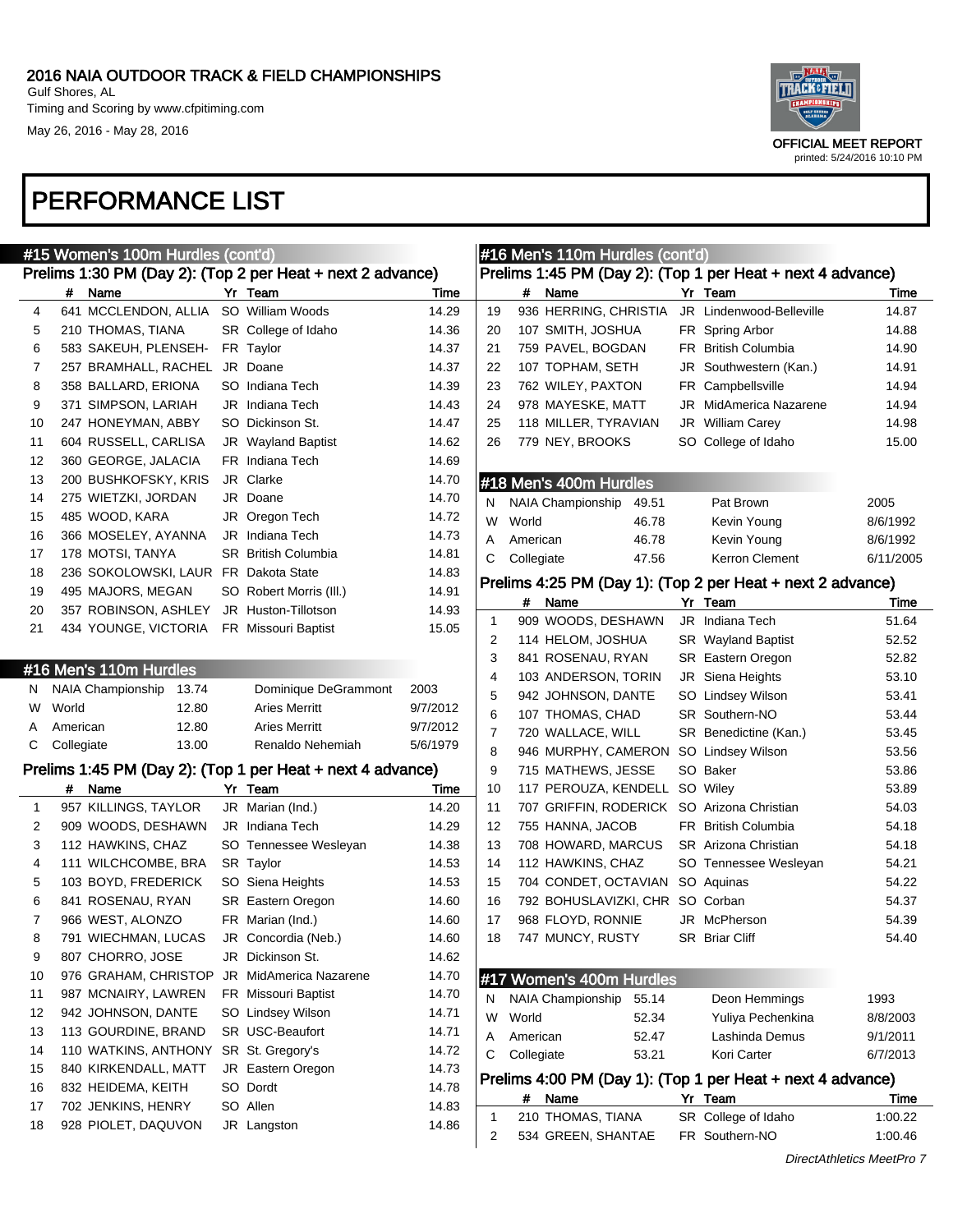# PERFORMANCE LIST

## #15 Women's 100m Hurdles (cont'd)

### Prelims 1:30 PM (Day 2): (Top 2 per Heat + next 2 advance)

| | # | Name | Yr | Team | Time |
|---|---|---|---|---|---|
| 4 | 641 | MCCLENDON, ALLIA | SO | William Woods | 14.29 |
| 5 | 210 | THOMAS, TIANA | SR | College of Idaho | 14.36 |
| 6 | 583 | SAKEUH, PLENSEH- | FR | Taylor | 14.37 |
| 7 | 257 | BRAMHALL, RACHEL | JR | Doane | 14.37 |
| 8 | 358 | BALLARD, ERIONA | SO | Indiana Tech | 14.39 |
| 9 | 371 | SIMPSON, LARIAH | JR | Indiana Tech | 14.43 |
| 10 | 247 | HONEYMAN, ABBY | SO | Dickinson St. | 14.47 |
| 11 | 604 | RUSSELL, CARLISA | JR | Wayland Baptist | 14.62 |
| 12 | 360 | GEORGE, JALACIA | FR | Indiana Tech | 14.69 |
| 13 | 200 | BUSHKOFSKY, KRIS | JR | Clarke | 14.70 |
| 14 | 275 | WIETZKI, JORDAN | JR | Doane | 14.70 |
| 15 | 485 | WOOD, KARA | JR | Oregon Tech | 14.72 |
| 16 | 366 | MOSELEY, AYANNA | JR | Indiana Tech | 14.73 |
| 17 | 178 | MOTSI, TANYA | SR | British Columbia | 14.81 |
| 18 | 236 | SOKOLOWSKI, LAUR | FR | Dakota State | 14.83 |
| 19 | 495 | MAJORS, MEGAN | SO | Robert Morris (Ill.) | 14.91 |
| 20 | 357 | ROBINSON, ASHLEY | JR | Huston-Tillotson | 14.93 |
| 21 | 434 | YOUNGE, VICTORIA | FR | Missouri Baptist | 15.05 |

## #16 Men's 110m Hurdles

| | | | | |
|---|---|---|---|---|
| N | NAIA Championship | 13.74 | Dominique DeGrammont | 2003 |
| W | World | 12.80 | Aries Merritt | 9/7/2012 |
| A | American | 12.80 | Aries Merritt | 9/7/2012 |
| C | Collegiate | 13.00 | Renaldo Nehemiah | 5/6/1979 |

### Prelims 1:45 PM (Day 2): (Top 1 per Heat + next 4 advance)

| | # | Name | Yr | Team | Time |
|---|---|---|---|---|---|
| 1 | 957 | KILLINGS, TAYLOR | JR | Marian (Ind.) | 14.20 |
| 2 | 909 | WOODS, DESHAWN | JR | Indiana Tech | 14.29 |
| 3 | 112 | HAWKINS, CHAZ | SO | Tennessee Wesleyan | 14.38 |
| 4 | 111 | WILCHCOMBE, BRA | SR | Taylor | 14.53 |
| 5 | 103 | BOYD, FREDERICK | SO | Siena Heights | 14.53 |
| 6 | 841 | ROSENAU, RYAN | SR | Eastern Oregon | 14.60 |
| 7 | 966 | WEST, ALONZO | FR | Marian (Ind.) | 14.60 |
| 8 | 791 | WIECHMAN, LUCAS | JR | Concordia (Neb.) | 14.60 |
| 9 | 807 | CHORRO, JOSE | JR | Dickinson St. | 14.62 |
| 10 | 976 | GRAHAM, CHRISTOP | JR | MidAmerica Nazarene | 14.70 |
| 11 | 987 | MCNAIRY, LAWREN | FR | Missouri Baptist | 14.70 |
| 12 | 942 | JOHNSON, DANTE | SO | Lindsey Wilson | 14.71 |
| 13 | 113 | GOURDINE, BRAND | SR | USC-Beaufort | 14.71 |
| 14 | 110 | WATKINS, ANTHONY | SR | St. Gregory's | 14.72 |
| 15 | 840 | KIRKENDALL, MATT | JR | Eastern Oregon | 14.73 |
| 16 | 832 | HEIDEMA, KEITH | SO | Dordt | 14.78 |
| 17 | 702 | JENKINS, HENRY | SO | Allen | 14.83 |
| 18 | 928 | PIOLET, DAQUVON | JR | Langston | 14.86 |

## #16 Men's 110m Hurdles (cont'd)

### Prelims 1:45 PM (Day 2): (Top 1 per Heat + next 4 advance)

| | # | Name | Yr | Team | Time |
|---|---|---|---|---|---|
| 19 | 936 | HERRING, CHRISTIA | JR | Lindenwood-Belleville | 14.87 |
| 20 | 107 | SMITH, JOSHUA | FR | Spring Arbor | 14.88 |
| 21 | 759 | PAVEL, BOGDAN | FR | British Columbia | 14.90 |
| 22 | 107 | TOPHAM, SETH | JR | Southwestern (Kan.) | 14.91 |
| 23 | 762 | WILEY, PAXTON | FR | Campbellsville | 14.94 |
| 24 | 978 | MAYESKE, MATT | JR | MidAmerica Nazarene | 14.94 |
| 25 | 118 | MILLER, TYRAVIAN | JR | William Carey | 14.98 |
| 26 | 779 | NEY, BROOKS | SO | College of Idaho | 15.00 |

## #18 Men's 400m Hurdles

| | | | | |
|---|---|---|---|---|
| N | NAIA Championship | 49.51 | Pat Brown | 2005 |
| W | World | 46.78 | Kevin Young | 8/6/1992 |
| A | American | 46.78 | Kevin Young | 8/6/1992 |
| C | Collegiate | 47.56 | Kerron Clement | 6/11/2005 |

### Prelims 4:25 PM (Day 1): (Top 2 per Heat + next 2 advance)

| | # | Name | Yr | Team | Time |
|---|---|---|---|---|---|
| 1 | 909 | WOODS, DESHAWN | JR | Indiana Tech | 51.64 |
| 2 | 114 | HELOM, JOSHUA | SR | Wayland Baptist | 52.52 |
| 3 | 841 | ROSENAU, RYAN | SR | Eastern Oregon | 52.82 |
| 4 | 103 | ANDERSON, TORIN | JR | Siena Heights | 53.10 |
| 5 | 942 | JOHNSON, DANTE | SO | Lindsey Wilson | 53.41 |
| 6 | 107 | THOMAS, CHAD | SR | Southern-NO | 53.44 |
| 7 | 720 | WALLACE, WILL | SR | Benedictine (Kan.) | 53.45 |
| 8 | 946 | MURPHY, CAMERON | SO | Lindsey Wilson | 53.56 |
| 9 | 715 | MATHEWS, JESSE | SO | Baker | 53.86 |
| 10 | 117 | PEROUZA, KENDELL | SO | Wiley | 53.89 |
| 11 | 707 | GRIFFIN, RODERICK | SO | Arizona Christian | 54.03 |
| 12 | 755 | HANNA, JACOB | FR | British Columbia | 54.18 |
| 13 | 708 | HOWARD, MARCUS | SR | Arizona Christian | 54.18 |
| 14 | 112 | HAWKINS, CHAZ | SO | Tennessee Wesleyan | 54.21 |
| 15 | 704 | CONDET, OCTAVIAN | SO | Aquinas | 54.22 |
| 16 | 792 | BOHUSLAVIZKI, CHR | SO | Corban | 54.37 |
| 17 | 968 | FLOYD, RONNIE | JR | McPherson | 54.39 |
| 18 | 747 | MUNCY, RUSTY | SR | Briar Cliff | 54.40 |

## #17 Women's 400m Hurdles

| | | | | |
|---|---|---|---|---|
| N | NAIA Championship | 55.14 | Deon Hemmings | 1993 |
| W | World | 52.34 | Yuliya Pechenkina | 8/8/2003 |
| A | American | 52.47 | Lashinda Demus | 9/1/2011 |
| C | Collegiate | 53.21 | Kori Carter | 6/7/2013 |

### Prelims 4:00 PM (Day 1): (Top 1 per Heat + next 4 advance)

| | # | Name | Yr | Team | Time |
|---|---|---|---|---|---|
| 1 | 210 | THOMAS, TIANA | SR | College of Idaho | 1:00.22 |
| 2 | 534 | GREEN, SHANTAE | FR | Southern-NO | 1:00.46 |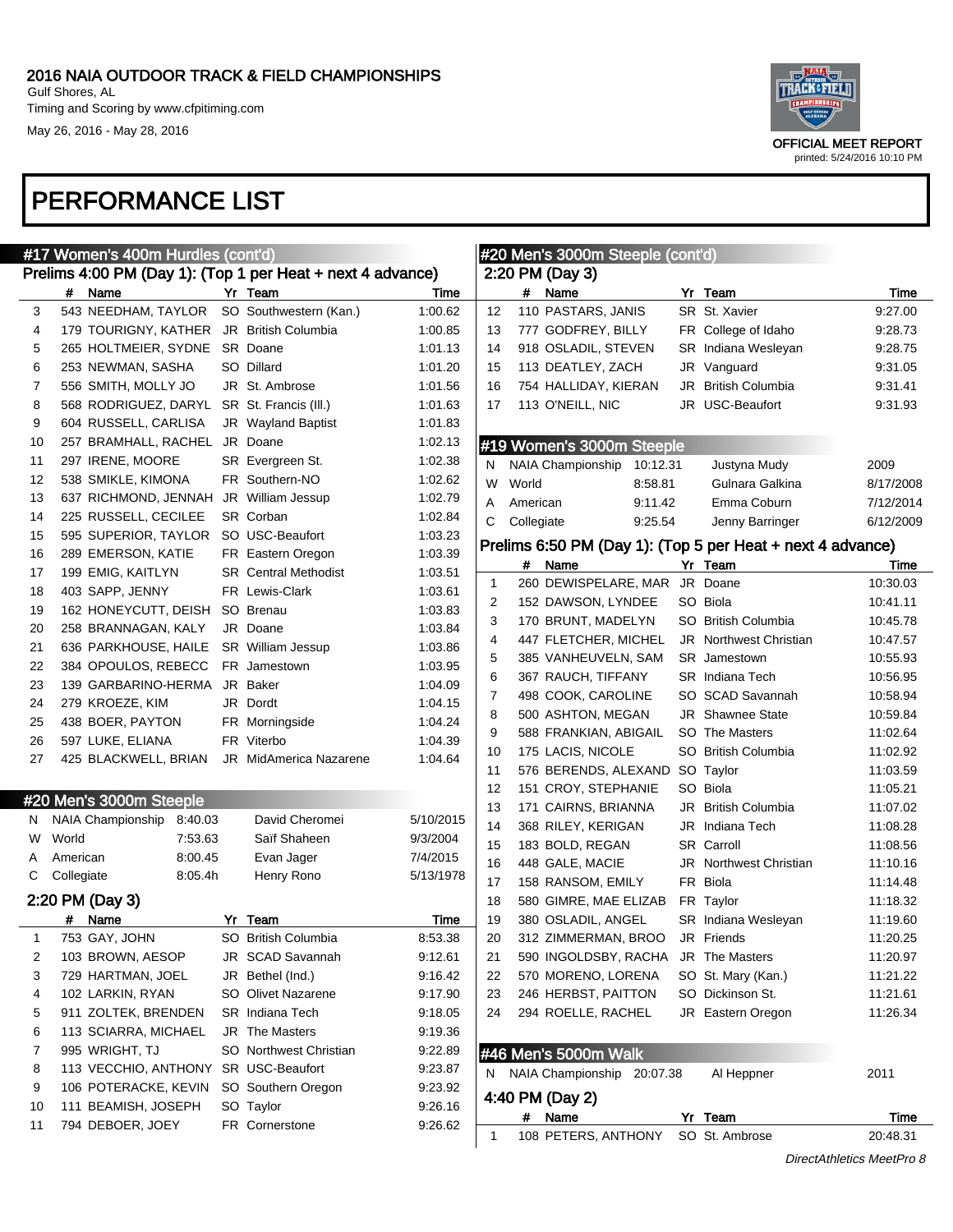# PERFORMANCE LIST

## #17 Women's 400m Hurdles (cont'd)

### Prelims 4:00 PM (Day 1): (Top 1 per Heat + next 4 advance)

| | # | Name | Yr | Team | Time |
|---|---|---|---|---|---|
| 3 | 543 | NEEDHAM, TAYLOR | SO | Southwestern (Kan.) | 1:00.62 |
| 4 | 179 | TOURIGNY, KATHER | JR | British Columbia | 1:00.85 |
| 5 | 265 | HOLTMEIER, SYDNE | SR | Doane | 1:01.13 |
| 6 | 253 | NEWMAN, SASHA | SO | Dillard | 1:01.20 |
| 7 | 556 | SMITH, MOLLY JO | JR | St. Ambrose | 1:01.56 |
| 8 | 568 | RODRIGUEZ, DARYL | SR | St. Francis (Ill.) | 1:01.63 |
| 9 | 604 | RUSSELL, CARLISA | JR | Wayland Baptist | 1:01.83 |
| 10 | 257 | BRAMHALL, RACHEL | JR | Doane | 1:02.13 |
| 11 | 297 | IRENE, MOORE | SR | Evergreen St. | 1:02.38 |
| 12 | 538 | SMIKLE, KIMONA | FR | Southern-NO | 1:02.62 |
| 13 | 637 | RICHMOND, JENNAH | JR | William Jessup | 1:02.79 |
| 14 | 225 | RUSSELL, CECILEE | SR | Corban | 1:02.84 |
| 15 | 595 | SUPERIOR, TAYLOR | SO | USC-Beaufort | 1:03.23 |
| 16 | 289 | EMERSON, KATIE | FR | Eastern Oregon | 1:03.39 |
| 17 | 199 | EMIG, KAITLYN | SR | Central Methodist | 1:03.51 |
| 18 | 403 | SAPP, JENNY | FR | Lewis-Clark | 1:03.61 |
| 19 | 162 | HONEYCUTT, DEISH | SO | Brenau | 1:03.83 |
| 20 | 258 | BRANNAGAN, KALY | JR | Doane | 1:03.84 |
| 21 | 636 | PARKHOUSE, HAILE | SR | William Jessup | 1:03.86 |
| 22 | 384 | OPOULOS, REBECC | FR | Jamestown | 1:03.95 |
| 23 | 139 | GARBARINO-HERMA | JR | Baker | 1:04.09 |
| 24 | 279 | KROEZE, KIM | JR | Dordt | 1:04.15 |
| 25 | 438 | BOER, PAYTON | FR | Morningside | 1:04.24 |
| 26 | 597 | LUKE, ELIANA | FR | Viterbo | 1:04.39 |
| 27 | 425 | BLACKWELL, BRIAN | JR | MidAmerica Nazarene | 1:04.64 |

## #20 Men's 3000m Steeple

| | | | | |
|---|---|---|---|---|
| N | NAIA Championship | 8:40.03 | David Cheromei | 5/10/2015 |
| W | World | 7:53.63 | Saïf Shaheen | 9/3/2004 |
| A | American | 8:00.45 | Evan Jager | 7/4/2015 |
| C | Collegiate | 8:05.4h | Henry Rono | 5/13/1978 |

### 2:20 PM (Day 3)

| | # | Name | Yr | Team | Time |
|---|---|---|---|---|---|
| 1 | 753 | GAY, JOHN | SO | British Columbia | 8:53.38 |
| 2 | 103 | BROWN, AESOP | JR | SCAD Savannah | 9:12.61 |
| 3 | 729 | HARTMAN, JOEL | JR | Bethel (Ind.) | 9:16.42 |
| 4 | 102 | LARKIN, RYAN | SO | Olivet Nazarene | 9:17.90 |
| 5 | 911 | ZOLTEK, BRENDEN | SR | Indiana Tech | 9:18.05 |
| 6 | 113 | SCIARRA, MICHAEL | JR | The Masters | 9:19.36 |
| 7 | 995 | WRIGHT, TJ | SO | Northwest Christian | 9:22.89 |
| 8 | 113 | VECCHIO, ANTHONY | SR | USC-Beaufort | 9:23.87 |
| 9 | 106 | POTERACKE, KEVIN | SO | Southern Oregon | 9:23.92 |
| 10 | 111 | BEAMISH, JOSEPH | SO | Taylor | 9:26.16 |
| 11 | 794 | DEBOER, JOEY | FR | Cornerstone | 9:26.62 |

## #20 Men's 3000m Steeple (cont'd)

### 2:20 PM (Day 3)

| | # | Name | Yr | Team | Time |
|---|---|---|---|---|---|
| 12 | 110 | PASTARS, JANIS | SR | St. Xavier | 9:27.00 |
| 13 | 777 | GODFREY, BILLY | FR | College of Idaho | 9:28.73 |
| 14 | 918 | OSLADIL, STEVEN | SR | Indiana Wesleyan | 9:28.75 |
| 15 | 113 | DEATLEY, ZACH | JR | Vanguard | 9:31.05 |
| 16 | 754 | HALLIDAY, KIERAN | JR | British Columbia | 9:31.41 |
| 17 | 113 | O'NEILL, NIC | JR | USC-Beaufort | 9:31.93 |

## #19 Women's 3000m Steeple

| | | | | |
|---|---|---|---|---|
| N | NAIA Championship | 10:12.31 | Justyna Mudy | 2009 |
| W | World | 8:58.81 | Gulnara Galkina | 8/17/2008 |
| A | American | 9:11.42 | Emma Coburn | 7/12/2014 |
| C | Collegiate | 9:25.54 | Jenny Barringer | 6/12/2009 |

### Prelims 6:50 PM (Day 1): (Top 5 per Heat + next 4 advance)

| | # | Name | Yr | Team | Time |
|---|---|---|---|---|---|
| 1 | 260 | DEWISPELARE, MAR | JR | Doane | 10:30.03 |
| 2 | 152 | DAWSON, LYNDEE | SO | Biola | 10:41.11 |
| 3 | 170 | BRUNT, MADELYN | SO | British Columbia | 10:45.78 |
| 4 | 447 | FLETCHER, MICHEL | JR | Northwest Christian | 10:47.57 |
| 5 | 385 | VANHEUVELN, SAM | SR | Jamestown | 10:55.93 |
| 6 | 367 | RAUCH, TIFFANY | SR | Indiana Tech | 10:56.95 |
| 7 | 498 | COOK, CAROLINE | SO | SCAD Savannah | 10:58.94 |
| 8 | 500 | ASHTON, MEGAN | JR | Shawnee State | 10:59.84 |
| 9 | 588 | FRANKIAN, ABIGAIL | SO | The Masters | 11:02.64 |
| 10 | 175 | LACIS, NICOLE | SO | British Columbia | 11:02.92 |
| 11 | 576 | BERENDS, ALEXAND | SO | Taylor | 11:03.59 |
| 12 | 151 | CROY, STEPHANIE | SO | Biola | 11:05.21 |
| 13 | 171 | CAIRNS, BRIANNA | JR | British Columbia | 11:07.02 |
| 14 | 368 | RILEY, KERIGAN | JR | Indiana Tech | 11:08.28 |
| 15 | 183 | BOLD, REGAN | SR | Carroll | 11:08.56 |
| 16 | 448 | GALE, MACIE | JR | Northwest Christian | 11:10.16 |
| 17 | 158 | RANSOM, EMILY | FR | Biola | 11:14.48 |
| 18 | 580 | GIMRE, MAE ELIZAB | FR | Taylor | 11:18.32 |
| 19 | 380 | OSLADIL, ANGEL | SR | Indiana Wesleyan | 11:19.60 |
| 20 | 312 | ZIMMERMAN, BROO | JR | Friends | 11:20.25 |
| 21 | 590 | INGOLDSBY, RACHA | JR | The Masters | 11:20.97 |
| 22 | 570 | MORENO, LORENA | SO | St. Mary (Kan.) | 11:21.22 |
| 23 | 246 | HERBST, PAITTON | SO | Dickinson St. | 11:21.61 |
| 24 | 294 | ROELLE, RACHEL | JR | Eastern Oregon | 11:26.34 |

## #46 Men's 5000m Walk

| | | | | |
|---|---|---|---|---|
| N | NAIA Championship | 20:07.38 | Al Heppner | 2011 |

### 4:40 PM (Day 2)

| | # | Name | Yr | Team | Time |
|---|---|---|---|---|---|
| 1 | 108 | PETERS, ANTHONY | SO | St. Ambrose | 20:48.31 |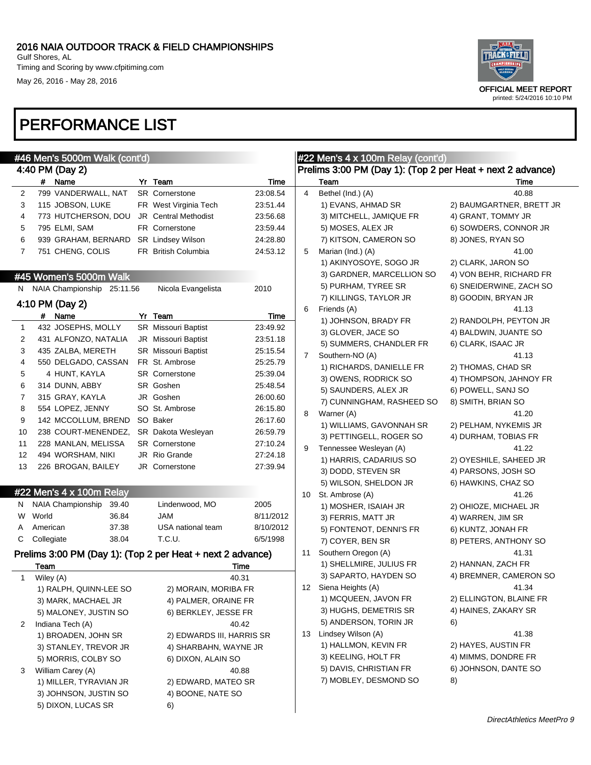## #46 Men's 5000m Walk (cont'd)

### 4:40 PM (Day 2)

| | # | Name | Yr | Team | Time |
|---|---|---|---|---|---|
| 2 | 799 | VANDERWALL, NAT | SR | Cornerstone | 23:08.54 |
| 3 | 115 | JOBSON, LUKE | FR | West Virginia Tech | 23:51.44 |
| 4 | 773 | HUTCHERSON, DOU | JR | Central Methodist | 23:56.68 |
| 5 | 795 | ELMI, SAM | FR | Cornerstone | 23:59.44 |
| 6 | 939 | GRAHAM, BERNARD | SR | Lindsey Wilson | 24:28.80 |
| 7 | 751 | CHENG, COLIS | FR | British Columbia | 24:53.12 |

## #45 Women's 5000m Walk

| | | | | |
|---|---|---|---|---|
| N | NAIA Championship | 25:11.56 | Nicola Evangelista | 2010 |

### 4:10 PM (Day 2)

| | # | Name | Yr | Team | Time |
|---|---|---|---|---|---|
| 1 | 432 | JOSEPHS, MOLLY | SR | Missouri Baptist | 23:49.92 |
| 2 | 431 | ALFONZO, NATALIA | JR | Missouri Baptist | 23:51.18 |
| 3 | 435 | ZALBA, MERETH | SR | Missouri Baptist | 25:15.54 |
| 4 | 550 | DELGADO, CASSAN | FR | St. Ambrose | 25:25.79 |
| 5 | 4 | HUNT, KAYLA | SR | Cornerstone | 25:39.04 |
| 6 | 314 | DUNN, ABBY | SR | Goshen | 25:48.54 |
| 7 | 315 | GRAY, KAYLA | JR | Goshen | 26:00.60 |
| 8 | 554 | LOPEZ, JENNY | SO | St. Ambrose | 26:15.80 |
| 9 | 142 | MCCOLLUM, BREND | SO | Baker | 26:17.60 |
| 10 | 238 | COURT-MENENDEZ, | SR | Dakota Wesleyan | 26:59.79 |
| 11 | 228 | MANLAN, MELISSA | SR | Cornerstone | 27:10.24 |
| 12 | 494 | WORSHAM, NIKI | JR | Rio Grande | 27:24.18 |
| 13 | 226 | BROGAN, BAILEY | JR | Cornerstone | 27:39.94 |

## #22 Men's 4 x 100m Relay

| | | | | |
|---|---|---|---|---|
| N | NAIA Championship | 39.40 | Lindenwood, MO | 2005 |
| W | World | 36.84 | JAM | 8/11/2012 |
| A | American | 37.38 | USA national team | 8/10/2012 |
| C | Collegiate | 38.04 | T.C.U. | 6/5/1998 |

### Prelims 3:00 PM (Day 1): (Top 2 per Heat + next 2 advance)

| | Team | Time |
|---|---|---|
| 1 | Wiley (A) | 40.31 |
| | 1) RALPH, QUINN-LEE SO | 2) MORAIN, MORIBA FR |
| | 3) MARK, MACHAEL JR | 4) PALMER, ORAINE FR |
| | 5) MALONEY, JUSTIN SO | 6) BERKLEY, JESSE FR |
| 2 | Indiana Tech (A) | 40.42 |
| | 1) BROADEN, JOHN SR | 2) EDWARDS III, HARRIS SR |
| | 3) STANLEY, TREVOR JR | 4) SHARBAHN, WAYNE JR |
| | 5) MORRIS, COLBY SO | 6) DIXON, ALAIN SO |
| 3 | William Carey (A) | 40.88 |
| | 1) MILLER, TYRAVIAN JR | 2) EDWARD, MATEO SR |
| | 3) JOHNSON, JUSTIN SO | 4) BOONE, NATE SO |
| | 5) DIXON, LUCAS SR | 6) |
| 4 | Bethel (Ind.) (A) | 40.88 |
| | 1) EVANS, AHMAD SR | 2) BAUMGARTNER, BRETT JR |
| | 3) MITCHELL, JAMIQUE FR | 4) GRANT, TOMMY JR |
| | 5) MOSES, ALEX JR | 6) SOWDERS, CONNOR JR |
| | 7) KITSON, CAMERON SO | 8) JONES, RYAN SO |
| 5 | Marian (Ind.) (A) | 41.00 |
| | 1) AKINYOSOYE, SOGO JR | 2) CLARK, JARON SO |
| | 3) GARDNER, MARCELLION SO | 4) VON BEHR, RICHARD FR |
| | 5) PURHAM, TYREE SR | 6) SNEIDERWINE, ZACH SO |
| | 7) KILLINGS, TAYLOR JR | 8) GOODIN, BRYAN JR |
| 6 | Friends (A) | 41.13 |
| | 1) JOHNSON, BRADY FR | 2) RANDOLPH, PEYTON JR |
| | 3) GLOVER, JACE SO | 4) BALDWIN, JUANTE SO |
| | 5) SUMMERS, CHANDLER FR | 6) CLARK, ISAAC JR |
| 7 | Southern-NO (A) | 41.13 |
| | 1) RICHARDS, DANIELLE FR | 2) THOMAS, CHAD SR |
| | 3) OWENS, RODRICK SO | 4) THOMPSON, JAHNOY FR |
| | 5) SAUNDERS, ALEX JR | 6) POWELL, SANJ SO |
| | 7) CUNNINGHAM, RASHEED SO | 8) SMITH, BRIAN SO |
| 8 | Warner (A) | 41.20 |
| | 1) WILLIAMS, GAVONNAH SR | 2) PELHAM, NYKEMIS JR |
| | 3) PETTINGELL, ROGER SO | 4) DURHAM, TOBIAS FR |
| 9 | Tennessee Wesleyan (A) | 41.22 |
| | 1) HARRIS, CADARIUS SO | 2) OYESHILE, SAHEED JR |
| | 3) DODD, STEVEN SR | 4) PARSONS, JOSH SO |
| | 5) WILSON, SHELDON JR | 6) HAWKINS, CHAZ SO |
| 10 | St. Ambrose (A) | 41.26 |
| | 1) MOSHER, ISAIAH JR | 2) OHIOZE, MICHAEL JR |
| | 3) FERRIS, MATT JR | 4) WARREN, JIM SR |
| | 5) FONTENOT, DENNI'S FR | 6) KUNTZ, JONAH FR |
| | 7) COYER, BEN SR | 8) PETERS, ANTHONY SO |
| 11 | Southern Oregon (A) | 41.31 |
| | 1) SHELLMIRE, JULIUS FR | 2) HANNAN, ZACH FR |
| | 3) SAPARTO, HAYDEN SO | 4) BREMNER, CAMERON SO |
| 12 | Siena Heights (A) | 41.34 |
| | 1) MCQUEEN, JAVON FR | 2) ELLINGTON, BLAINE FR |
| | 3) HUGHS, DEMETRIS SR | 4) HAINES, ZAKARY SR |
| | 5) ANDERSON, TORIN JR | 6) |
| 13 | Lindsey Wilson (A) | 41.38 |
| | 1) HALLMON, KEVIN FR | 2) HAYES, AUSTIN FR |
| | 3) KEELING, HOLT FR | 4) MIMMS, DONDRE FR |
| | 5) DAVIS, CHRISTIAN FR | 6) JOHNSON, DANTE SO |
| | 7) MOBLEY, DESMOND SO | 8) |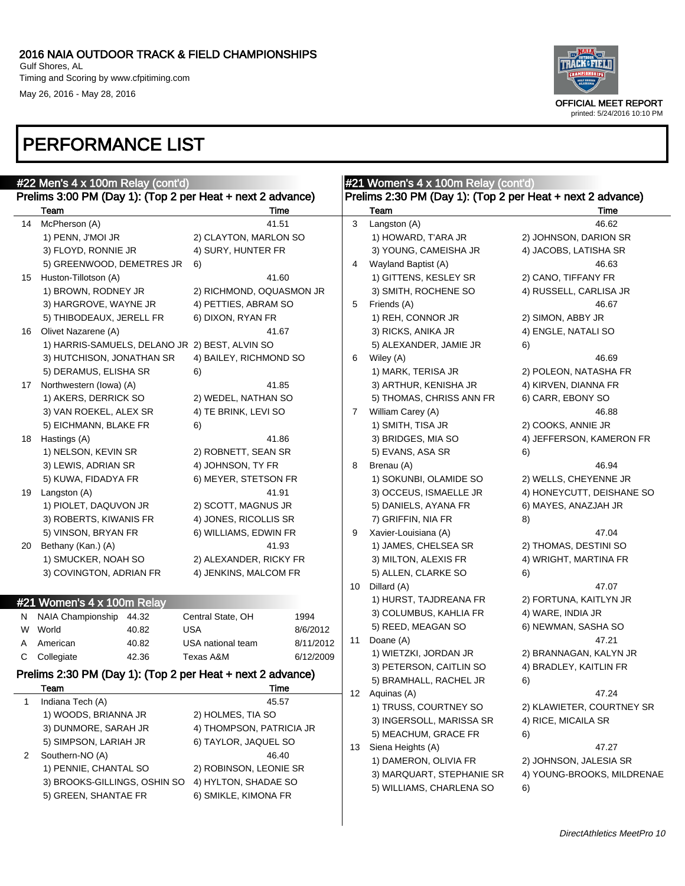# PERFORMANCE LIST

## #22 Men's 4 x 100m Relay (cont'd)

### Prelims 3:00 PM (Day 1): (Top 2 per Heat + next 2 advance)

| | Team | | Time |
|---|---|---|---|
| 14 | McPherson (A) | | 41.51 |
| | 1) PENN, J'MOI JR | 2) CLAYTON, MARLON SO | |
| | 3) FLOYD, RONNIE JR | 4) SURY, HUNTER FR | |
| | 5) GREENWOOD, DEMETRES JR | 6) | |
| 15 | Huston-Tillotson (A) | | 41.60 |
| | 1) BROWN, RODNEY JR | 2) RICHMOND, OQUASMON JR | |
| | 3) HARGROVE, WAYNE JR | 4) PETTIES, ABRAM SO | |
| | 5) THIBODEAUX, JERELL FR | 6) DIXON, RYAN FR | |
| 16 | Olivet Nazarene (A) | | 41.67 |
| | 1) HARRIS-SAMUELS, DELANO JR | 2) BEST, ALVIN SO | |
| | 3) HUTCHISON, JONATHAN SR | 4) BAILEY, RICHMOND SO | |
| | 5) DERAMUS, ELISHA SR | 6) | |
| 17 | Northwestern (Iowa) (A) | | 41.85 |
| | 1) AKERS, DERRICK SO | 2) WEDEL, NATHAN SO | |
| | 3) VAN ROEKEL, ALEX SR | 4) TE BRINK, LEVI SO | |
| | 5) EICHMANN, BLAKE FR | 6) | |
| 18 | Hastings (A) | | 41.86 |
| | 1) NELSON, KEVIN SR | 2) ROBNETT, SEAN SR | |
| | 3) LEWIS, ADRIAN SR | 4) JOHNSON, TY FR | |
| | 5) KUWA, FIDADYA FR | 6) MEYER, STETSON FR | |
| 19 | Langston (A) | | 41.91 |
| | 1) PIOLET, DAQUVON JR | 2) SCOTT, MAGNUS JR | |
| | 3) ROBERTS, KIWANIS FR | 4) JONES, RICOLLIS SR | |
| | 5) VINSON, BRYAN FR | 6) WILLIAMS, EDWIN FR | |
| 20 | Bethany (Kan.) (A) | | 41.93 |
| | 1) SMUCKER, NOAH SO | 2) ALEXANDER, RICKY FR | |
| | 3) COVINGTON, ADRIAN FR | 4) JENKINS, MALCOM FR | |

## #21 Women's 4 x 100m Relay

| | | | | |
|---|---|---|---|---|
| N | NAIA Championship | 44.32 | Central State, OH | 1994 |
| W | World | 40.82 | USA | 8/6/2012 |
| A | American | 40.82 | USA national team | 8/11/2012 |
| C | Collegiate | 42.36 | Texas A&M | 6/12/2009 |

### Prelims 2:30 PM (Day 1): (Top 2 per Heat + next 2 advance)

| | Team | | Time |
|---|---|---|---|
| 1 | Indiana Tech (A) | | 45.57 |
| | 1) WOODS, BRIANNA JR | 2) HOLMES, TIA SO | |
| | 3) DUNMORE, SARAH JR | 4) THOMPSON, PATRICIA JR | |
| | 5) SIMPSON, LARIAH JR | 6) TAYLOR, JAQUEL SO | |
| 2 | Southern-NO (A) | | 46.40 |
| | 1) PENNIE, CHANTAL SO | 2) ROBINSON, LEONIE SR | |
| | 3) BROOKS-GILLINGS, OSHIN SO | 4) HYLTON, SHADAE SO | |
| | 5) GREEN, SHANTAE FR | 6) SMIKLE, KIMONA FR | |
| 3 | Langston (A) | | 46.62 |
| | 1) HOWARD, T'ARA JR | 2) JOHNSON, DARION SR | |
| | 3) YOUNG, CAMEISHA JR | 4) JACOBS, LATISHA SR | |
| 4 | Wayland Baptist (A) | | 46.63 |
| | 1) GITTENS, KESLEY SR | 2) CANO, TIFFANY FR | |
| | 3) SMITH, ROCHENE SO | 4) RUSSELL, CARLISA JR | |
| 5 | Friends (A) | | 46.67 |
| | 1) REH, CONNOR JR | 2) SIMON, ABBY JR | |
| | 3) RICKS, ANIKA JR | 4) ENGLE, NATALI SO | |
| | 5) ALEXANDER, JAMIE JR | 6) | |
| 6 | Wiley (A) | | 46.69 |
| | 1) MARK, TERISA JR | 2) POLEON, NATASHA FR | |
| | 3) ARTHUR, KENISHA JR | 4) KIRVEN, DIANNA FR | |
| | 5) THOMAS, CHRISS ANN FR | 6) CARR, EBONY SO | |
| 7 | William Carey (A) | | 46.88 |
| | 1) SMITH, TISA JR | 2) COOKS, ANNIE JR | |
| | 3) BRIDGES, MIA SO | 4) JEFFERSON, KAMERON FR | |
| | 5) EVANS, ASA SR | 6) | |
| 8 | Brenau (A) | | 46.94 |
| | 1) SOKUNBI, OLAMIDE SO | 2) WELLS, CHEYENNE JR | |
| | 3) OCCEUS, ISMAELLE JR | 4) HONEYCUTT, DEISHANE SO | |
| | 5) DANIELS, AYANA FR | 6) MAYES, ANAZJAH JR | |
| | 7) GRIFFIN, NIA FR | 8) | |
| 9 | Xavier-Louisiana (A) | | 47.04 |
| | 1) JAMES, CHELSEA SR | 2) THOMAS, DESTINI SO | |
| | 3) MILTON, ALEXIS FR | 4) WRIGHT, MARTINA FR | |
| | 5) ALLEN, CLARKE SO | 6) | |
| 10 | Dillard (A) | | 47.07 |
| | 1) HURST, TAJDREANA FR | 2) FORTUNA, KAITLYN JR | |
| | 3) COLUMBUS, KAHLIA FR | 4) WARE, INDIA JR | |
| | 5) REED, MEAGAN SO | 6) NEWMAN, SASHA SO | |
| 11 | Doane (A) | | 47.21 |
| | 1) WIETZKI, JORDAN JR | 2) BRANNAGAN, KALYN JR | |
| | 3) PETERSON, CAITLIN SO | 4) BRADLEY, KAITLIN FR | |
| | 5) BRAMHALL, RACHEL JR | 6) | |
| 12 | Aquinas (A) | | 47.24 |
| | 1) TRUSS, COURTNEY SO | 2) KLAWIETER, COURTNEY SR | |
| | 3) INGERSOLL, MARISSA SR | 4) RICE, MICAILA SR | |
| | 5) MEACHUM, GRACE FR | 6) | |
| 13 | Siena Heights (A) | | 47.27 |
| | 1) DAMERON, OLIVIA FR | 2) JOHNSON, JALESIA SR | |
| | 3) MARQUART, STEPHANIE SR | 4) YOUNG-BROOKS, MILDRENAE | |
| | 5) WILLIAMS, CHARLENA SO | 6) | |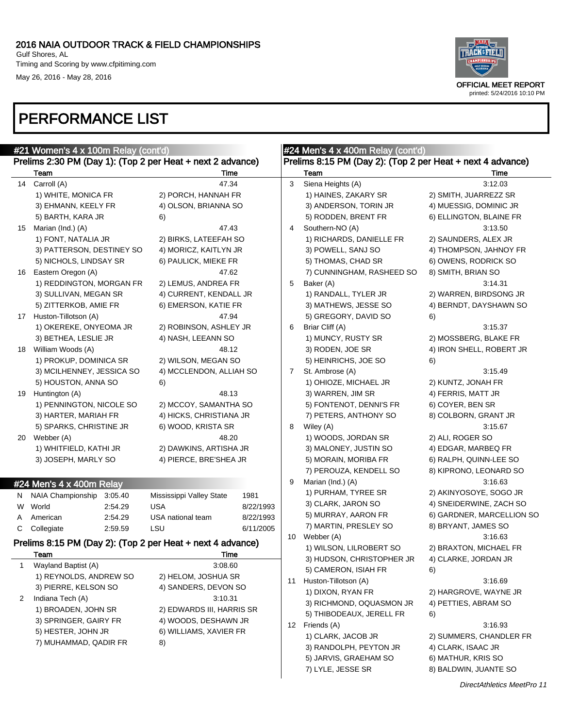# PERFORMANCE LIST

## #21 Women's 4 x 100m Relay (cont'd)

### Prelims 2:30 PM (Day 1): (Top 2 per Heat + next 2 advance)

| | Team | | Time |
|---|---|---|---|
| 14 | Carroll (A) | | 47.34 |
| | 1) WHITE, MONICA FR | 2) PORCH, HANNAH FR | |
| | 3) EHMANN, KEELY FR | 4) OLSON, BRIANNA SO | |
| | 5) BARTH, KARA JR | 6) | |
| 15 | Marian (Ind.) (A) | | 47.43 |
| | 1) FONT, NATALIA JR | 2) BIRKS, LATEEFAH SO | |
| | 3) PATTERSON, DESTINEY SO | 4) MORICZ, KAITLYN JR | |
| | 5) NICHOLS, LINDSAY SR | 6) PAULICK, MIEKE FR | |
| 16 | Eastern Oregon (A) | | 47.62 |
| | 1) REDDINGTON, MORGAN FR | 2) LEMUS, ANDREA FR | |
| | 3) SULLIVAN, MEGAN SR | 4) CURRENT, KENDALL JR | |
| | 5) ZITTERKOB, AMIE FR | 6) EMERSON, KATIE FR | |
| 17 | Huston-Tillotson (A) | | 47.94 |
| | 1) OKEREKE, ONYEOMA JR | 2) ROBINSON, ASHLEY JR | |
| | 3) BETHEA, LESLIE JR | 4) NASH, LEEANN SO | |
| 18 | William Woods (A) | | 48.12 |
| | 1) PROKUP, DOMINICA SR | 2) WILSON, MEGAN SO | |
| | 3) MCILHENNEY, JESSICA SO | 4) MCCLENDON, ALLIAH SO | |
| | 5) HOUSTON, ANNA SO | 6) | |
| 19 | Huntington (A) | | 48.13 |
| | 1) PENNINGTON, NICOLE SO | 2) MCCOY, SAMANTHA SO | |
| | 3) HARTER, MARIAH FR | 4) HICKS, CHRISTIANA JR | |
| | 5) SPARKS, CHRISTINE JR | 6) WOOD, KRISTA SR | |
| 20 | Webber (A) | | 48.20 |
| | 1) WHITFIELD, KATHI JR | 2) DAWKINS, ARTISHA JR | |
| | 3) JOSEPH, MARLY SO | 4) PIERCE, BRE'SHEA JR | |

## #24 Men's 4 x 400m Relay

| | | | | |
|---|---|---|---|---|
| N | NAIA Championship | 3:05.40 | Mississippi Valley State | 1981 |
| W | World | 2:54.29 | USA | 8/22/1993 |
| A | American | 2:54.29 | USA national team | 8/22/1993 |
| C | Collegiate | 2:59.59 | LSU | 6/11/2005 |

### Prelims 8:15 PM (Day 2): (Top 2 per Heat + next 4 advance)

| | Team | | Time |
|---|---|---|---|
| 1 | Wayland Baptist (A) | | 3:08.60 |
| | 1) REYNOLDS, ANDREW SO | 2) HELOM, JOSHUA SR | |
| | 3) PIERRE, KELSON SO | 4) SANDERS, DEVON SO | |
| 2 | Indiana Tech (A) | | 3:10.31 |
| | 1) BROADEN, JOHN SR | 2) EDWARDS III, HARRIS SR | |
| | 3) SPRINGER, GAIRY FR | 4) WOODS, DESHAWN JR | |
| | 5) HESTER, JOHN JR | 6) WILLIAMS, XAVIER FR | |
| | 7) MUHAMMAD, QADIR FR | 8) | |
| 3 | Siena Heights (A) | | 3:12.03 |
| | 1) HAINES, ZAKARY SR | 2) SMITH, JUAREZZ SR | |
| | 3) ANDERSON, TORIN JR | 4) MUESSIG, DOMINIC JR | |
| | 5) RODDEN, BRENT FR | 6) ELLINGTON, BLAINE FR | |
| 4 | Southern-NO (A) | | 3:13.50 |
| | 1) RICHARDS, DANIELLE FR | 2) SAUNDERS, ALEX JR | |
| | 3) POWELL, SANJ SO | 4) THOMPSON, JAHNOY FR | |
| | 5) THOMAS, CHAD SR | 6) OWENS, RODRICK SO | |
| | 7) CUNNINGHAM, RASHEED SO | 8) SMITH, BRIAN SO | |
| 5 | Baker (A) | | 3:14.31 |
| | 1) RANDALL, TYLER JR | 2) WARREN, BIRDSONG JR | |
| | 3) MATHEWS, JESSE SO | 4) BERNDT, DAYSHAWN SO | |
| | 5) GREGORY, DAVID SO | 6) | |
| 6 | Briar Cliff (A) | | 3:15.37 |
| | 1) MUNCY, RUSTY SR | 2) MOSSBERG, BLAKE FR | |
| | 3) RODEN, JOE SR | 4) IRON SHELL, ROBERT JR | |
| | 5) HEINRICHS, JOE SO | 6) | |
| 7 | St. Ambrose (A) | | 3:15.49 |
| | 1) OHIOZE, MICHAEL JR | 2) KUNTZ, JONAH FR | |
| | 3) WARREN, JIM SR | 4) FERRIS, MATT JR | |
| | 5) FONTENOT, DENNI'S FR | 6) COYER, BEN SR | |
| | 7) PETERS, ANTHONY SO | 8) COLBORN, GRANT JR | |
| 8 | Wiley (A) | | 3:15.67 |
| | 1) WOODS, JORDAN SR | 2) ALI, ROGER SO | |
| | 3) MALONEY, JUSTIN SO | 4) EDGAR, MARBEQ FR | |
| | 5) MORAIN, MORIBA FR | 6) RALPH, QUINN-LEE SO | |
| | 7) PEROUZA, KENDELL SO | 8) KIPRONO, LEONARD SO | |
| 9 | Marian (Ind.) (A) | | 3:16.63 |
| | 1) PURHAM, TYREE SR | 2) AKINYOSOYE, SOGO JR | |
| | 3) CLARK, JARON SO | 4) SNEIDERWINE, ZACH SO | |
| | 5) MURRAY, AARON FR | 6) GARDNER, MARCELLION SO | |
| | 7) MARTIN, PRESLEY SO | 8) BRYANT, JAMES SO | |
| 10 | Webber (A) | | 3:16.63 |
| | 1) WILSON, LILROBERT SO | 2) BRAXTON, MICHAEL FR | |
| | 3) HUDSON, CHRISTOPHER JR | 4) CLARKE, JORDAN JR | |
| | 5) CAMERON, ISIAH FR | 6) | |
| 11 | Huston-Tillotson (A) | | 3:16.69 |
| | 1) DIXON, RYAN FR | 2) HARGROVE, WAYNE JR | |
| | 3) RICHMOND, OQUASMON JR | 4) PETTIES, ABRAM SO | |
| | 5) THIBODEAUX, JERELL FR | 6) | |
| 12 | Friends (A) | | 3:16.93 |
| | 1) CLARK, JACOB JR | 2) SUMMERS, CHANDLER FR | |
| | 3) RANDOLPH, PEYTON JR | 4) CLARK, ISAAC JR | |
| | 5) JARVIS, GRAEHAM SO | 6) MATHUR, KRIS SO | |
| | 7) LYLE, JESSE SR | 8) BALDWIN, JUANTE SO | |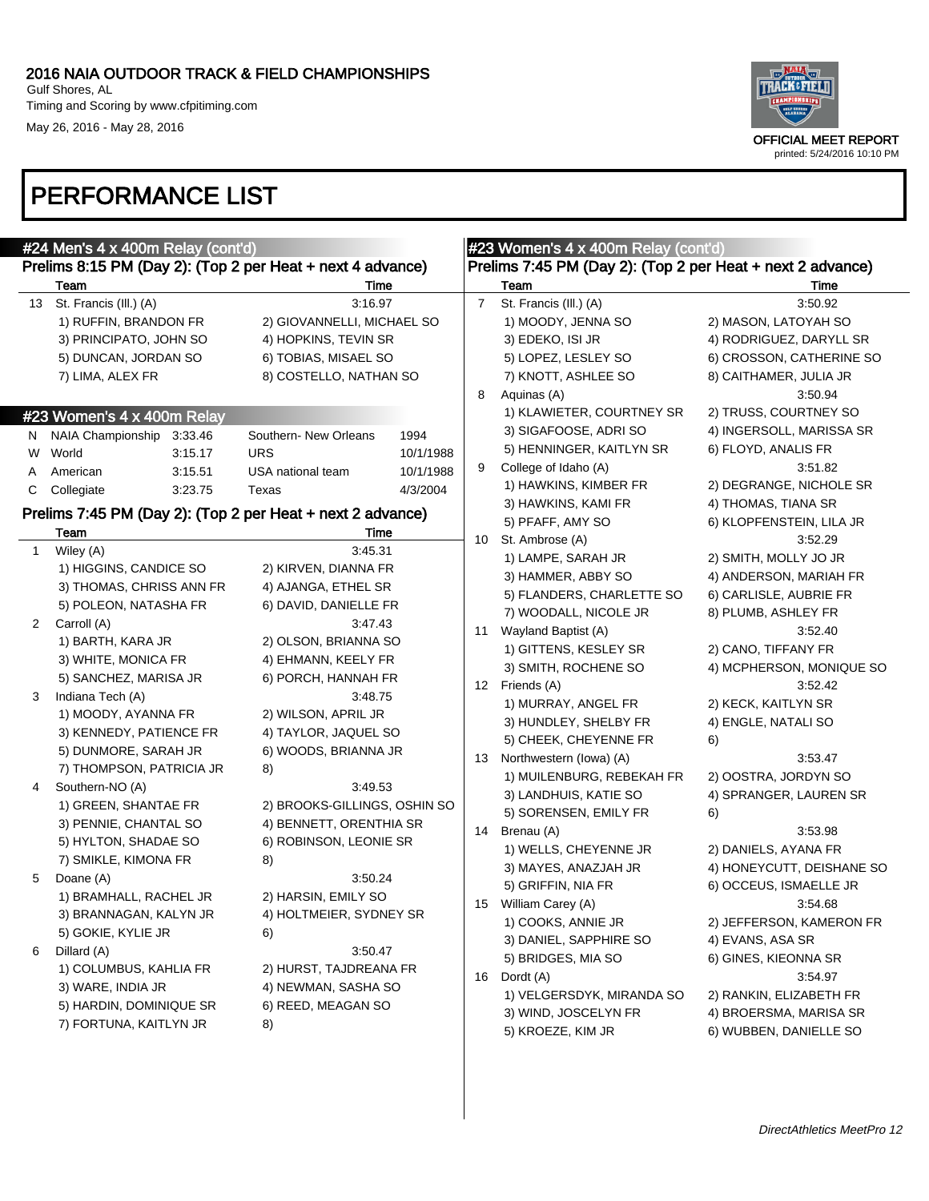# PERFORMANCE LIST

## #24 Men's 4 x 400m Relay (cont'd)

### Prelims 8:15 PM (Day 2): (Top 2 per Heat + next 4 advance)

| | Team | Time |
|---|---|---|
| 13 | St. Francis (Ill.) (A) | 3:16.97 |

1) RUFFIN, BRANDON FR 2) GIOVANNELLI, MICHAEL SO
3) PRINCIPATO, JOHN SO 4) HOPKINS, TEVIN SR
5) DUNCAN, JORDAN SO 6) TOBIAS, MISAEL SO
7) LIMA, ALEX FR 8) COSTELLO, NATHAN SO

## #23 Women's 4 x 400m Relay

| | | | | |
|---|---|---|---|---|
| N | NAIA Championship | 3:33.46 | Southern- New Orleans | 1994 |
| W | World | 3:15.17 | URS | 10/1/1988 |
| A | American | 3:15.51 | USA national team | 10/1/1988 |
| C | Collegiate | 3:23.75 | Texas | 4/3/2004 |

### Prelims 7:45 PM (Day 2): (Top 2 per Heat + next 2 advance)

| | Team | Time |
|---|---|---|
| 1 | Wiley (A) | 3:45.31 |

1) HIGGINS, CANDICE SO 2) KIRVEN, DIANNA FR
3) THOMAS, CHRISS ANN FR 4) AJANGA, ETHEL SR
5) POLEON, NATASHA FR 6) DAVID, DANIELLE FR

| | Team | Time |
|---|---|---|
| 2 | Carroll (A) | 3:47.43 |

1) BARTH, KARA JR 2) OLSON, BRIANNA SO
3) WHITE, MONICA FR 4) EHMANN, KEELY FR
5) SANCHEZ, MARISA JR 6) PORCH, HANNAH FR

| | Team | Time |
|---|---|---|
| 3 | Indiana Tech (A) | 3:48.75 |

1) MOODY, AYANNA FR 2) WILSON, APRIL JR
3) KENNEDY, PATIENCE FR 4) TAYLOR, JAQUEL SO
5) DUNMORE, SARAH JR 6) WOODS, BRIANNA JR
7) THOMPSON, PATRICIA JR 8)

| | Team | Time |
|---|---|---|
| 4 | Southern-NO (A) | 3:49.53 |

1) GREEN, SHANTAE FR 2) BROOKS-GILLINGS, OSHIN SO
3) PENNIE, CHANTAL SO 4) BENNETT, ORENTHIA SR
5) HYLTON, SHADAE SO 6) ROBINSON, LEONIE SR
7) SMIKLE, KIMONA FR 8)

| | Team | Time |
|---|---|---|
| 5 | Doane (A) | 3:50.24 |

1) BRAMHALL, RACHEL JR 2) HARSIN, EMILY SO
3) BRANNAGAN, KALYN JR 4) HOLTMEIER, SYDNEY SR
5) GOKIE, KYLIE JR 6)

| | Team | Time |
|---|---|---|
| 6 | Dillard (A) | 3:50.47 |

1) COLUMBUS, KAHLIA FR 2) HURST, TAJDREANA FR
3) WARE, INDIA JR 4) NEWMAN, SASHA SO
5) HARDIN, DOMINIQUE SR 6) REED, MEAGAN SO
7) FORTUNA, KAITLYN JR 8)

## #23 Women's 4 x 400m Relay (cont'd)

### Prelims 7:45 PM (Day 2): (Top 2 per Heat + next 2 advance)

| | Team | Time |
|---|---|---|
| 7 | St. Francis (Ill.) (A) | 3:50.92 |

1) MOODY, JENNA SO 2) MASON, LATOYAH SO
3) EDEKO, ISI JR 4) RODRIGUEZ, DARYLL SR
5) LOPEZ, LESLEY SO 6) CROSSON, CATHERINE SO
7) KNOTT, ASHLEE SO 8) CAITHAMER, JULIA JR

| | Team | Time |
|---|---|---|
| 8 | Aquinas (A) | 3:50.94 |

1) KLAWIETER, COURTNEY SR 2) TRUSS, COURTNEY SO
3) SIGAFOOSE, ADRI SO 4) INGERSOLL, MARISSA SR
5) HENNINGER, KAITLYN SR 6) FLOYD, ANALIS FR

| | Team | Time |
|---|---|---|
| 9 | College of Idaho (A) | 3:51.82 |

1) HAWKINS, KIMBER FR 2) DEGRANGE, NICHOLE SR
3) HAWKINS, KAMI FR 4) THOMAS, TIANA SR
5) PFAFF, AMY SO 6) KLOPFENSTEIN, LILA JR

| | Team | Time |
|---|---|---|
| 10 | St. Ambrose (A) | 3:52.29 |

1) LAMPE, SARAH JR 2) SMITH, MOLLY JO JR
3) HAMMER, ABBY SO 4) ANDERSON, MARIAH FR
5) FLANDERS, CHARLETTE SO 6) CARLISLE, AUBRIE FR
7) WOODALL, NICOLE JR 8) PLUMB, ASHLEY FR

| | Team | Time |
|---|---|---|
| 11 | Wayland Baptist (A) | 3:52.40 |

1) GITTENS, KESLEY SR 2) CANO, TIFFANY FR
3) SMITH, ROCHENE SO 4) MCPHERSON, MONIQUE SO

| | Team | Time |
|---|---|---|
| 12 | Friends (A) | 3:52.42 |

1) MURRAY, ANGEL FR 2) KECK, KAITLYN SR
3) HUNDLEY, SHELBY FR 4) ENGLE, NATALI SO
5) CHEEK, CHEYENNE FR 6)

| | Team | Time |
|---|---|---|
| 13 | Northwestern (Iowa) (A) | 3:53.47 |

1) MUILENBURG, REBEKAH FR 2) OOSTRA, JORDYN SO
3) LANDHUIS, KATIE SO 4) SPRANGER, LAUREN SR
5) SORENSEN, EMILY FR 6)

| | Team | Time |
|---|---|---|
| 14 | Brenau (A) | 3:53.98 |

1) WELLS, CHEYENNE JR 2) DANIELS, AYANA FR
3) MAYES, ANAZJAH JR 4) HONEYCUTT, DEISHANE SO
5) GRIFFIN, NIA FR 6) OCCEUS, ISMAELLE JR

| | Team | Time |
|---|---|---|
| 15 | William Carey (A) | 3:54.68 |

1) COOKS, ANNIE JR 2) JEFFERSON, KAMERON FR
3) DANIEL, SAPPHIRE SO 4) EVANS, ASA SR
5) BRIDGES, MIA SO 6) GINES, KIEONNA SR

| | Team | Time |
|---|---|---|
| 16 | Dordt (A) | 3:54.97 |

1) VELGERSDYK, MIRANDA SO 2) RANKIN, ELIZABETH FR
3) WIND, JOSCELYN FR 4) BROERSMA, MARISA SR
5) KROEZE, KIM JR 6) WUBBEN, DANIELLE SO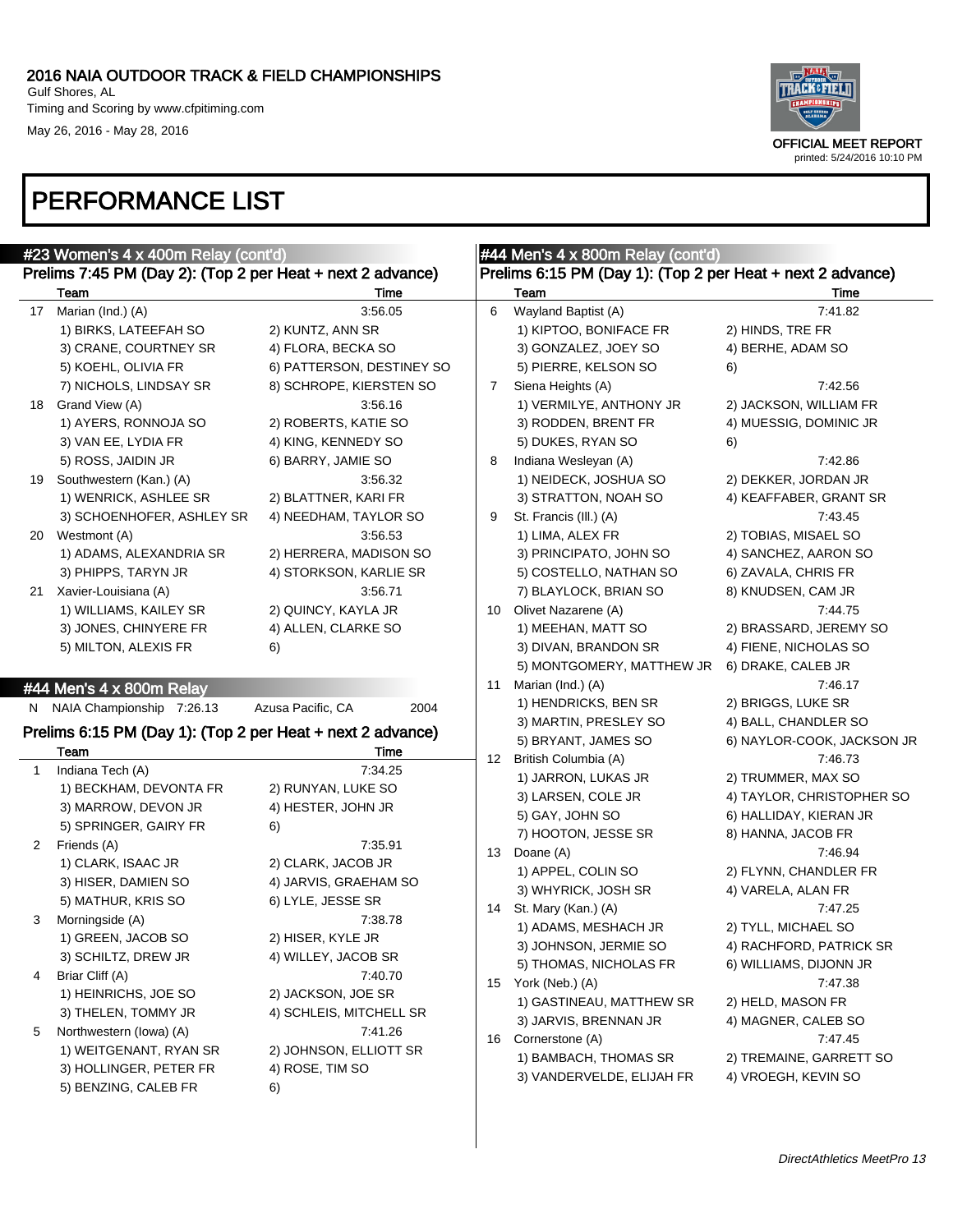# 2016 NAIA OUTDOOR TRACK & FIELD CHAMPIONSHIPS

Gulf Shores, AL
Timing and Scoring by www.cfpitiming.com
May 26, 2016 - May 28, 2016

OFFICIAL MEET REPORT
printed: 5/24/2016 10:10 PM

# PERFORMANCE LIST

## #23 Women's 4 x 400m Relay (cont'd)

### Prelims 7:45 PM (Day 2): (Top 2 per Heat + next 2 advance)

| | Team | Time |
|---|---|---|
| 17 | Marian (Ind.) (A) | 3:56.05 |
| | 1) BIRKS, LATEEFAH SO; 2) KUNTZ, ANN SR; 3) CRANE, COURTNEY SR; 4) FLORA, BECKA SO; 5) KOEHL, OLIVIA FR; 6) PATTERSON, DESTINEY SO; 7) NICHOLS, LINDSAY SR; 8) SCHROPE, KIERSTEN SO | |
| 18 | Grand View (A) | 3:56.16 |
| | 1) AYERS, RONNOJA SO; 2) ROBERTS, KATIE SO; 3) VAN EE, LYDIA FR; 4) KING, KENNEDY SO; 5) ROSS, JAIDIN JR; 6) BARRY, JAMIE SO | |
| 19 | Southwestern (Kan.) (A) | 3:56.32 |
| | 1) WENRICK, ASHLEE SR; 2) BLATTNER, KARI FR; 3) SCHOENHOFER, ASHLEY SR; 4) NEEDHAM, TAYLOR SO | |
| 20 | Westmont (A) | 3:56.53 |
| | 1) ADAMS, ALEXANDRIA SR; 2) HERRERA, MADISON SO; 3) PHIPPS, TARYN JR; 4) STORKSON, KARLIE SR | |
| 21 | Xavier-Louisiana (A) | 3:56.71 |
| | 1) WILLIAMS, KAILEY SR; 2) QUINCY, KAYLA JR; 3) JONES, CHINYERE FR; 4) ALLEN, CLARKE SO; 5) MILTON, ALEXIS FR; 6) | |

## #44 Men's 4 x 800m Relay

N NAIA Championship 7:26.13 Azusa Pacific, CA 2004

### Prelims 6:15 PM (Day 1): (Top 2 per Heat + next 2 advance)

| | Team | Time |
|---|---|---|
| 1 | Indiana Tech (A) | 7:34.25 |
| | 1) BECKHAM, DEVONTA FR; 2) RUNYAN, LUKE SO; 3) MARROW, DEVON JR; 4) HESTER, JOHN JR; 5) SPRINGER, GAIRY FR; 6) | |
| 2 | Friends (A) | 7:35.91 |
| | 1) CLARK, ISAAC JR; 2) CLARK, JACOB JR; 3) HISER, DAMIEN SO; 4) JARVIS, GRAEHAM SO; 5) MATHUR, KRIS SO; 6) LYLE, JESSE SR | |
| 3 | Morningside (A) | 7:38.78 |
| | 1) GREEN, JACOB SO; 2) HISER, KYLE JR; 3) SCHILTZ, DREW JR; 4) WILLEY, JACOB SR | |
| 4 | Briar Cliff (A) | 7:40.70 |
| | 1) HEINRICHS, JOE SO; 2) JACKSON, JOE SR; 3) THELEN, TOMMY JR; 4) SCHLEIS, MITCHELL SR | |
| 5 | Northwestern (Iowa) (A) | 7:41.26 |
| | 1) WEITGENANT, RYAN SR; 2) JOHNSON, ELLIOTT SR; 3) HOLLINGER, PETER FR; 4) ROSE, TIM SO; 5) BENZING, CALEB FR; 6) | |

## #44 Men's 4 x 800m Relay (cont'd)

### Prelims 6:15 PM (Day 1): (Top 2 per Heat + next 2 advance)

| | Team | Time |
|---|---|---|
| 6 | Wayland Baptist (A) | 7:41.82 |
| | 1) KIPTOO, BONIFACE FR; 2) HINDS, TRE FR; 3) GONZALEZ, JOEY SO; 4) BERHE, ADAM SO; 5) PIERRE, KELSON SO; 6) | |
| 7 | Siena Heights (A) | 7:42.56 |
| | 1) VERMILYE, ANTHONY JR; 2) JACKSON, WILLIAM FR; 3) RODDEN, BRENT FR; 4) MUESSIG, DOMINIC JR; 5) DUKES, RYAN SO; 6) | |
| 8 | Indiana Wesleyan (A) | 7:42.86 |
| | 1) NEIDECK, JOSHUA SO; 2) DEKKER, JORDAN JR; 3) STRATTON, NOAH SO; 4) KEAFFABER, GRANT SR | |
| 9 | St. Francis (Ill.) (A) | 7:43.45 |
| | 1) LIMA, ALEX FR; 2) TOBIAS, MISAEL SO; 3) PRINCIPATO, JOHN SO; 4) SANCHEZ, AARON SO; 5) COSTELLO, NATHAN SO; 6) ZAVALA, CHRIS FR; 7) BLAYLOCK, BRIAN SO; 8) KNUDSEN, CAM JR | |
| 10 | Olivet Nazarene (A) | 7:44.75 |
| | 1) MEEHAN, MATT SO; 2) BRASSARD, JEREMY SO; 3) DIVAN, BRANDON SR; 4) FIENE, NICHOLAS SO; 5) MONTGOMERY, MATTHEW JR; 6) DRAKE, CALEB JR | |
| 11 | Marian (Ind.) (A) | 7:46.17 |
| | 1) HENDRICKS, BEN SR; 2) BRIGGS, LUKE SR; 3) MARTIN, PRESLEY SO; 4) BALL, CHANDLER SO; 5) BRYANT, JAMES SO; 6) NAYLOR-COOK, JACKSON JR | |
| 12 | British Columbia (A) | 7:46.73 |
| | 1) JARRON, LUKAS JR; 2) TRUMMER, MAX SO; 3) LARSEN, COLE JR; 4) TAYLOR, CHRISTOPHER SO; 5) GAY, JOHN SO; 6) HALLIDAY, KIERAN JR; 7) HOOTON, JESSE SR; 8) HANNA, JACOB FR | |
| 13 | Doane (A) | 7:46.94 |
| | 1) APPEL, COLIN SO; 2) FLYNN, CHANDLER FR; 3) WHYRICK, JOSH SR; 4) VARELA, ALAN FR | |
| 14 | St. Mary (Kan.) (A) | 7:47.25 |
| | 1) ADAMS, MESHACH JR; 2) TYLL, MICHAEL SO; 3) JOHNSON, JERMIE SO; 4) RACHFORD, PATRICK SR; 5) THOMAS, NICHOLAS FR; 6) WILLIAMS, DIJONN JR | |
| 15 | York (Neb.) (A) | 7:47.38 |
| | 1) GASTINEAU, MATTHEW SR; 2) HELD, MASON FR; 3) JARVIS, BRENNAN JR; 4) MAGNER, CALEB SO | |
| 16 | Cornerstone (A) | 7:47.45 |
| | 1) BAMBACH, THOMAS SR; 2) TREMAINE, GARRETT SO; 3) VANDERVELDE, ELIJAH FR; 4) VROEGH, KEVIN SO | |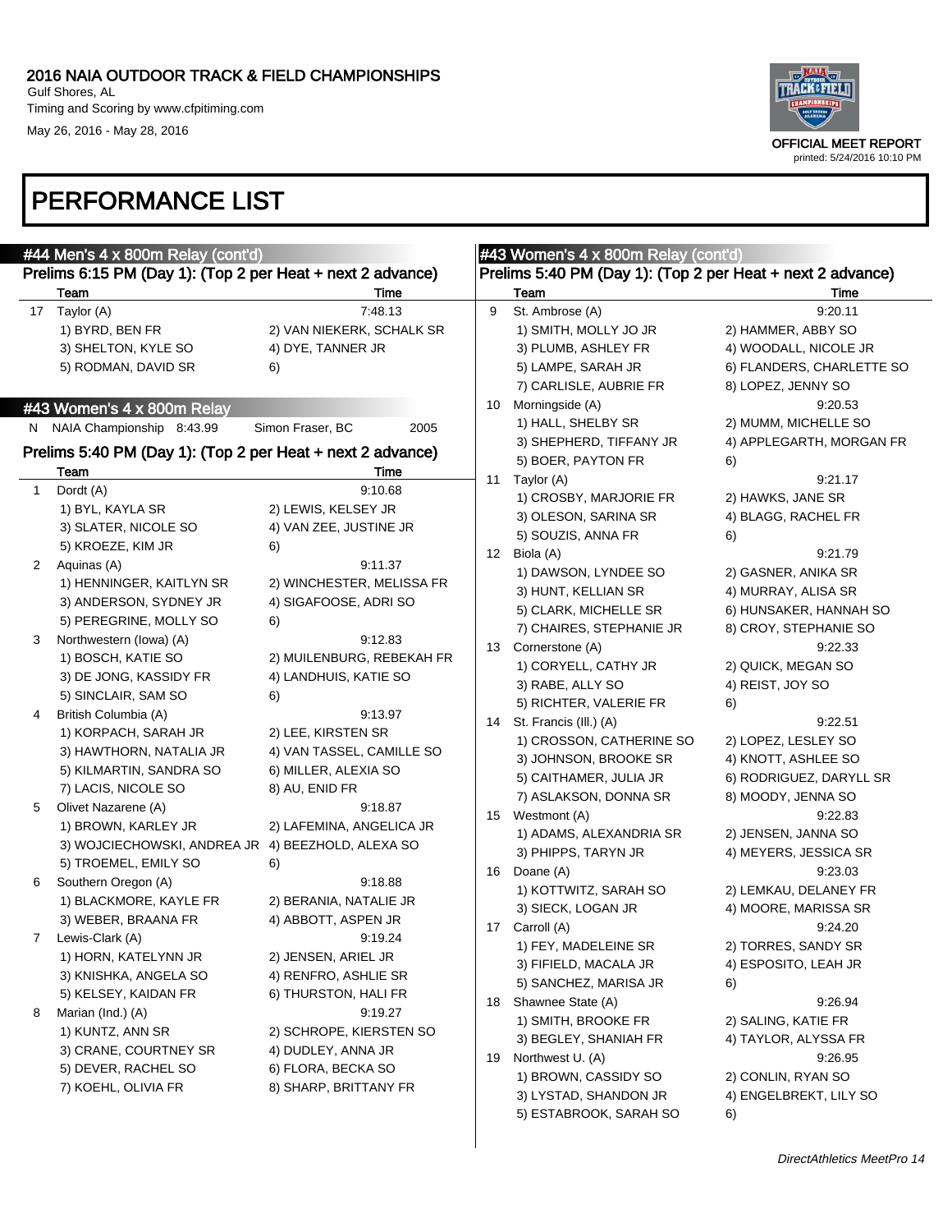# PERFORMANCE LIST

## #44 Men's 4 x 800m Relay (cont'd)

### Prelims 6:15 PM (Day 1): (Top 2 per Heat + next 2 advance)

| | Team | | Time |
|---|---|---|---|
| 17 | Taylor (A) | | 7:48.13 |
| | 1) BYRD, BEN FR | 2) VAN NIEKERK, SCHALK SR | |
| | 3) SHELTON, KYLE SO | 4) DYE, TANNER JR | |
| | 5) RODMAN, DAVID SR | 6) | |

## #43 Women's 4 x 800m Relay

N NAIA Championship 8:43.99 Simon Fraser, BC 2005

### Prelims 5:40 PM (Day 1): (Top 2 per Heat + next 2 advance)

| | Team | | Time |
|---|---|---|---|
| 1 | Dordt (A) | | 9:10.68 |
| | 1) BYL, KAYLA SR | 2) LEWIS, KELSEY JR | |
| | 3) SLATER, NICOLE SO | 4) VAN ZEE, JUSTINE JR | |
| | 5) KROEZE, KIM JR | 6) | |
| 2 | Aquinas (A) | | 9:11.37 |
| | 1) HENNINGER, KAITLYN SR | 2) WINCHESTER, MELISSA FR | |
| | 3) ANDERSON, SYDNEY JR | 4) SIGAFOOSE, ADRI SO | |
| | 5) PEREGRINE, MOLLY SO | 6) | |
| 3 | Northwestern (Iowa) (A) | | 9:12.83 |
| | 1) BOSCH, KATIE SO | 2) MUILENBURG, REBEKAH FR | |
| | 3) DE JONG, KASSIDY FR | 4) LANDHUIS, KATIE SO | |
| | 5) SINCLAIR, SAM SO | 6) | |
| 4 | British Columbia (A) | | 9:13.97 |
| | 1) KORPACH, SARAH JR | 2) LEE, KIRSTEN SR | |
| | 3) HAWTHORN, NATALIA JR | 4) VAN TASSEL, CAMILLE SO | |
| | 5) KILMARTIN, SANDRA SO | 6) MILLER, ALEXIA SO | |
| | 7) LACIS, NICOLE SO | 8) AU, ENID FR | |
| 5 | Olivet Nazarene (A) | | 9:18.87 |
| | 1) BROWN, KARLEY JR | 2) LAFEMINA, ANGELICA JR | |
| | 3) WOJCIECHOWSKI, ANDREA JR | 4) BEEZHOLD, ALEXA SO | |
| | 5) TROEMEL, EMILY SO | 6) | |
| 6 | Southern Oregon (A) | | 9:18.88 |
| | 1) BLACKMORE, KAYLE FR | 2) BERANIA, NATALIE JR | |
| | 3) WEBER, BRAANA FR | 4) ABBOTT, ASPEN JR | |
| 7 | Lewis-Clark (A) | | 9:19.24 |
| | 1) HORN, KATELYNN JR | 2) JENSEN, ARIEL JR | |
| | 3) KNISHKA, ANGELA SO | 4) RENFRO, ASHLIE SR | |
| | 5) KELSEY, KAIDAN FR | 6) THURSTON, HALI FR | |
| 8 | Marian (Ind.) (A) | | 9:19.27 |
| | 1) KUNTZ, ANN SR | 2) SCHROPE, KIERSTEN SO | |
| | 3) CRANE, COURTNEY SR | 4) DUDLEY, ANNA JR | |
| | 5) DEVER, RACHEL SO | 6) FLORA, BECKA SO | |
| | 7) KOEHL, OLIVIA FR | 8) SHARP, BRITTANY FR | |

## #43 Women's 4 x 800m Relay (cont'd)

### Prelims 5:40 PM (Day 1): (Top 2 per Heat + next 2 advance)

| | Team | | Time |
|---|---|---|---|
| 9 | St. Ambrose (A) | | 9:20.11 |
| | 1) SMITH, MOLLY JO JR | 2) HAMMER, ABBY SO | |
| | 3) PLUMB, ASHLEY FR | 4) WOODALL, NICOLE JR | |
| | 5) LAMPE, SARAH JR | 6) FLANDERS, CHARLETTE SO | |
| | 7) CARLISLE, AUBRIE FR | 8) LOPEZ, JENNY SO | |
| 10 | Morningside (A) | | 9:20.53 |
| | 1) HALL, SHELBY SR | 2) MUMM, MICHELLE SO | |
| | 3) SHEPHERD, TIFFANY JR | 4) APPLEGARTH, MORGAN FR | |
| | 5) BOER, PAYTON FR | 6) | |
| 11 | Taylor (A) | | 9:21.17 |
| | 1) CROSBY, MARJORIE FR | 2) HAWKS, JANE SR | |
| | 3) OLESON, SARINA SR | 4) BLAGG, RACHEL FR | |
| | 5) SOUZIS, ANNA FR | 6) | |
| 12 | Biola (A) | | 9:21.79 |
| | 1) DAWSON, LYNDEE SO | 2) GASNER, ANIKA SR | |
| | 3) HUNT, KELLIAN SR | 4) MURRAY, ALISA SR | |
| | 5) CLARK, MICHELLE SR | 6) HUNSAKER, HANNAH SO | |
| | 7) CHAIRES, STEPHANIE JR | 8) CROY, STEPHANIE SO | |
| 13 | Cornerstone (A) | | 9:22.33 |
| | 1) CORYELL, CATHY JR | 2) QUICK, MEGAN SO | |
| | 3) RABE, ALLY SO | 4) REIST, JOY SO | |
| | 5) RICHTER, VALERIE FR | 6) | |
| 14 | St. Francis (Ill.) (A) | | 9:22.51 |
| | 1) CROSSON, CATHERINE SO | 2) LOPEZ, LESLEY SO | |
| | 3) JOHNSON, BROOKE SR | 4) KNOTT, ASHLEE SO | |
| | 5) CAITHAMER, JULIA JR | 6) RODRIGUEZ, DARYLL SR | |
| | 7) ASLAKSON, DONNA SR | 8) MOODY, JENNA SO | |
| 15 | Westmont (A) | | 9:22.83 |
| | 1) ADAMS, ALEXANDRIA SR | 2) JENSEN, JANNA SO | |
| | 3) PHIPPS, TARYN JR | 4) MEYERS, JESSICA SR | |
| 16 | Doane (A) | | 9:23.03 |
| | 1) KOTTWITZ, SARAH SO | 2) LEMKAU, DELANEY FR | |
| | 3) SIECK, LOGAN JR | 4) MOORE, MARISSA SR | |
| 17 | Carroll (A) | | 9:24.20 |
| | 1) FEY, MADELEINE SR | 2) TORRES, SANDY SR | |
| | 3) FIFIELD, MACALA JR | 4) ESPOSITO, LEAH JR | |
| | 5) SANCHEZ, MARISA JR | 6) | |
| 18 | Shawnee State (A) | | 9:26.94 |
| | 1) SMITH, BROOKE FR | 2) SALING, KATIE FR | |
| | 3) BEGLEY, SHANIAH FR | 4) TAYLOR, ALYSSA FR | |
| 19 | Northwest U. (A) | | 9:26.95 |
| | 1) BROWN, CASSIDY SO | 2) CONLIN, RYAN SO | |
| | 3) LYSTAD, SHANDON JR | 4) ENGELBREKT, LILY SO | |
| | 5) ESTABROOK, SARAH SO | 6) | |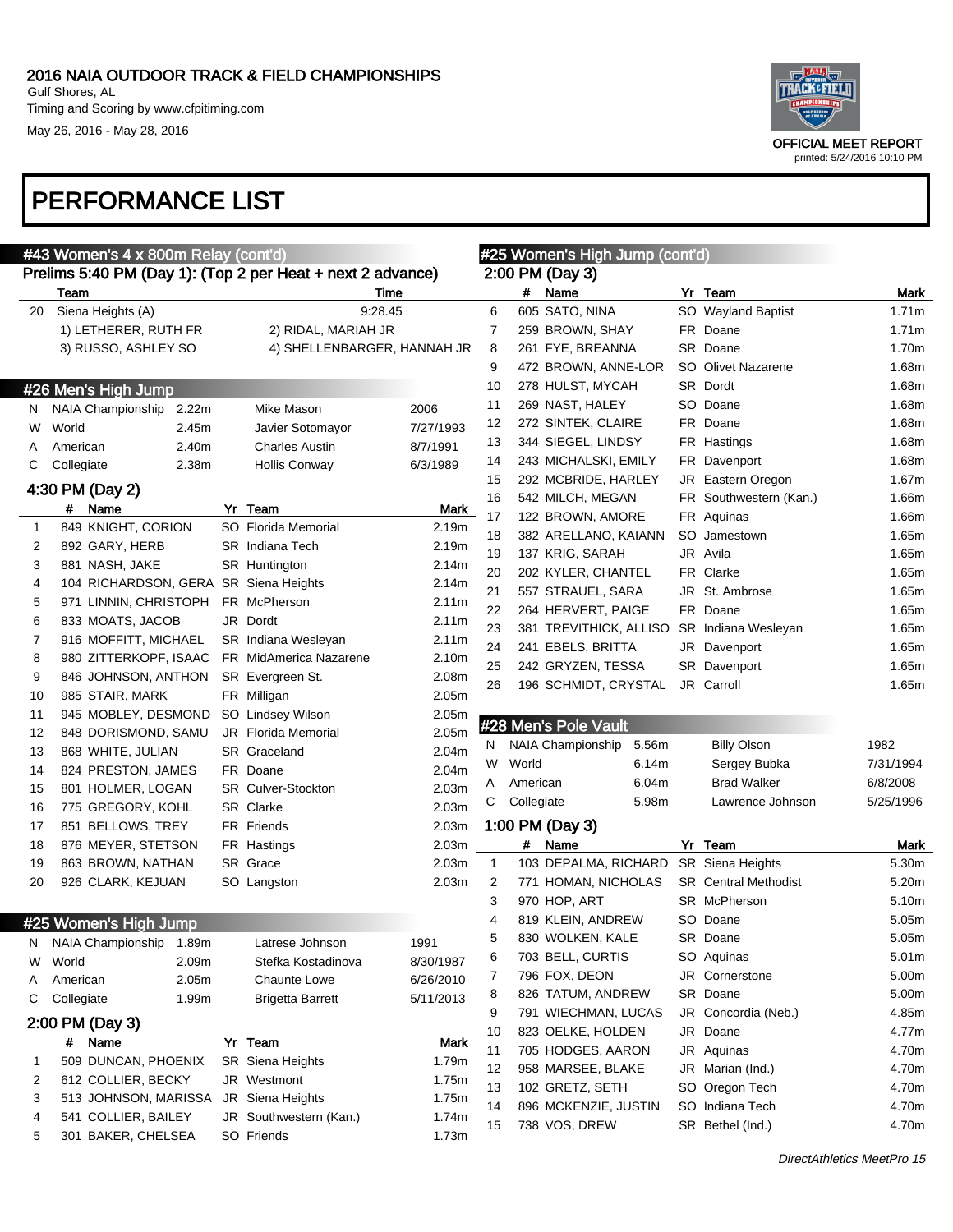# 2016 NAIA OUTDOOR TRACK & FIELD CHAMPIONSHIPS

Gulf Shores, AL
Timing and Scoring by www.cfpitiming.com
May 26, 2016 - May 28, 2016

OFFICIAL MEET REPORT
printed: 5/24/2016 10:10 PM

# PERFORMANCE LIST

## #43 Women's 4 x 800m Relay (cont'd)

### Prelims 5:40 PM (Day 1): (Top 2 per Heat + next 2 advance)

| | Team | Time |
|---|---|---|
| 20 | Siena Heights (A) | 9:28.45 |
| | 1) LETHERER, RUTH FR; 2) RIDAL, MARIAH JR; 3) RUSSO, ASHLEY SO; 4) SHELLENBARGER, HANNAH JR | |

## #26 Men's High Jump

| | | | | |
|---|---|---|---|---|
| N | NAIA Championship | 2.22m | Mike Mason | 2006 |
| W | World | 2.45m | Javier Sotomayor | 7/27/1993 |
| A | American | 2.40m | Charles Austin | 8/7/1991 |
| C | Collegiate | 2.38m | Hollis Conway | 6/3/1989 |

### 4:30 PM (Day 2)

| | # | Name | Yr | Team | Mark |
|---|---|---|---|---|---|
| 1 | 849 | KNIGHT, CORION | SO | Florida Memorial | 2.19m |
| 2 | 892 | GARY, HERB | SR | Indiana Tech | 2.19m |
| 3 | 881 | NASH, JAKE | SR | Huntington | 2.14m |
| 4 | 104 | RICHARDSON, GERA | SR | Siena Heights | 2.14m |
| 5 | 971 | LINNIN, CHRISTOPH | FR | McPherson | 2.11m |
| 6 | 833 | MOATS, JACOB | JR | Dordt | 2.11m |
| 7 | 916 | MOFFITT, MICHAEL | SR | Indiana Wesleyan | 2.11m |
| 8 | 980 | ZITTERKOPF, ISAAC | FR | MidAmerica Nazarene | 2.10m |
| 9 | 846 | JOHNSON, ANTHON | SR | Evergreen St. | 2.08m |
| 10 | 985 | STAIR, MARK | FR | Milligan | 2.05m |
| 11 | 945 | MOBLEY, DESMOND | SO | Lindsey Wilson | 2.05m |
| 12 | 848 | DORISMOND, SAMU | JR | Florida Memorial | 2.05m |
| 13 | 868 | WHITE, JULIAN | SR | Graceland | 2.04m |
| 14 | 824 | PRESTON, JAMES | FR | Doane | 2.04m |
| 15 | 801 | HOLMER, LOGAN | SR | Culver-Stockton | 2.03m |
| 16 | 775 | GREGORY, KOHL | SR | Clarke | 2.03m |
| 17 | 851 | BELLOWS, TREY | FR | Friends | 2.03m |
| 18 | 876 | MEYER, STETSON | FR | Hastings | 2.03m |
| 19 | 863 | BROWN, NATHAN | SR | Grace | 2.03m |
| 20 | 926 | CLARK, KEJUAN | SO | Langston | 2.03m |

## #25 Women's High Jump

| | | | | |
|---|---|---|---|---|
| N | NAIA Championship | 1.89m | Latrese Johnson | 1991 |
| W | World | 2.09m | Stefka Kostadinova | 8/30/1987 |
| A | American | 2.05m | Chaunte Lowe | 6/26/2010 |
| C | Collegiate | 1.99m | Brigetta Barrett | 5/11/2013 |

### 2:00 PM (Day 3)

| | # | Name | Yr | Team | Mark |
|---|---|---|---|---|---|
| 1 | 509 | DUNCAN, PHOENIX | SR | Siena Heights | 1.79m |
| 2 | 612 | COLLIER, BECKY | JR | Westmont | 1.75m |
| 3 | 513 | JOHNSON, MARISSA | JR | Siena Heights | 1.75m |
| 4 | 541 | COLLIER, BAILEY | JR | Southwestern (Kan.) | 1.74m |
| 5 | 301 | BAKER, CHELSEA | SO | Friends | 1.73m |
| 6 | 605 | SATO, NINA | SO | Wayland Baptist | 1.71m |
| 7 | 259 | BROWN, SHAY | FR | Doane | 1.71m |
| 8 | 261 | FYE, BREANNA | SR | Doane | 1.70m |
| 9 | 472 | BROWN, ANNE-LOR | SO | Olivet Nazarene | 1.68m |
| 10 | 278 | HULST, MYCAH | SR | Dordt | 1.68m |
| 11 | 269 | NAST, HALEY | SO | Doane | 1.68m |
| 12 | 272 | SINTEK, CLAIRE | FR | Doane | 1.68m |
| 13 | 344 | SIEGEL, LINDSY | FR | Hastings | 1.68m |
| 14 | 243 | MICHALSKI, EMILY | FR | Davenport | 1.68m |
| 15 | 292 | MCBRIDE, HARLEY | JR | Eastern Oregon | 1.67m |
| 16 | 542 | MILCH, MEGAN | FR | Southwestern (Kan.) | 1.66m |
| 17 | 122 | BROWN, AMORE | FR | Aquinas | 1.66m |
| 18 | 382 | ARELLANO, KAIANN | SO | Jamestown | 1.65m |
| 19 | 137 | KRIG, SARAH | JR | Avila | 1.65m |
| 20 | 202 | KYLER, CHANTEL | FR | Clarke | 1.65m |
| 21 | 557 | STRAUEL, SARA | JR | St. Ambrose | 1.65m |
| 22 | 264 | HERVERT, PAIGE | FR | Doane | 1.65m |
| 23 | 381 | TREVITHICK, ALLISO | SR | Indiana Wesleyan | 1.65m |
| 24 | 241 | EBELS, BRITTA | JR | Davenport | 1.65m |
| 25 | 242 | GRYZEN, TESSA | SR | Davenport | 1.65m |
| 26 | 196 | SCHMIDT, CRYSTAL | JR | Carroll | 1.65m |

## #28 Men's Pole Vault

| | | | | |
|---|---|---|---|---|
| N | NAIA Championship | 5.56m | Billy Olson | 1982 |
| W | World | 6.14m | Sergey Bubka | 7/31/1994 |
| A | American | 6.04m | Brad Walker | 6/8/2008 |
| C | Collegiate | 5.98m | Lawrence Johnson | 5/25/1996 |

### 1:00 PM (Day 3)

| | # | Name | Yr | Team | Mark |
|---|---|---|---|---|---|
| 1 | 103 | DEPALMA, RICHARD | SR | Siena Heights | 5.30m |
| 2 | 771 | HOMAN, NICHOLAS | SR | Central Methodist | 5.20m |
| 3 | 970 | HOP, ART | SR | McPherson | 5.10m |
| 4 | 819 | KLEIN, ANDREW | SO | Doane | 5.05m |
| 5 | 830 | WOLKEN, KALE | SR | Doane | 5.05m |
| 6 | 703 | BELL, CURTIS | SO | Aquinas | 5.01m |
| 7 | 796 | FOX, DEON | JR | Cornerstone | 5.00m |
| 8 | 826 | TATUM, ANDREW | SR | Doane | 5.00m |
| 9 | 791 | WIECHMAN, LUCAS | JR | Concordia (Neb.) | 4.85m |
| 10 | 823 | OELKE, HOLDEN | JR | Doane | 4.77m |
| 11 | 705 | HODGES, AARON | JR | Aquinas | 4.70m |
| 12 | 958 | MARSEE, BLAKE | JR | Marian (Ind.) | 4.70m |
| 13 | 102 | GRETZ, SETH | SO | Oregon Tech | 4.70m |
| 14 | 896 | MCKENZIE, JUSTIN | SO | Indiana Tech | 4.70m |
| 15 | 738 | VOS, DREW | SR | Bethel (Ind.) | 4.70m |

*DirectAthletics MeetPro 15*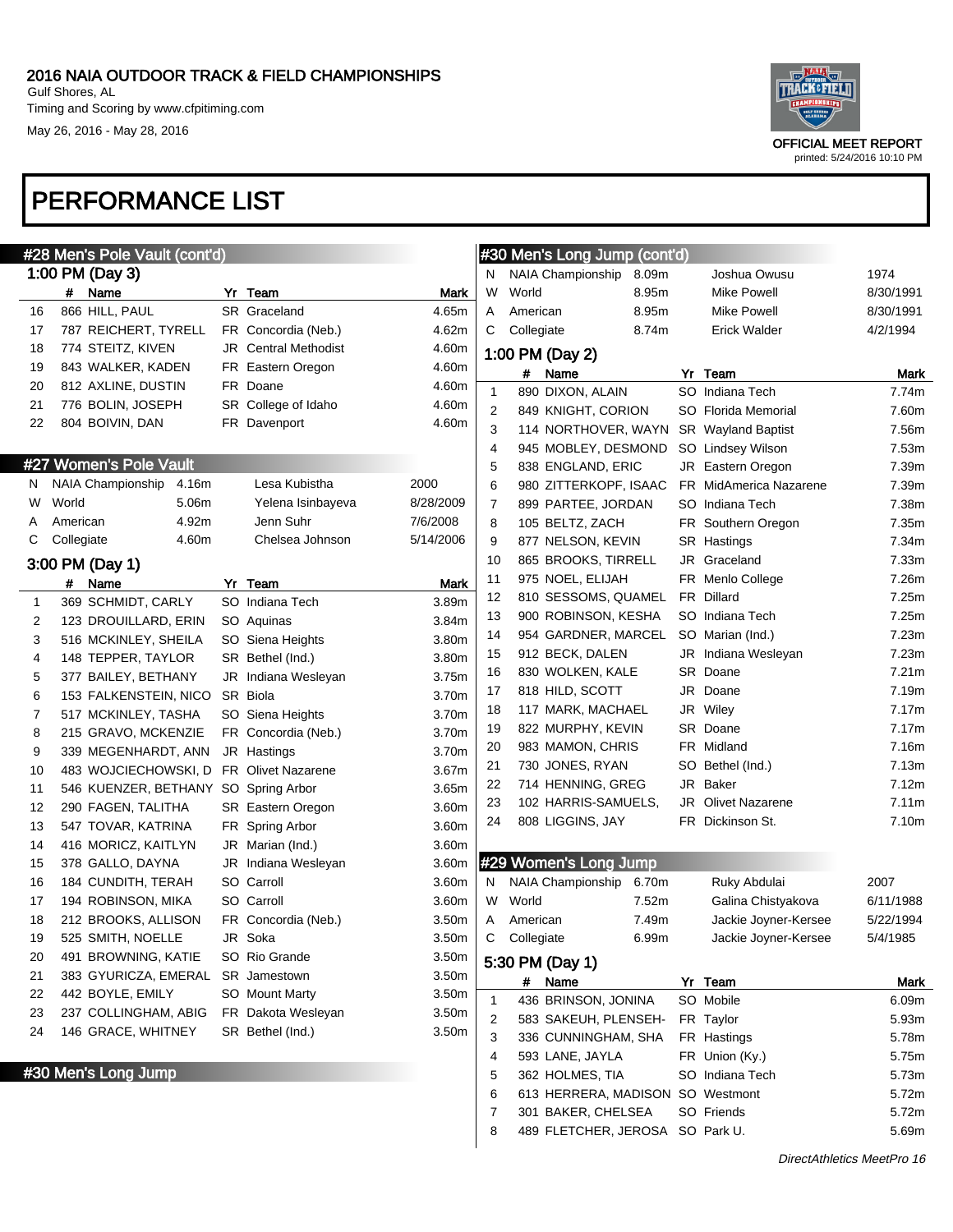# PERFORMANCE LIST

## #28 Men's Pole Vault (cont'd)

### 1:00 PM (Day 3)

| | # | Name | Yr | Team | Mark |
|---|---|---|---|---|---|
| 16 | 866 | HILL, PAUL | SR | Graceland | 4.65m |
| 17 | 787 | REICHERT, TYRELL | FR | Concordia (Neb.) | 4.62m |
| 18 | 774 | STEITZ, KIVEN | JR | Central Methodist | 4.60m |
| 19 | 843 | WALKER, KADEN | FR | Eastern Oregon | 4.60m |
| 20 | 812 | AXLINE, DUSTIN | FR | Doane | 4.60m |
| 21 | 776 | BOLIN, JOSEPH | SR | College of Idaho | 4.60m |
| 22 | 804 | BOIVIN, DAN | FR | Davenport | 4.60m |

## #27 Women's Pole Vault

| | | | | |
|---|---|---|---|---|
| N | NAIA Championship | 4.16m | Lesa Kubistha | 2000 |
| W | World | 5.06m | Yelena Isinbayeva | 8/28/2009 |
| A | American | 4.92m | Jenn Suhr | 7/6/2008 |
| C | Collegiate | 4.60m | Chelsea Johnson | 5/14/2006 |

### 3:00 PM (Day 1)

| | # | Name | Yr | Team | Mark |
|---|---|---|---|---|---|
| 1 | 369 | SCHMIDT, CARLY | SO | Indiana Tech | 3.89m |
| 2 | 123 | DROUILLARD, ERIN | SO | Aquinas | 3.84m |
| 3 | 516 | MCKINLEY, SHEILA | SO | Siena Heights | 3.80m |
| 4 | 148 | TEPPER, TAYLOR | SR | Bethel (Ind.) | 3.80m |
| 5 | 377 | BAILEY, BETHANY | JR | Indiana Wesleyan | 3.75m |
| 6 | 153 | FALKENSTEIN, NICO | SR | Biola | 3.70m |
| 7 | 517 | MCKINLEY, TASHA | SO | Siena Heights | 3.70m |
| 8 | 215 | GRAVO, MCKENZIE | FR | Concordia (Neb.) | 3.70m |
| 9 | 339 | MEGENHARDT, ANN | JR | Hastings | 3.70m |
| 10 | 483 | WOJCIECHOWSKI, D | FR | Olivet Nazarene | 3.67m |
| 11 | 546 | KUENZER, BETHANY | SO | Spring Arbor | 3.65m |
| 12 | 290 | FAGEN, TALITHA | SR | Eastern Oregon | 3.60m |
| 13 | 547 | TOVAR, KATRINA | FR | Spring Arbor | 3.60m |
| 14 | 416 | MORICZ, KAITLYN | JR | Marian (Ind.) | 3.60m |
| 15 | 378 | GALLO, DAYNA | JR | Indiana Wesleyan | 3.60m |
| 16 | 184 | CUNDITH, TERAH | SO | Carroll | 3.60m |
| 17 | 194 | ROBINSON, MIKA | SO | Carroll | 3.60m |
| 18 | 212 | BROOKS, ALLISON | FR | Concordia (Neb.) | 3.50m |
| 19 | 525 | SMITH, NOELLE | JR | Soka | 3.50m |
| 20 | 491 | BROWNING, KATIE | SO | Rio Grande | 3.50m |
| 21 | 383 | GYURICZA, EMERAL | SR | Jamestown | 3.50m |
| 22 | 442 | BOYLE, EMILY | SO | Mount Marty | 3.50m |
| 23 | 237 | COLLINGHAM, ABIG | FR | Dakota Wesleyan | 3.50m |
| 24 | 146 | GRACE, WHITNEY | SR | Bethel (Ind.) | 3.50m |

## #30 Men's Long Jump

| | | | | |
|---|---|---|---|---|
| N | NAIA Championship | 8.09m | Joshua Owusu | 1974 |
| W | World | 8.95m | Mike Powell | 8/30/1991 |
| A | American | 8.95m | Mike Powell | 8/30/1991 |
| C | Collegiate | 8.74m | Erick Walder | 4/2/1994 |

### 1:00 PM (Day 2)

| | # | Name | Yr | Team | Mark |
|---|---|---|---|---|---|
| 1 | 890 | DIXON, ALAIN | SO | Indiana Tech | 7.74m |
| 2 | 849 | KNIGHT, CORION | SO | Florida Memorial | 7.60m |
| 3 | 114 | NORTHOVER, WAYN | SR | Wayland Baptist | 7.56m |
| 4 | 945 | MOBLEY, DESMOND | SO | Lindsey Wilson | 7.53m |
| 5 | 838 | ENGLAND, ERIC | JR | Eastern Oregon | 7.39m |
| 6 | 980 | ZITTERKOPF, ISAAC | FR | MidAmerica Nazarene | 7.39m |
| 7 | 899 | PARTEE, JORDAN | SO | Indiana Tech | 7.38m |
| 8 | 105 | BELTZ, ZACH | FR | Southern Oregon | 7.35m |
| 9 | 877 | NELSON, KEVIN | SR | Hastings | 7.34m |
| 10 | 865 | BROOKS, TIRRELL | JR | Graceland | 7.33m |
| 11 | 975 | NOEL, ELIJAH | FR | Menlo College | 7.26m |
| 12 | 810 | SESSOMS, QUAMEL | FR | Dillard | 7.25m |
| 13 | 900 | ROBINSON, KESHA | SO | Indiana Tech | 7.25m |
| 14 | 954 | GARDNER, MARCEL | SO | Marian (Ind.) | 7.23m |
| 15 | 912 | BECK, DALEN | JR | Indiana Wesleyan | 7.23m |
| 16 | 830 | WOLKEN, KALE | SR | Doane | 7.21m |
| 17 | 818 | HILD, SCOTT | JR | Doane | 7.19m |
| 18 | 117 | MARK, MACHAEL | JR | Wiley | 7.17m |
| 19 | 822 | MURPHY, KEVIN | SR | Doane | 7.17m |
| 20 | 983 | MAMON, CHRIS | FR | Midland | 7.16m |
| 21 | 730 | JONES, RYAN | SO | Bethel (Ind.) | 7.13m |
| 22 | 714 | HENNING, GREG | JR | Baker | 7.12m |
| 23 | 102 | HARRIS-SAMUELS, | JR | Olivet Nazarene | 7.11m |
| 24 | 808 | LIGGINS, JAY | FR | Dickinson St. | 7.10m |

## #29 Women's Long Jump

| | | | | |
|---|---|---|---|---|
| N | NAIA Championship | 6.70m | Ruky Abdulai | 2007 |
| W | World | 7.52m | Galina Chistyakova | 6/11/1988 |
| A | American | 7.49m | Jackie Joyner-Kersee | 5/22/1994 |
| C | Collegiate | 6.99m | Jackie Joyner-Kersee | 5/4/1985 |

### 5:30 PM (Day 1)

| | # | Name | Yr | Team | Mark |
|---|---|---|---|---|---|
| 1 | 436 | BRINSON, JONINA | SO | Mobile | 6.09m |
| 2 | 583 | SAKEUH, PLENSEH- | FR | Taylor | 5.93m |
| 3 | 336 | CUNNINGHAM, SHA | FR | Hastings | 5.78m |
| 4 | 593 | LANE, JAYLA | FR | Union (Ky.) | 5.75m |
| 5 | 362 | HOLMES, TIA | SO | Indiana Tech | 5.73m |
| 6 | 613 | HERRERA, MADISON | SO | Westmont | 5.72m |
| 7 | 301 | BAKER, CHELSEA | SO | Friends | 5.72m |
| 8 | 489 | FLETCHER, JEROSA | SO | Park U. | 5.69m |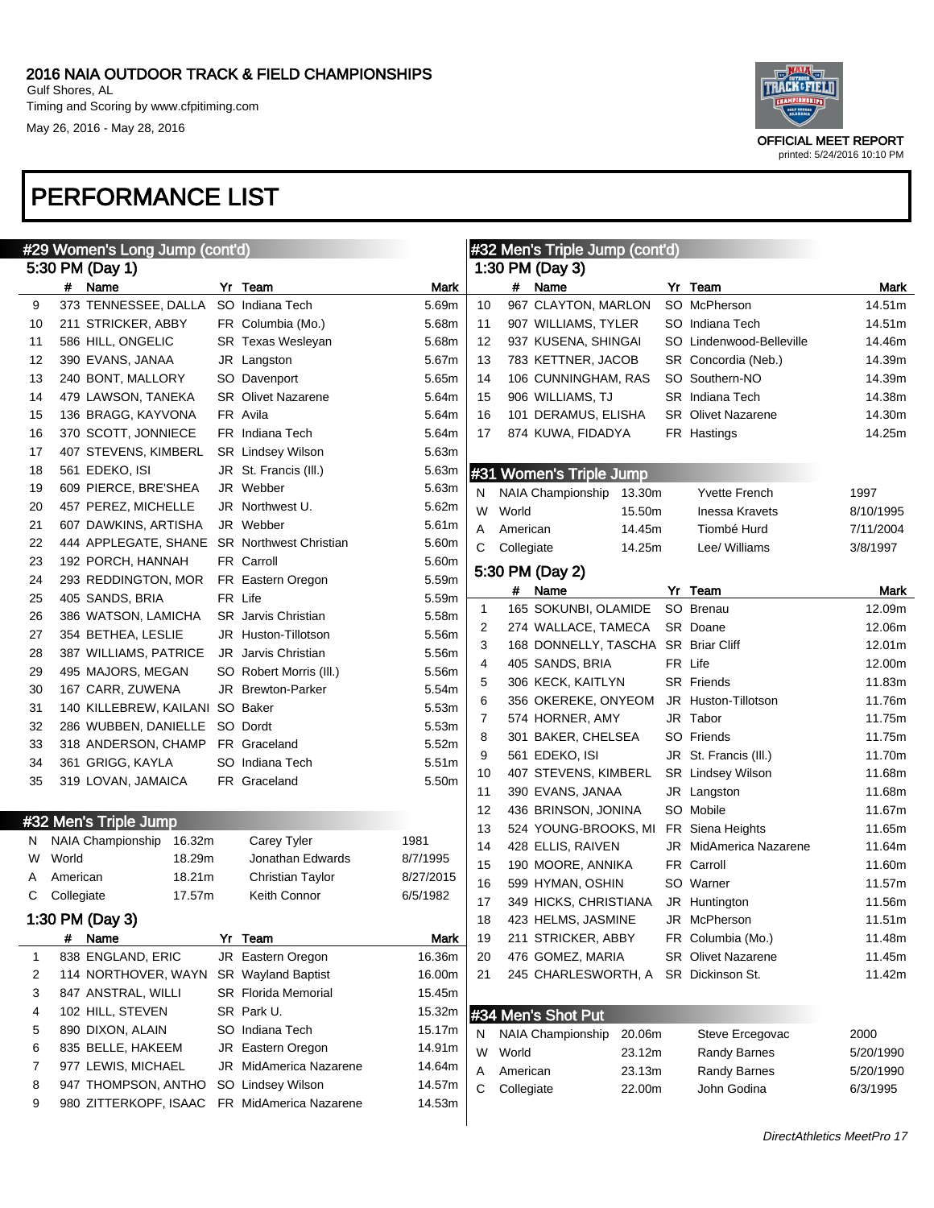# PERFORMANCE LIST

## #29 Women's Long Jump (cont'd)

### 5:30 PM (Day 1)

| | # | Name | Yr | Team | Mark |
|---|---|---|---|---|---|
| 9 | 373 | TENNESSEE, DALLA | SO | Indiana Tech | 5.69m |
| 10 | 211 | STRICKER, ABBY | FR | Columbia (Mo.) | 5.68m |
| 11 | 586 | HILL, ONGELIC | SR | Texas Wesleyan | 5.68m |
| 12 | 390 | EVANS, JANAA | JR | Langston | 5.67m |
| 13 | 240 | BONT, MALLORY | SO | Davenport | 5.65m |
| 14 | 479 | LAWSON, TANEKA | SR | Olivet Nazarene | 5.64m |
| 15 | 136 | BRAGG, KAYVONA | FR | Avila | 5.64m |
| 16 | 370 | SCOTT, JONNIECE | FR | Indiana Tech | 5.64m |
| 17 | 407 | STEVENS, KIMBERL | SR | Lindsey Wilson | 5.63m |
| 18 | 561 | EDEKO, ISI | JR | St. Francis (Ill.) | 5.63m |
| 19 | 609 | PIERCE, BRE'SHEA | JR | Webber | 5.63m |
| 20 | 457 | PEREZ, MICHELLE | JR | Northwest U. | 5.62m |
| 21 | 607 | DAWKINS, ARTISHA | JR | Webber | 5.61m |
| 22 | 444 | APPLEGATE, SHANE | SR | Northwest Christian | 5.60m |
| 23 | 192 | PORCH, HANNAH | FR | Carroll | 5.60m |
| 24 | 293 | REDDINGTON, MOR | FR | Eastern Oregon | 5.59m |
| 25 | 405 | SANDS, BRIA | FR | Life | 5.59m |
| 26 | 386 | WATSON, LAMICHA | SR | Jarvis Christian | 5.58m |
| 27 | 354 | BETHEA, LESLIE | JR | Huston-Tillotson | 5.56m |
| 28 | 387 | WILLIAMS, PATRICE | JR | Jarvis Christian | 5.56m |
| 29 | 495 | MAJORS, MEGAN | SO | Robert Morris (Ill.) | 5.56m |
| 30 | 167 | CARR, ZUWENA | JR | Brewton-Parker | 5.54m |
| 31 | 140 | KILLEBREW, KAILANI | SO | Baker | 5.53m |
| 32 | 286 | WUBBEN, DANIELLE | SO | Dordt | 5.53m |
| 33 | 318 | ANDERSON, CHAMP | FR | Graceland | 5.52m |
| 34 | 361 | GRIGG, KAYLA | SO | Indiana Tech | 5.51m |
| 35 | 319 | LOVAN, JAMAICA | FR | Graceland | 5.50m |

## #32 Men's Triple Jump

| | | Mark | Name | Date |
|---|---|---|---|---|
| N | NAIA Championship | 16.32m | Carey Tyler | 1981 |
| W | World | 18.29m | Jonathan Edwards | 8/7/1995 |
| A | American | 18.21m | Christian Taylor | 8/27/2015 |
| C | Collegiate | 17.57m | Keith Connor | 6/5/1982 |

### 1:30 PM (Day 3)

| | # | Name | Yr | Team | Mark |
|---|---|---|---|---|---|
| 1 | 838 | ENGLAND, ERIC | JR | Eastern Oregon | 16.36m |
| 2 | 114 | NORTHOVER, WAYN | SR | Wayland Baptist | 16.00m |
| 3 | 847 | ANSTRAL, WILLI | SR | Florida Memorial | 15.45m |
| 4 | 102 | HILL, STEVEN | SR | Park U. | 15.32m |
| 5 | 890 | DIXON, ALAIN | SO | Indiana Tech | 15.17m |
| 6 | 835 | BELLE, HAKEEM | JR | Eastern Oregon | 14.91m |
| 7 | 977 | LEWIS, MICHAEL | JR | MidAmerica Nazarene | 14.64m |
| 8 | 947 | THOMPSON, ANTHO | SO | Lindsey Wilson | 14.57m |
| 9 | 980 | ZITTERKOPF, ISAAC | FR | MidAmerica Nazarene | 14.53m |
| 10 | 967 | CLAYTON, MARLON | SO | McPherson | 14.51m |
| 11 | 907 | WILLIAMS, TYLER | SO | Indiana Tech | 14.51m |
| 12 | 937 | KUSENA, SHINGAI | SO | Lindenwood-Belleville | 14.46m |
| 13 | 783 | KETTNER, JACOB | SR | Concordia (Neb.) | 14.39m |
| 14 | 106 | CUNNINGHAM, RAS | SO | Southern-NO | 14.39m |
| 15 | 906 | WILLIAMS, TJ | SR | Indiana Tech | 14.38m |
| 16 | 101 | DERAMUS, ELISHA | SR | Olivet Nazarene | 14.30m |
| 17 | 874 | KUWA, FIDADYA | FR | Hastings | 14.25m |

## #31 Women's Triple Jump

| | | Mark | Name | Date |
|---|---|---|---|---|
| N | NAIA Championship | 13.30m | Yvette French | 1997 |
| W | World | 15.50m | Inessa Kravets | 8/10/1995 |
| A | American | 14.45m | Tiombé Hurd | 7/11/2004 |
| C | Collegiate | 14.25m | Lee/ Williams | 3/8/1997 |

### 5:30 PM (Day 2)

| | # | Name | Yr | Team | Mark |
|---|---|---|---|---|---|
| 1 | 165 | SOKUNBI, OLAMIDE | SO | Brenau | 12.09m |
| 2 | 274 | WALLACE, TAMECA | SR | Doane | 12.06m |
| 3 | 168 | DONNELLY, TASCHA | SR | Briar Cliff | 12.01m |
| 4 | 405 | SANDS, BRIA | FR | Life | 12.00m |
| 5 | 306 | KECK, KAITLYN | SR | Friends | 11.83m |
| 6 | 356 | OKEREKE, ONYEOM | JR | Huston-Tillotson | 11.76m |
| 7 | 574 | HORNER, AMY | JR | Tabor | 11.75m |
| 8 | 301 | BAKER, CHELSEA | SO | Friends | 11.75m |
| 9 | 561 | EDEKO, ISI | JR | St. Francis (Ill.) | 11.70m |
| 10 | 407 | STEVENS, KIMBERL | SR | Lindsey Wilson | 11.68m |
| 11 | 390 | EVANS, JANAA | JR | Langston | 11.68m |
| 12 | 436 | BRINSON, JONINA | SO | Mobile | 11.67m |
| 13 | 524 | YOUNG-BROOKS, MI | FR | Siena Heights | 11.65m |
| 14 | 428 | ELLIS, RAIVEN | JR | MidAmerica Nazarene | 11.64m |
| 15 | 190 | MOORE, ANNIKA | FR | Carroll | 11.60m |
| 16 | 599 | HYMAN, OSHIN | SO | Warner | 11.57m |
| 17 | 349 | HICKS, CHRISTIANA | JR | Huntington | 11.56m |
| 18 | 423 | HELMS, JASMINE | JR | McPherson | 11.51m |
| 19 | 211 | STRICKER, ABBY | FR | Columbia (Mo.) | 11.48m |
| 20 | 476 | GOMEZ, MARIA | SR | Olivet Nazarene | 11.45m |
| 21 | 245 | CHARLESWORTH, A | SR | Dickinson St. | 11.42m |

## #34 Men's Shot Put

| | | Mark | Name | Date |
|---|---|---|---|---|
| N | NAIA Championship | 20.06m | Steve Ercegovac | 2000 |
| W | World | 23.12m | Randy Barnes | 5/20/1990 |
| A | American | 23.13m | Randy Barnes | 5/20/1990 |
| C | Collegiate | 22.00m | John Godina | 6/3/1995 |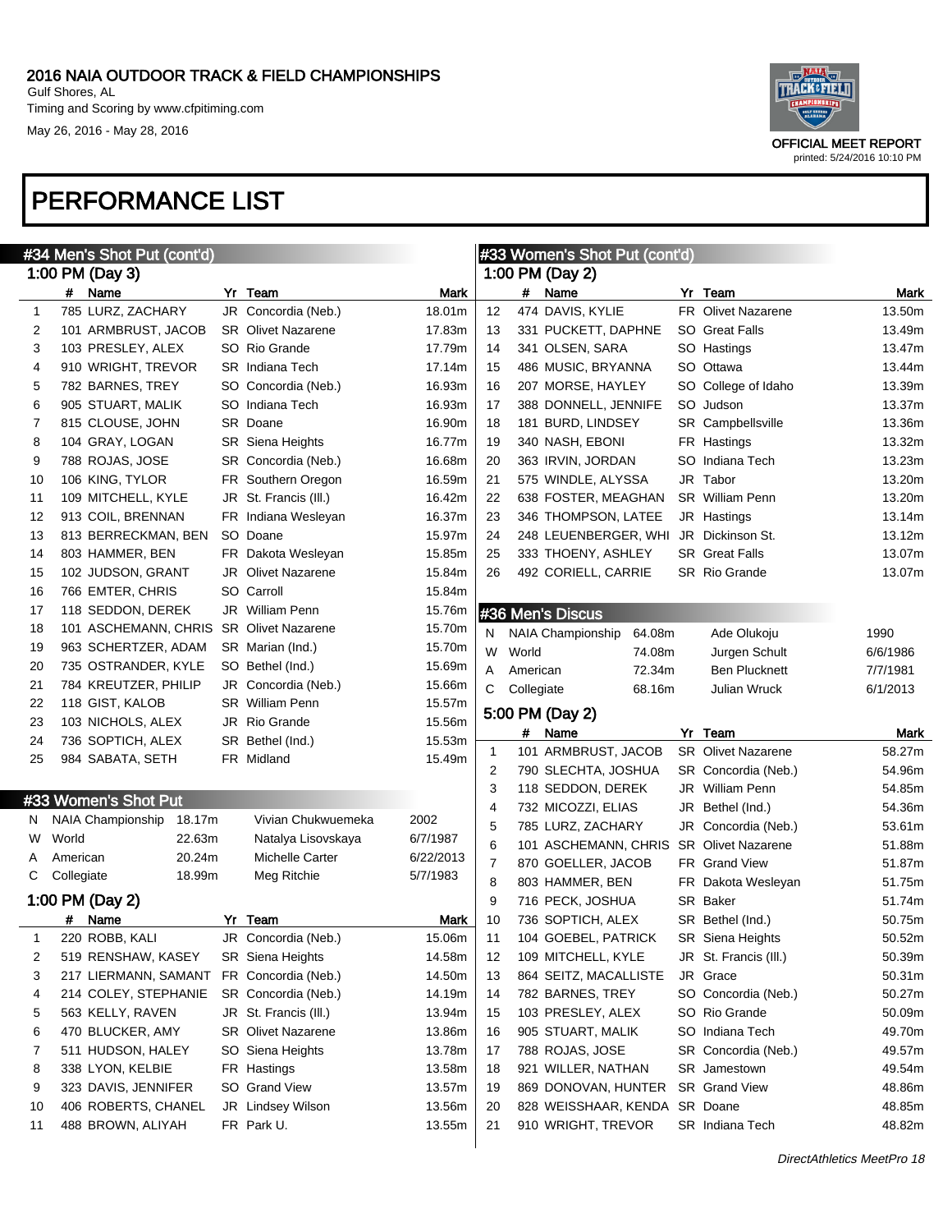# 2016 NAIA OUTDOOR TRACK & FIELD CHAMPIONSHIPS

Gulf Shores, AL
Timing and Scoring by www.cfpitiming.com
May 26, 2016 - May 28, 2016

OFFICIAL MEET REPORT
printed: 5/24/2016 10:10 PM

# PERFORMANCE LIST

## #34 Men's Shot Put (cont'd)

### 1:00 PM (Day 3)

| | # | Name | Yr | Team | Mark |
|---|---|---|---|---|---|
| 1 | 785 | LURZ, ZACHARY | JR | Concordia (Neb.) | 18.01m |
| 2 | 101 | ARMBRUST, JACOB | SR | Olivet Nazarene | 17.83m |
| 3 | 103 | PRESLEY, ALEX | SO | Rio Grande | 17.79m |
| 4 | 910 | WRIGHT, TREVOR | SR | Indiana Tech | 17.14m |
| 5 | 782 | BARNES, TREY | SO | Concordia (Neb.) | 16.93m |
| 6 | 905 | STUART, MALIK | SO | Indiana Tech | 16.93m |
| 7 | 815 | CLOUSE, JOHN | SR | Doane | 16.90m |
| 8 | 104 | GRAY, LOGAN | SR | Siena Heights | 16.77m |
| 9 | 788 | ROJAS, JOSE | SR | Concordia (Neb.) | 16.68m |
| 10 | 106 | KING, TYLOR | FR | Southern Oregon | 16.59m |
| 11 | 109 | MITCHELL, KYLE | JR | St. Francis (Ill.) | 16.42m |
| 12 | 913 | COIL, BRENNAN | FR | Indiana Wesleyan | 16.37m |
| 13 | 813 | BERRECKMAN, BEN | SO | Doane | 15.97m |
| 14 | 803 | HAMMER, BEN | FR | Dakota Wesleyan | 15.85m |
| 15 | 102 | JUDSON, GRANT | JR | Olivet Nazarene | 15.84m |
| 16 | 766 | EMTER, CHRIS | SO | Carroll | 15.84m |
| 17 | 118 | SEDDON, DEREK | JR | William Penn | 15.76m |
| 18 | 101 | ASCHEMANN, CHRIS | SR | Olivet Nazarene | 15.70m |
| 19 | 963 | SCHERTZER, ADAM | SR | Marian (Ind.) | 15.70m |
| 20 | 735 | OSTRANDER, KYLE | SO | Bethel (Ind.) | 15.69m |
| 21 | 784 | KREUTZER, PHILIP | JR | Concordia (Neb.) | 15.66m |
| 22 | 118 | GIST, KALOB | SR | William Penn | 15.57m |
| 23 | 103 | NICHOLS, ALEX | JR | Rio Grande | 15.56m |
| 24 | 736 | SOPTICH, ALEX | SR | Bethel (Ind.) | 15.53m |
| 25 | 984 | SABATA, SETH | FR | Midland | 15.49m |

## #33 Women's Shot Put

| | | Mark | Name | Date |
|---|---|---|---|---|
| N | NAIA Championship | 18.17m | Vivian Chukwuemeka | 2002 |
| W | World | 22.63m | Natalya Lisovskaya | 6/7/1987 |
| A | American | 20.24m | Michelle Carter | 6/22/2013 |
| C | Collegiate | 18.99m | Meg Ritchie | 5/7/1983 |

### 1:00 PM (Day 2)

| | # | Name | Yr | Team | Mark |
|---|---|---|---|---|---|
| 1 | 220 | ROBB, KALI | JR | Concordia (Neb.) | 15.06m |
| 2 | 519 | RENSHAW, KASEY | SR | Siena Heights | 14.58m |
| 3 | 217 | LIERMANN, SAMANT | FR | Concordia (Neb.) | 14.50m |
| 4 | 214 | COLEY, STEPHANIE | SR | Concordia (Neb.) | 14.19m |
| 5 | 563 | KELLY, RAVEN | JR | St. Francis (Ill.) | 13.94m |
| 6 | 470 | BLUCKER, AMY | SR | Olivet Nazarene | 13.86m |
| 7 | 511 | HUDSON, HALEY | SO | Siena Heights | 13.78m |
| 8 | 338 | LYON, KELBIE | FR | Hastings | 13.58m |
| 9 | 323 | DAVIS, JENNIFER | SO | Grand View | 13.57m |
| 10 | 406 | ROBERTS, CHANEL | JR | Lindsey Wilson | 13.56m |
| 11 | 488 | BROWN, ALIYAH | FR | Park U. | 13.55m |
| 12 | 474 | DAVIS, KYLIE | FR | Olivet Nazarene | 13.50m |
| 13 | 331 | PUCKETT, DAPHNE | SO | Great Falls | 13.49m |
| 14 | 341 | OLSEN, SARA | SO | Hastings | 13.47m |
| 15 | 486 | MUSIC, BRYANNA | SO | Ottawa | 13.44m |
| 16 | 207 | MORSE, HAYLEY | SO | College of Idaho | 13.39m |
| 17 | 388 | DONNELL, JENNIFE | SO | Judson | 13.37m |
| 18 | 181 | BURD, LINDSEY | SR | Campbellsville | 13.36m |
| 19 | 340 | NASH, EBONI | FR | Hastings | 13.32m |
| 20 | 363 | IRVIN, JORDAN | SO | Indiana Tech | 13.23m |
| 21 | 575 | WINDLE, ALYSSA | JR | Tabor | 13.20m |
| 22 | 638 | FOSTER, MEAGHAN | SR | William Penn | 13.20m |
| 23 | 346 | THOMPSON, LATEE | JR | Hastings | 13.14m |
| 24 | 248 | LEUENBERGER, WHI | JR | Dickinson St. | 13.12m |
| 25 | 333 | THOENY, ASHLEY | SR | Great Falls | 13.07m |
| 26 | 492 | CORIELL, CARRIE | SR | Rio Grande | 13.07m |

## #36 Men's Discus

| | | Mark | Name | Date |
|---|---|---|---|---|
| N | NAIA Championship | 64.08m | Ade Olukoju | 1990 |
| W | World | 74.08m | Jurgen Schult | 6/6/1986 |
| A | American | 72.34m | Ben Plucknett | 7/7/1981 |
| C | Collegiate | 68.16m | Julian Wruck | 6/1/2013 |

### 5:00 PM (Day 2)

| | # | Name | Yr | Team | Mark |
|---|---|---|---|---|---|
| 1 | 101 | ARMBRUST, JACOB | SR | Olivet Nazarene | 58.27m |
| 2 | 790 | SLECHTA, JOSHUA | SR | Concordia (Neb.) | 54.96m |
| 3 | 118 | SEDDON, DEREK | JR | William Penn | 54.85m |
| 4 | 732 | MICOZZI, ELIAS | JR | Bethel (Ind.) | 54.36m |
| 5 | 785 | LURZ, ZACHARY | JR | Concordia (Neb.) | 53.61m |
| 6 | 101 | ASCHEMANN, CHRIS | SR | Olivet Nazarene | 51.88m |
| 7 | 870 | GOELLER, JACOB | FR | Grand View | 51.87m |
| 8 | 803 | HAMMER, BEN | FR | Dakota Wesleyan | 51.75m |
| 9 | 716 | PECK, JOSHUA | SR | Baker | 51.74m |
| 10 | 736 | SOPTICH, ALEX | SR | Bethel (Ind.) | 50.75m |
| 11 | 104 | GOEBEL, PATRICK | SR | Siena Heights | 50.52m |
| 12 | 109 | MITCHELL, KYLE | JR | St. Francis (Ill.) | 50.39m |
| 13 | 864 | SEITZ, MACALLISTE | JR | Grace | 50.31m |
| 14 | 782 | BARNES, TREY | SO | Concordia (Neb.) | 50.27m |
| 15 | 103 | PRESLEY, ALEX | SO | Rio Grande | 50.09m |
| 16 | 905 | STUART, MALIK | SO | Indiana Tech | 49.70m |
| 17 | 788 | ROJAS, JOSE | SR | Concordia (Neb.) | 49.57m |
| 18 | 921 | WILLER, NATHAN | SR | Jamestown | 49.54m |
| 19 | 869 | DONOVAN, HUNTER | SR | Grand View | 48.86m |
| 20 | 828 | WEISSHAAR, KENDA | SR | Doane | 48.85m |
| 21 | 910 | WRIGHT, TREVOR | SR | Indiana Tech | 48.82m |

*DirectAthletics MeetPro 18*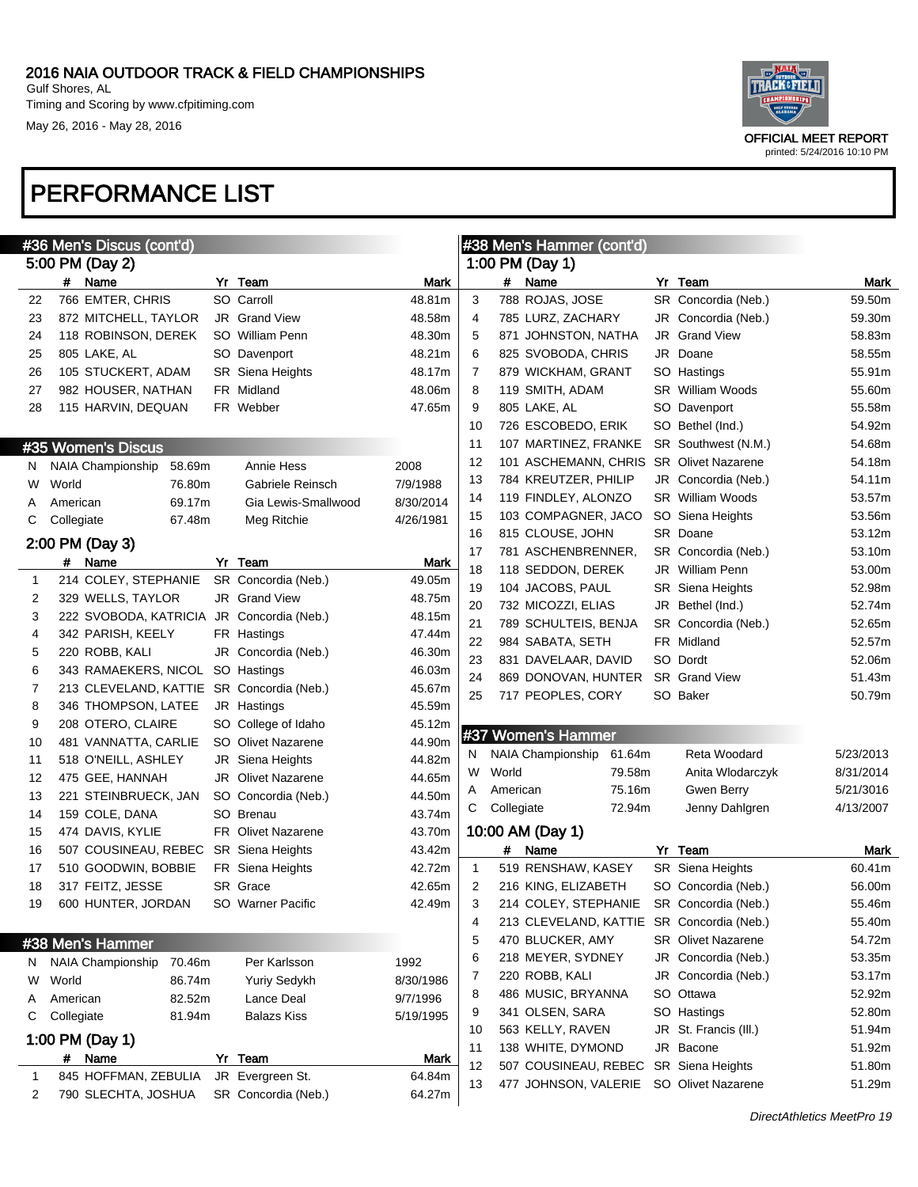## PERFORMANCE LIST

### #36 Men's Discus (cont'd)

5:00 PM (Day 2)

| | # | Name | Yr | Team | Mark |
|---|---|---|---|---|---|
| 22 | 766 | EMTER, CHRIS | SO | Carroll | 48.81m |
| 23 | 872 | MITCHELL, TAYLOR | JR | Grand View | 48.58m |
| 24 | 118 | ROBINSON, DEREK | SO | William Penn | 48.30m |
| 25 | 805 | LAKE, AL | SO | Davenport | 48.21m |
| 26 | 105 | STUCKERT, ADAM | SR | Siena Heights | 48.17m |
| 27 | 982 | HOUSER, NATHAN | FR | Midland | 48.06m |
| 28 | 115 | HARVIN, DEQUAN | FR | Webber | 47.65m |

### #35 Women's Discus

| | | | | |
|---|---|---|---|---|
| N | NAIA Championship | 58.69m | Annie Hess | 2008 |
| W | World | 76.80m | Gabriele Reinsch | 7/9/1988 |
| A | American | 69.17m | Gia Lewis-Smallwood | 8/30/2014 |
| C | Collegiate | 67.48m | Meg Ritchie | 4/26/1981 |

2:00 PM (Day 3)

| | # | Name | Yr | Team | Mark |
|---|---|---|---|---|---|
| 1 | 214 | COLEY, STEPHANIE | SR | Concordia (Neb.) | 49.05m |
| 2 | 329 | WELLS, TAYLOR | JR | Grand View | 48.75m |
| 3 | 222 | SVOBODA, KATRICIA | JR | Concordia (Neb.) | 48.15m |
| 4 | 342 | PARISH, KEELY | FR | Hastings | 47.44m |
| 5 | 220 | ROBB, KALI | JR | Concordia (Neb.) | 46.30m |
| 6 | 343 | RAMAEKERS, NICOL | SO | Hastings | 46.03m |
| 7 | 213 | CLEVELAND, KATTIE | SR | Concordia (Neb.) | 45.67m |
| 8 | 346 | THOMPSON, LATEE | JR | Hastings | 45.59m |
| 9 | 208 | OTERO, CLAIRE | SO | College of Idaho | 45.12m |
| 10 | 481 | VANNATTA, CARLIE | SO | Olivet Nazarene | 44.90m |
| 11 | 518 | O'NEILL, ASHLEY | JR | Siena Heights | 44.82m |
| 12 | 475 | GEE, HANNAH | JR | Olivet Nazarene | 44.65m |
| 13 | 221 | STEINBRUECK, JAN | SO | Concordia (Neb.) | 44.50m |
| 14 | 159 | COLE, DANA | SO | Brenau | 43.74m |
| 15 | 474 | DAVIS, KYLIE | FR | Olivet Nazarene | 43.70m |
| 16 | 507 | COUSINEAU, REBEC | SR | Siena Heights | 43.42m |
| 17 | 510 | GOODWIN, BOBBIE | FR | Siena Heights | 42.72m |
| 18 | 317 | FEITZ, JESSE | SR | Grace | 42.65m |
| 19 | 600 | HUNTER, JORDAN | SO | Warner Pacific | 42.49m |

### #38 Men's Hammer

| | | | | |
|---|---|---|---|---|
| N | NAIA Championship | 70.46m | Per Karlsson | 1992 |
| W | World | 86.74m | Yuriy Sedykh | 8/30/1986 |
| A | American | 82.52m | Lance Deal | 9/7/1996 |
| C | Collegiate | 81.94m | Balazs Kiss | 5/19/1995 |

1:00 PM (Day 1)

| | # | Name | Yr | Team | Mark |
|---|---|---|---|---|---|
| 1 | 845 | HOFFMAN, ZEBULIA | JR | Evergreen St. | 64.84m |
| 2 | 790 | SLECHTA, JOSHUA | SR | Concordia (Neb.) | 64.27m |
| 3 | 788 | ROJAS, JOSE | SR | Concordia (Neb.) | 59.50m |
| 4 | 785 | LURZ, ZACHARY | JR | Concordia (Neb.) | 59.30m |
| 5 | 871 | JOHNSTON, NATHA | JR | Grand View | 58.83m |
| 6 | 825 | SVOBODA, CHRIS | JR | Doane | 58.55m |
| 7 | 879 | WICKHAM, GRANT | SO | Hastings | 55.91m |
| 8 | 119 | SMITH, ADAM | SR | William Woods | 55.60m |
| 9 | 805 | LAKE, AL | SO | Davenport | 55.58m |
| 10 | 726 | ESCOBEDO, ERIK | SO | Bethel (Ind.) | 54.92m |
| 11 | 107 | MARTINEZ, FRANKE | SR | Southwest (N.M.) | 54.68m |
| 12 | 101 | ASCHEMANN, CHRIS | SR | Olivet Nazarene | 54.18m |
| 13 | 784 | KREUTZER, PHILIP | JR | Concordia (Neb.) | 54.11m |
| 14 | 119 | FINDLEY, ALONZO | SR | William Woods | 53.57m |
| 15 | 103 | COMPAGNER, JACO | SO | Siena Heights | 53.56m |
| 16 | 815 | CLOUSE, JOHN | SR | Doane | 53.12m |
| 17 | 781 | ASCHENBRENNER, | SR | Concordia (Neb.) | 53.10m |
| 18 | 118 | SEDDON, DEREK | JR | William Penn | 53.00m |
| 19 | 104 | JACOBS, PAUL | SR | Siena Heights | 52.98m |
| 20 | 732 | MICOZZI, ELIAS | JR | Bethel (Ind.) | 52.74m |
| 21 | 789 | SCHULTEIS, BENJA | SR | Concordia (Neb.) | 52.65m |
| 22 | 984 | SABATA, SETH | FR | Midland | 52.57m |
| 23 | 831 | DAVELAAR, DAVID | SO | Dordt | 52.06m |
| 24 | 869 | DONOVAN, HUNTER | SR | Grand View | 51.43m |
| 25 | 717 | PEOPLES, CORY | SO | Baker | 50.79m |

### #37 Women's Hammer

| | | | | |
|---|---|---|---|---|
| N | NAIA Championship | 61.64m | Reta Woodard | 5/23/2013 |
| W | World | 79.58m | Anita Wlodarczyk | 8/31/2014 |
| A | American | 75.16m | Gwen Berry | 5/21/3016 |
| C | Collegiate | 72.94m | Jenny Dahlgren | 4/13/2007 |

10:00 AM (Day 1)

| | # | Name | Yr | Team | Mark |
|---|---|---|---|---|---|
| 1 | 519 | RENSHAW, KASEY | SR | Siena Heights | 60.41m |
| 2 | 216 | KING, ELIZABETH | SO | Concordia (Neb.) | 56.00m |
| 3 | 214 | COLEY, STEPHANIE | SR | Concordia (Neb.) | 55.46m |
| 4 | 213 | CLEVELAND, KATTIE | SR | Concordia (Neb.) | 55.40m |
| 5 | 470 | BLUCKER, AMY | SR | Olivet Nazarene | 54.72m |
| 6 | 218 | MEYER, SYDNEY | JR | Concordia (Neb.) | 53.35m |
| 7 | 220 | ROBB, KALI | JR | Concordia (Neb.) | 53.17m |
| 8 | 486 | MUSIC, BRYANNA | SO | Ottawa | 52.92m |
| 9 | 341 | OLSEN, SARA | SO | Hastings | 52.80m |
| 10 | 563 | KELLY, RAVEN | JR | St. Francis (Ill.) | 51.94m |
| 11 | 138 | WHITE, DYMOND | JR | Bacone | 51.92m |
| 12 | 507 | COUSINEAU, REBEC | SR | Siena Heights | 51.80m |
| 13 | 477 | JOHNSON, VALERIE | SO | Olivet Nazarene | 51.29m |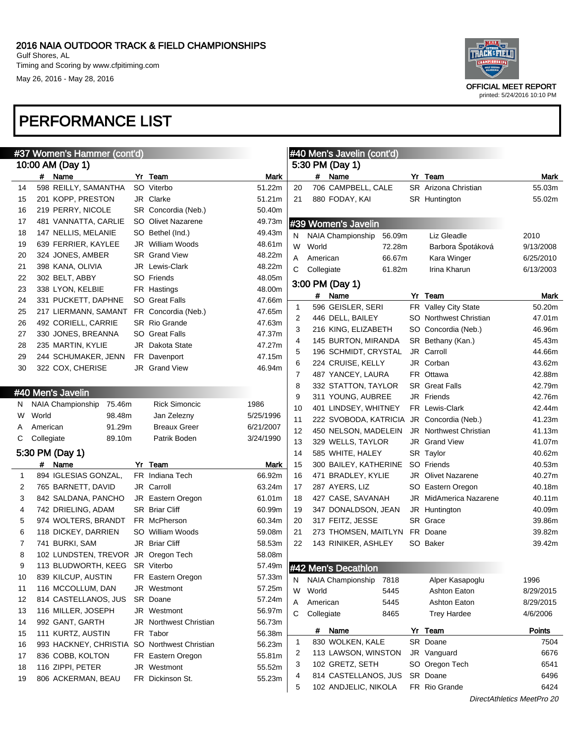## 2016 NAIA OUTDOOR TRACK & FIELD CHAMPIONSHIPS

Gulf Shores, AL
Timing and Scoring by www.cfpitiming.com
May 26, 2016 - May 28, 2016

OFFICIAL MEET REPORT
printed: 5/24/2016 10:10 PM

# PERFORMANCE LIST

### #37 Women's Hammer (cont'd)

**10:00 AM (Day 1)**

| | # | Name | Yr | Team | Mark |
|---|---|---|---|---|---|
| 14 | 598 | REILLY, SAMANTHA | SO | Viterbo | 51.22m |
| 15 | 201 | KOPP, PRESTON | JR | Clarke | 51.21m |
| 16 | 219 | PERRY, NICOLE | SR | Concordia (Neb.) | 50.40m |
| 17 | 481 | VANNATTA, CARLIE | SO | Olivet Nazarene | 49.73m |
| 18 | 147 | NELLIS, MELANIE | SO | Bethel (Ind.) | 49.43m |
| 19 | 639 | FERRIER, KAYLEE | JR | William Woods | 48.61m |
| 20 | 324 | JONES, AMBER | SR | Grand View | 48.22m |
| 21 | 398 | KANA, OLIVIA | JR | Lewis-Clark | 48.22m |
| 22 | 302 | BELT, ABBY | SO | Friends | 48.05m |
| 23 | 338 | LYON, KELBIE | FR | Hastings | 48.00m |
| 24 | 331 | PUCKETT, DAPHNE | SO | Great Falls | 47.66m |
| 25 | 217 | LIERMANN, SAMANT | FR | Concordia (Neb.) | 47.65m |
| 26 | 492 | CORIELL, CARRIE | SR | Rio Grande | 47.63m |
| 27 | 330 | JONES, BREANNA | SO | Great Falls | 47.37m |
| 28 | 235 | MARTIN, KYLIE | JR | Dakota State | 47.27m |
| 29 | 244 | SCHUMAKER, JENN | FR | Davenport | 47.15m |
| 30 | 322 | COX, CHERISE | JR | Grand View | 46.94m |

### #40 Men's Javelin

| | | Mark | Holder | Date |
|---|---|---|---|---|
| N | NAIA Championship | 75.46m | Rick Simoncic | 1986 |
| W | World | 98.48m | Jan Zelezny | 5/25/1996 |
| A | American | 91.29m | Breaux Greer | 6/21/2007 |
| C | Collegiate | 89.10m | Patrik Boden | 3/24/1990 |

**5:30 PM (Day 1)**

| | # | Name | Yr | Team | Mark |
|---|---|---|---|---|---|
| 1 | 894 | IGLESIAS GONZAL, | FR | Indiana Tech | 66.92m |
| 2 | 765 | BARNETT, DAVID | JR | Carroll | 63.24m |
| 3 | 842 | SALDANA, PANCHO | JR | Eastern Oregon | 61.01m |
| 4 | 742 | DRIELING, ADAM | SR | Briar Cliff | 60.99m |
| 5 | 974 | WOLTERS, BRANDT | FR | McPherson | 60.34m |
| 6 | 118 | DICKEY, DARRIEN | SO | William Woods | 59.08m |
| 7 | 741 | BURKI, SAM | JR | Briar Cliff | 58.53m |
| 8 | 102 | LUNDSTEN, TREVOR | JR | Oregon Tech | 58.08m |
| 9 | 113 | BLUDWORTH, KEEG | SR | Viterbo | 57.49m |
| 10 | 839 | KILCUP, AUSTIN | FR | Eastern Oregon | 57.33m |
| 11 | 116 | MCCOLLUM, DAN | JR | Westmont | 57.25m |
| 12 | 814 | CASTELLANOS, JUS | SR | Doane | 57.24m |
| 13 | 116 | MILLER, JOSEPH | JR | Westmont | 56.97m |
| 14 | 992 | GANT, GARTH | JR | Northwest Christian | 56.73m |
| 15 | 111 | KURTZ, AUSTIN | FR | Tabor | 56.38m |
| 16 | 993 | HACKNEY, CHRISTIA | SO | Northwest Christian | 56.23m |
| 17 | 836 | COBB, KOLTON | FR | Eastern Oregon | 55.81m |
| 18 | 116 | ZIPPI, PETER | JR | Westmont | 55.52m |
| 19 | 806 | ACKERMAN, BEAU | FR | Dickinson St. | 55.23m |

### #40 Men's Javelin (cont'd)

**5:30 PM (Day 1)**

| | # | Name | Yr | Team | Mark |
|---|---|---|---|---|---|
| 20 | 706 | CAMPBELL, CALE | SR | Arizona Christian | 55.03m |
| 21 | 880 | FODAY, KAI | SR | Huntington | 55.02m |

### #39 Women's Javelin

| | | Mark | Holder | Date |
|---|---|---|---|---|
| N | NAIA Championship | 56.09m | Liz Gleadle | 2010 |
| W | World | 72.28m | Barbora Špotáková | 9/13/2008 |
| A | American | 66.67m | Kara Winger | 6/25/2010 |
| C | Collegiate | 61.82m | Irina Kharun | 6/13/2003 |

**3:00 PM (Day 1)**

| | # | Name | Yr | Team | Mark |
|---|---|---|---|---|---|
| 1 | 596 | GEISLER, SERI | FR | Valley City State | 50.20m |
| 2 | 446 | DELL, BAILEY | SO | Northwest Christian | 47.01m |
| 3 | 216 | KING, ELIZABETH | SO | Concordia (Neb.) | 46.96m |
| 4 | 145 | BURTON, MIRANDA | SR | Bethany (Kan.) | 45.43m |
| 5 | 196 | SCHMIDT, CRYSTAL | JR | Carroll | 44.66m |
| 6 | 224 | CRUISE, KELLY | JR | Corban | 43.62m |
| 7 | 487 | YANCEY, LAURA | FR | Ottawa | 42.88m |
| 8 | 332 | STATTON, TAYLOR | SR | Great Falls | 42.79m |
| 9 | 311 | YOUNG, AUBREE | JR | Friends | 42.76m |
| 10 | 401 | LINDSEY, WHITNEY | FR | Lewis-Clark | 42.44m |
| 11 | 222 | SVOBODA, KATRICIA | JR | Concordia (Neb.) | 41.23m |
| 12 | 450 | NELSON, MADELEIN | JR | Northwest Christian | 41.13m |
| 13 | 329 | WELLS, TAYLOR | JR | Grand View | 41.07m |
| 14 | 585 | WHITE, HALEY | SR | Taylor | 40.62m |
| 15 | 300 | BAILEY, KATHERINE | SO | Friends | 40.53m |
| 16 | 471 | BRADLEY, KYLIE | JR | Olivet Nazarene | 40.27m |
| 17 | 287 | AYERS, LIZ | SO | Eastern Oregon | 40.18m |
| 18 | 427 | CASE, SAVANAH | JR | MidAmerica Nazarene | 40.11m |
| 19 | 347 | DONALDSON, JEAN | JR | Huntington | 40.09m |
| 20 | 317 | FEITZ, JESSE | SR | Grace | 39.86m |
| 21 | 273 | THOMSEN, MAITLYN | FR | Doane | 39.82m |
| 22 | 143 | RINIKER, ASHLEY | SO | Baker | 39.42m |

### #42 Men's Decathlon

| | | Points | Holder | Date |
|---|---|---|---|---|
| N | NAIA Championship | 7818 | Alper Kasapoglu | 1996 |
| W | World | 5445 | Ashton Eaton | 8/29/2015 |
| A | American | 5445 | Ashton Eaton | 8/29/2015 |
| C | Collegiate | 8465 | Trey Hardee | 4/6/2006 |

| | # | Name | Yr | Team | Points |
|---|---|---|---|---|---|
| 1 | 830 | WOLKEN, KALE | SR | Doane | 7504 |
| 2 | 113 | LAWSON, WINSTON | JR | Vanguard | 6676 |
| 3 | 102 | GRETZ, SETH | SO | Oregon Tech | 6541 |
| 4 | 814 | CASTELLANOS, JUS | SR | Doane | 6496 |
| 5 | 102 | ANDJELIC, NIKOLA | FR | Rio Grande | 6424 |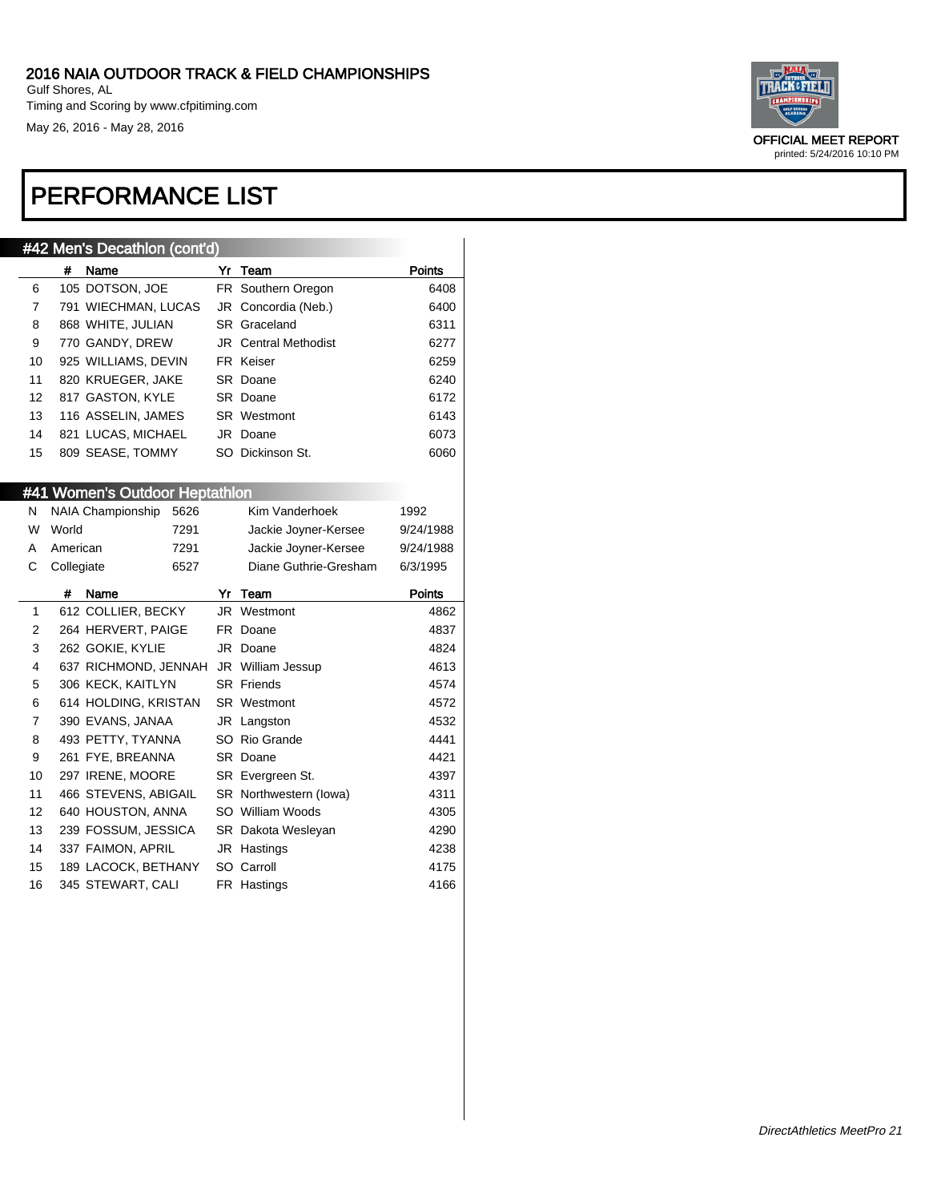# 2016 NAIA OUTDOOR TRACK & FIELD CHAMPIONSHIPS

Gulf Shores, AL

Timing and Scoring by www.cfpitiming.com

May 26, 2016 - May 28, 2016

OFFICIAL MEET REPORT

printed: 5/24/2016 10:10 PM

# PERFORMANCE LIST

## #42 Men's Decathlon (cont'd)

| | # | Name | Yr | Team | Points |
|---|---|---|---|---|---|
| 6 | 105 | DOTSON, JOE | FR | Southern Oregon | 6408 |
| 7 | 791 | WIECHMAN, LUCAS | JR | Concordia (Neb.) | 6400 |
| 8 | 868 | WHITE, JULIAN | SR | Graceland | 6311 |
| 9 | 770 | GANDY, DREW | JR | Central Methodist | 6277 |
| 10 | 925 | WILLIAMS, DEVIN | FR | Keiser | 6259 |
| 11 | 820 | KRUEGER, JAKE | SR | Doane | 6240 |
| 12 | 817 | GASTON, KYLE | SR | Doane | 6172 |
| 13 | 116 | ASSELIN, JAMES | SR | Westmont | 6143 |
| 14 | 821 | LUCAS, MICHAEL | JR | Doane | 6073 |
| 15 | 809 | SEASE, TOMMY | SO | Dickinson St. | 6060 |

## #41 Women's Outdoor Heptathlon

| | | | | |
|---|---|---|---|---|
| N | NAIA Championship | 5626 | Kim Vanderhoek | 1992 |
| W | World | 7291 | Jackie Joyner-Kersee | 9/24/1988 |
| A | American | 7291 | Jackie Joyner-Kersee | 9/24/1988 |
| C | Collegiate | 6527 | Diane Guthrie-Gresham | 6/3/1995 |

| | # | Name | Yr | Team | Points |
|---|---|---|---|---|---|
| 1 | 612 | COLLIER, BECKY | JR | Westmont | 4862 |
| 2 | 264 | HERVERT, PAIGE | FR | Doane | 4837 |
| 3 | 262 | GOKIE, KYLIE | JR | Doane | 4824 |
| 4 | 637 | RICHMOND, JENNAH | JR | William Jessup | 4613 |
| 5 | 306 | KECK, KAITLYN | SR | Friends | 4574 |
| 6 | 614 | HOLDING, KRISTAN | SR | Westmont | 4572 |
| 7 | 390 | EVANS, JANAA | JR | Langston | 4532 |
| 8 | 493 | PETTY, TYANNA | SO | Rio Grande | 4441 |
| 9 | 261 | FYE, BREANNA | SR | Doane | 4421 |
| 10 | 297 | IRENE, MOORE | SR | Evergreen St. | 4397 |
| 11 | 466 | STEVENS, ABIGAIL | SR | Northwestern (Iowa) | 4311 |
| 12 | 640 | HOUSTON, ANNA | SO | William Woods | 4305 |
| 13 | 239 | FOSSUM, JESSICA | SR | Dakota Wesleyan | 4290 |
| 14 | 337 | FAIMON, APRIL | JR | Hastings | 4238 |
| 15 | 189 | LACOCK, BETHANY | SO | Carroll | 4175 |
| 16 | 345 | STEWART, CALI | FR | Hastings | 4166 |

*DirectAthletics MeetPro 21*